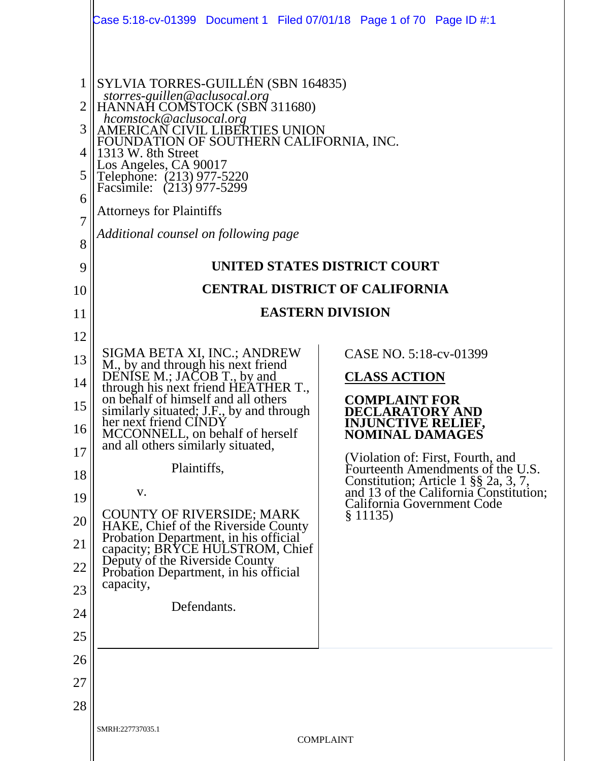SYLVIA TORRES-GUILLÉN (SBN 164835)
*storres-guillen@aclusocal.org*
HANNAH COMSTOCK (SBN 311680)
*hcomstock@aclusocal.org*
AMERICAN CIVIL LIBERTIES UNION
FOUNDATION OF SOUTHERN CALIFORNIA, INC.
1313 W. 8th Street
Los Angeles, CA 90017
Telephone: (213) 977-5220
Facsimile: (213) 977-5299

Attorneys for Plaintiffs

*Additional counsel on following page*

**UNITED STATES DISTRICT COURT**

**CENTRAL DISTRICT OF CALIFORNIA**

**EASTERN DIVISION**

SIGMA BETA XI, INC.; ANDREW M., by and through his next friend DENISE M.; JACOB T., by and through his next friend HEATHER T., on behalf of himself and all others similarly situated; J.F., by and through her next friend CINDY MCCONNELL, on behalf of herself and all others similarly situated,

Plaintiffs,

v.

COUNTY OF RIVERSIDE; MARK HAKE, Chief of the Riverside County Probation Department, in his official capacity; BRYCE HULSTROM, Chief Deputy of the Riverside County Probation Department, in his official capacity,

Defendants.

CASE NO. 5:18-cv-01399

**CLASS ACTION**

**COMPLAINT FOR DECLARATORY AND INJUNCTIVE RELIEF, NOMINAL DAMAGES**

(Violation of: First, Fourth, and Fourteenth Amendments of the U.S. Constitution; Article 1 §§ 2a, 3, 7, and 13 of the California Constitution; California Government Code § 11135)

SMRH:227737035.1

COMPLAINT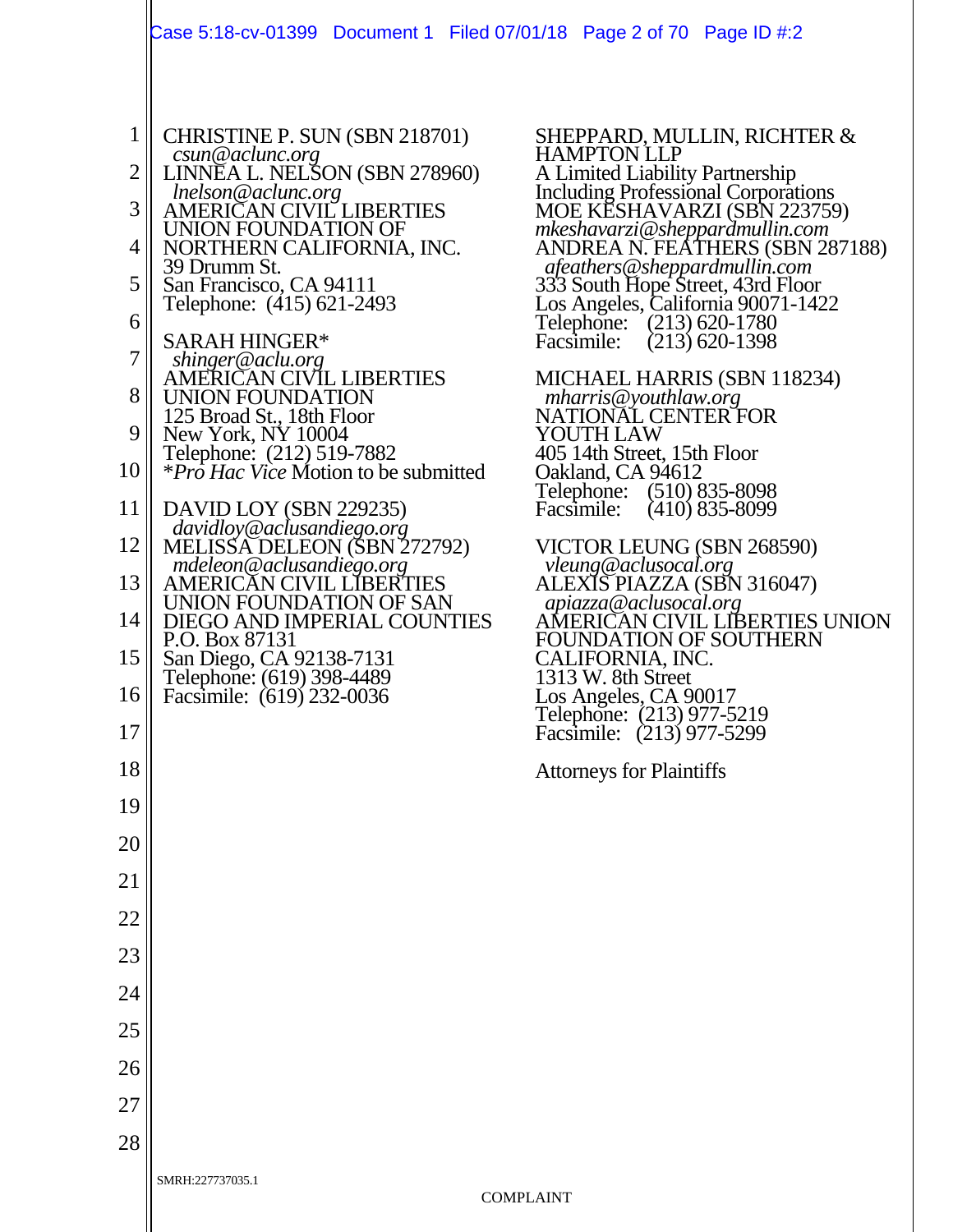CHRISTINE P. SUN (SBN 218701)
*csun@aclunc.org*
LINNEA L. NELSON (SBN 278960)
*lnelson@aclunc.org*
AMERICAN CIVIL LIBERTIES UNION FOUNDATION OF NORTHERN CALIFORNIA, INC.
39 Drumm St.
San Francisco, CA 94111
Telephone: (415) 621-2493

SARAH HINGER*
*shinger@aclu.org*
AMERICAN CIVIL LIBERTIES UNION FOUNDATION
125 Broad St., 18th Floor
New York, NY 10004
Telephone: (212) 519-7882
**Pro Hac Vice* Motion to be submitted

DAVID LOY (SBN 229235)
*davidloy@aclusandiego.org*
MELISSA DELEON (SBN 272792)
*mdeleon@aclusandiego.org*
AMERICAN CIVIL LIBERTIES UNION FOUNDATION OF SAN DIEGO AND IMPERIAL COUNTIES
P.O. Box 87131
San Diego, CA 92138-7131
Telephone: (619) 398-4489
Facsimile: (619) 232-0036

SHEPPARD, MULLIN, RICHTER & HAMPTON LLP
A Limited Liability Partnership
Including Professional Corporations
MOE KESHAVARZI (SBN 223759)
*mkeshavarzi@sheppardmullin.com*
ANDREA N. FEATHERS (SBN 287188)
*afeathers@sheppardmullin.com*
333 South Hope Street, 43rd Floor
Los Angeles, California 90071-1422
Telephone: (213) 620-1780
Facsimile: (213) 620-1398

MICHAEL HARRIS (SBN 118234)
*mharris@youthlaw.org*
NATIONAL CENTER FOR YOUTH LAW
405 14th Street, 15th Floor
Oakland, CA 94612
Telephone: (510) 835-8098
Facsimile: (410) 835-8099

VICTOR LEUNG (SBN 268590)
*vleung@aclusocal.org*
ALEXIS PIAZZA (SBN 316047)
*apiazza@aclusocal.org*
AMERICAN CIVIL LIBERTIES UNION FOUNDATION OF SOUTHERN CALIFORNIA, INC.
1313 W. 8th Street
Los Angeles, CA 90017
Telephone: (213) 977-5219
Facsimile: (213) 977-5299

Attorneys for Plaintiffs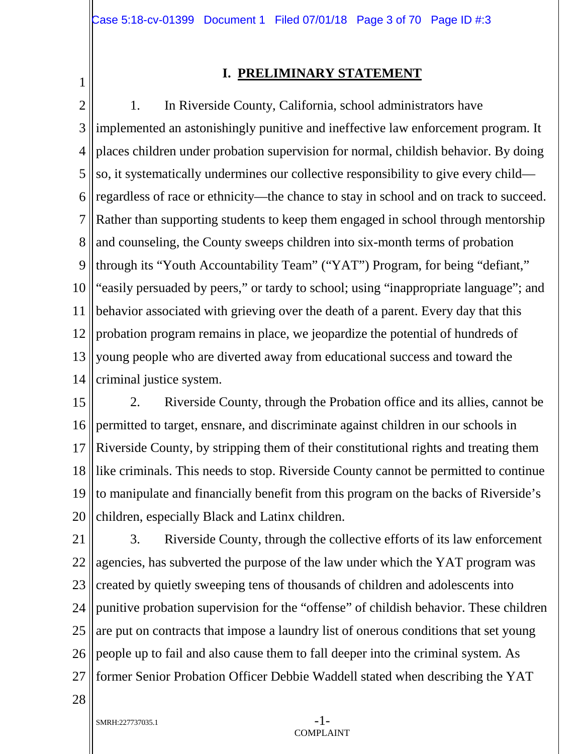# I. PRELIMINARY STATEMENT

1. In Riverside County, California, school administrators have implemented an astonishingly punitive and ineffective law enforcement program. It places children under probation supervision for normal, childish behavior. By doing so, it systematically undermines our collective responsibility to give every child—regardless of race or ethnicity—the chance to stay in school and on track to succeed. Rather than supporting students to keep them engaged in school through mentorship and counseling, the County sweeps children into six-month terms of probation through its "Youth Accountability Team" ("YAT") Program, for being "defiant," "easily persuaded by peers," or tardy to school; using "inappropriate language"; and behavior associated with grieving over the death of a parent. Every day that this probation program remains in place, we jeopardize the potential of hundreds of young people who are diverted away from educational success and toward the criminal justice system.

2. Riverside County, through the Probation office and its allies, cannot be permitted to target, ensnare, and discriminate against children in our schools in Riverside County, by stripping them of their constitutional rights and treating them like criminals. This needs to stop. Riverside County cannot be permitted to continue to manipulate and financially benefit from this program on the backs of Riverside's children, especially Black and Latinx children.

3. Riverside County, through the collective efforts of its law enforcement agencies, has subverted the purpose of the law under which the YAT program was created by quietly sweeping tens of thousands of children and adolescents into punitive probation supervision for the "offense" of childish behavior. These children are put on contracts that impose a laundry list of onerous conditions that set young people up to fail and also cause them to fall deeper into the criminal system. As former Senior Probation Officer Debbie Waddell stated when describing the YAT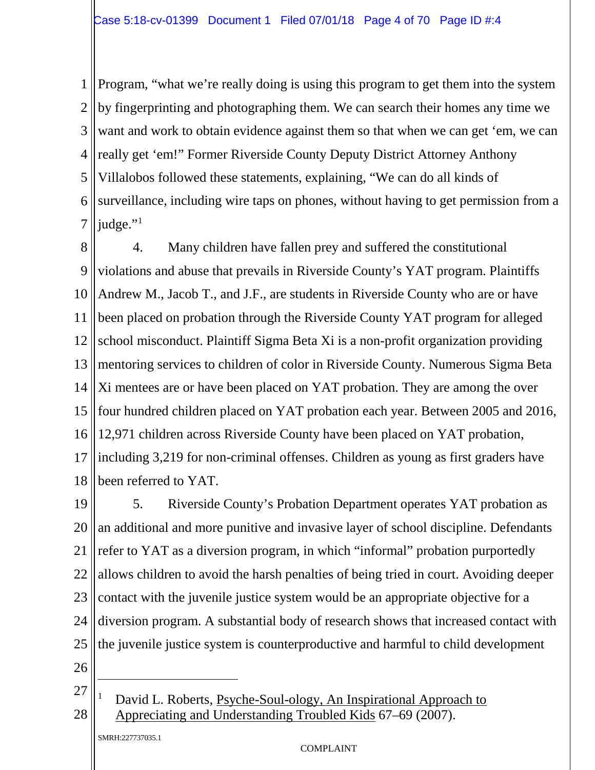Program, "what we're really doing is using this program to get them into the system by fingerprinting and photographing them. We can search their homes any time we want and work to obtain evidence against them so that when we can get 'em, we can really get 'em!" Former Riverside County Deputy District Attorney Anthony Villalobos followed these statements, explaining, "We can do all kinds of surveillance, including wire taps on phones, without having to get permission from a judge."[1]

4. Many children have fallen prey and suffered the constitutional violations and abuse that prevails in Riverside County's YAT program. Plaintiffs Andrew M., Jacob T., and J.F., are students in Riverside County who are or have been placed on probation through the Riverside County YAT program for alleged school misconduct. Plaintiff Sigma Beta Xi is a non-profit organization providing mentoring services to children of color in Riverside County. Numerous Sigma Beta Xi mentees are or have been placed on YAT probation. They are among the over four hundred children placed on YAT probation each year. Between 2005 and 2016, 12,971 children across Riverside County have been placed on YAT probation, including 3,219 for non-criminal offenses. Children as young as first graders have been referred to YAT.

5. Riverside County's Probation Department operates YAT probation as an additional and more punitive and invasive layer of school discipline. Defendants refer to YAT as a diversion program, in which "informal" probation purportedly allows children to avoid the harsh penalties of being tried in court. Avoiding deeper contact with the juvenile justice system would be an appropriate objective for a diversion program. A substantial body of research shows that increased contact with the juvenile justice system is counterproductive and harmful to child development

---

[1] David L. Roberts, Psyche-Soul-ology, An Inspirational Approach to Appreciating and Understanding Troubled Kids 67–69 (2007).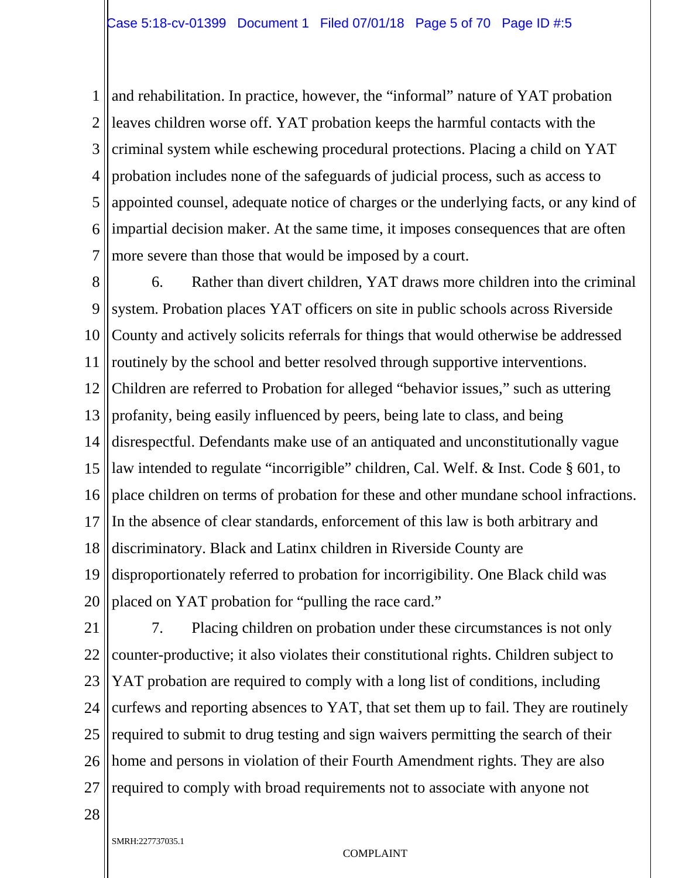and rehabilitation. In practice, however, the "informal" nature of YAT probation leaves children worse off. YAT probation keeps the harmful contacts with the criminal system while eschewing procedural protections. Placing a child on YAT probation includes none of the safeguards of judicial process, such as access to appointed counsel, adequate notice of charges or the underlying facts, or any kind of impartial decision maker. At the same time, it imposes consequences that are often more severe than those that would be imposed by a court.

6. Rather than divert children, YAT draws more children into the criminal system. Probation places YAT officers on site in public schools across Riverside County and actively solicits referrals for things that would otherwise be addressed routinely by the school and better resolved through supportive interventions. Children are referred to Probation for alleged "behavior issues," such as uttering profanity, being easily influenced by peers, being late to class, and being disrespectful. Defendants make use of an antiquated and unconstitutionally vague law intended to regulate "incorrigible" children, Cal. Welf. & Inst. Code § 601, to place children on terms of probation for these and other mundane school infractions. In the absence of clear standards, enforcement of this law is both arbitrary and discriminatory. Black and Latinx children in Riverside County are disproportionately referred to probation for incorrigibility. One Black child was placed on YAT probation for "pulling the race card."

7. Placing children on probation under these circumstances is not only counter-productive; it also violates their constitutional rights. Children subject to YAT probation are required to comply with a long list of conditions, including curfews and reporting absences to YAT, that set them up to fail. They are routinely required to submit to drug testing and sign waivers permitting the search of their home and persons in violation of their Fourth Amendment rights. They are also required to comply with broad requirements not to associate with anyone not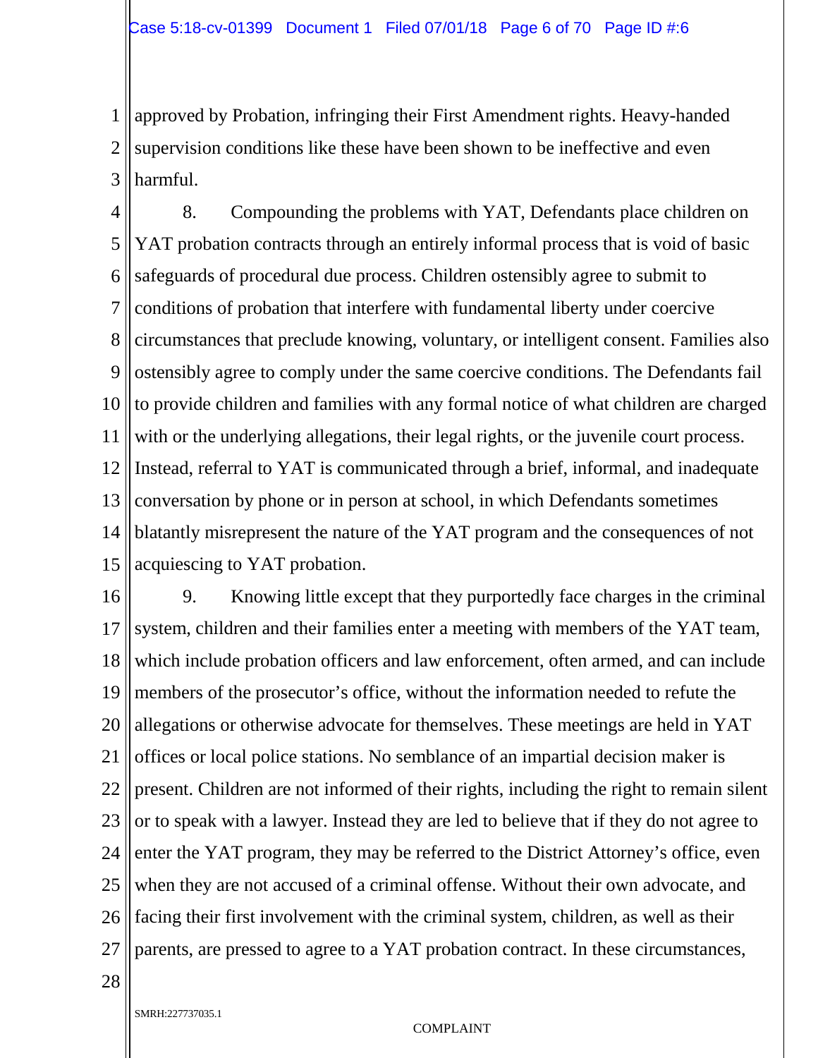approved by Probation, infringing their First Amendment rights. Heavy-handed supervision conditions like these have been shown to be ineffective and even harmful.

8. Compounding the problems with YAT, Defendants place children on YAT probation contracts through an entirely informal process that is void of basic safeguards of procedural due process. Children ostensibly agree to submit to conditions of probation that interfere with fundamental liberty under coercive circumstances that preclude knowing, voluntary, or intelligent consent. Families also ostensibly agree to comply under the same coercive conditions. The Defendants fail to provide children and families with any formal notice of what children are charged with or the underlying allegations, their legal rights, or the juvenile court process. Instead, referral to YAT is communicated through a brief, informal, and inadequate conversation by phone or in person at school, in which Defendants sometimes blatantly misrepresent the nature of the YAT program and the consequences of not acquiescing to YAT probation.

9. Knowing little except that they purportedly face charges in the criminal system, children and their families enter a meeting with members of the YAT team, which include probation officers and law enforcement, often armed, and can include members of the prosecutor's office, without the information needed to refute the allegations or otherwise advocate for themselves. These meetings are held in YAT offices or local police stations. No semblance of an impartial decision maker is present. Children are not informed of their rights, including the right to remain silent or to speak with a lawyer. Instead they are led to believe that if they do not agree to enter the YAT program, they may be referred to the District Attorney's office, even when they are not accused of a criminal offense. Without their own advocate, and facing their first involvement with the criminal system, children, as well as their parents, are pressed to agree to a YAT probation contract. In these circumstances,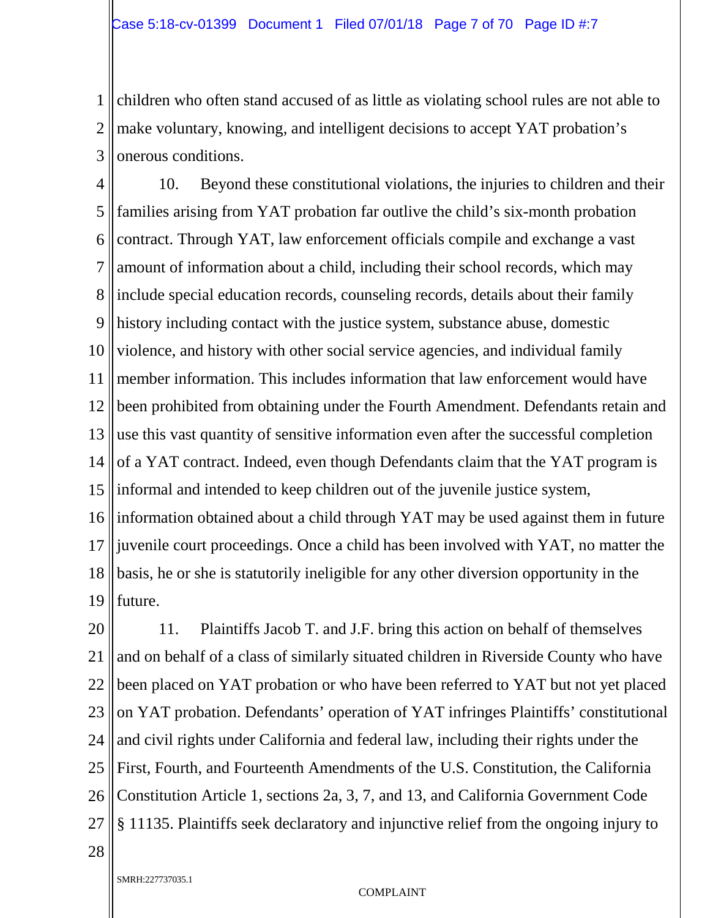children who often stand accused of as little as violating school rules are not able to make voluntary, knowing, and intelligent decisions to accept YAT probation's onerous conditions.

10. Beyond these constitutional violations, the injuries to children and their families arising from YAT probation far outlive the child's six-month probation contract. Through YAT, law enforcement officials compile and exchange a vast amount of information about a child, including their school records, which may include special education records, counseling records, details about their family history including contact with the justice system, substance abuse, domestic violence, and history with other social service agencies, and individual family member information. This includes information that law enforcement would have been prohibited from obtaining under the Fourth Amendment. Defendants retain and use this vast quantity of sensitive information even after the successful completion of a YAT contract. Indeed, even though Defendants claim that the YAT program is informal and intended to keep children out of the juvenile justice system, information obtained about a child through YAT may be used against them in future juvenile court proceedings. Once a child has been involved with YAT, no matter the basis, he or she is statutorily ineligible for any other diversion opportunity in the future.

11. Plaintiffs Jacob T. and J.F. bring this action on behalf of themselves and on behalf of a class of similarly situated children in Riverside County who have been placed on YAT probation or who have been referred to YAT but not yet placed on YAT probation. Defendants' operation of YAT infringes Plaintiffs' constitutional and civil rights under California and federal law, including their rights under the First, Fourth, and Fourteenth Amendments of the U.S. Constitution, the California Constitution Article 1, sections 2a, 3, 7, and 13, and California Government Code § 11135. Plaintiffs seek declaratory and injunctive relief from the ongoing injury to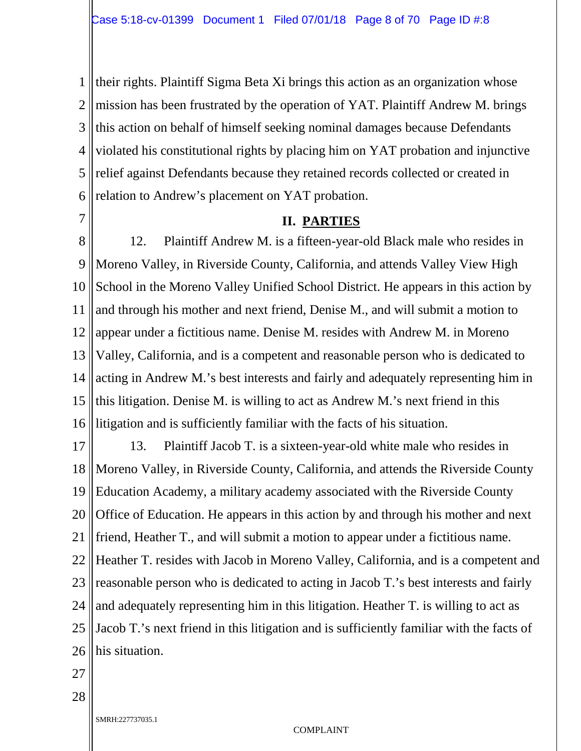their rights. Plaintiff Sigma Beta Xi brings this action as an organization whose mission has been frustrated by the operation of YAT. Plaintiff Andrew M. brings this action on behalf of himself seeking nominal damages because Defendants violated his constitutional rights by placing him on YAT probation and injunctive relief against Defendants because they retained records collected or created in relation to Andrew's placement on YAT probation.

## II. PARTIES

12. Plaintiff Andrew M. is a fifteen-year-old Black male who resides in Moreno Valley, in Riverside County, California, and attends Valley View High School in the Moreno Valley Unified School District. He appears in this action by and through his mother and next friend, Denise M., and will submit a motion to appear under a fictitious name. Denise M. resides with Andrew M. in Moreno Valley, California, and is a competent and reasonable person who is dedicated to acting in Andrew M.'s best interests and fairly and adequately representing him in this litigation. Denise M. is willing to act as Andrew M.'s next friend in this litigation and is sufficiently familiar with the facts of his situation.

13. Plaintiff Jacob T. is a sixteen-year-old white male who resides in Moreno Valley, in Riverside County, California, and attends the Riverside County Education Academy, a military academy associated with the Riverside County Office of Education. He appears in this action by and through his mother and next friend, Heather T., and will submit a motion to appear under a fictitious name. Heather T. resides with Jacob in Moreno Valley, California, and is a competent and reasonable person who is dedicated to acting in Jacob T.'s best interests and fairly and adequately representing him in this litigation. Heather T. is willing to act as Jacob T.'s next friend in this litigation and is sufficiently familiar with the facts of his situation.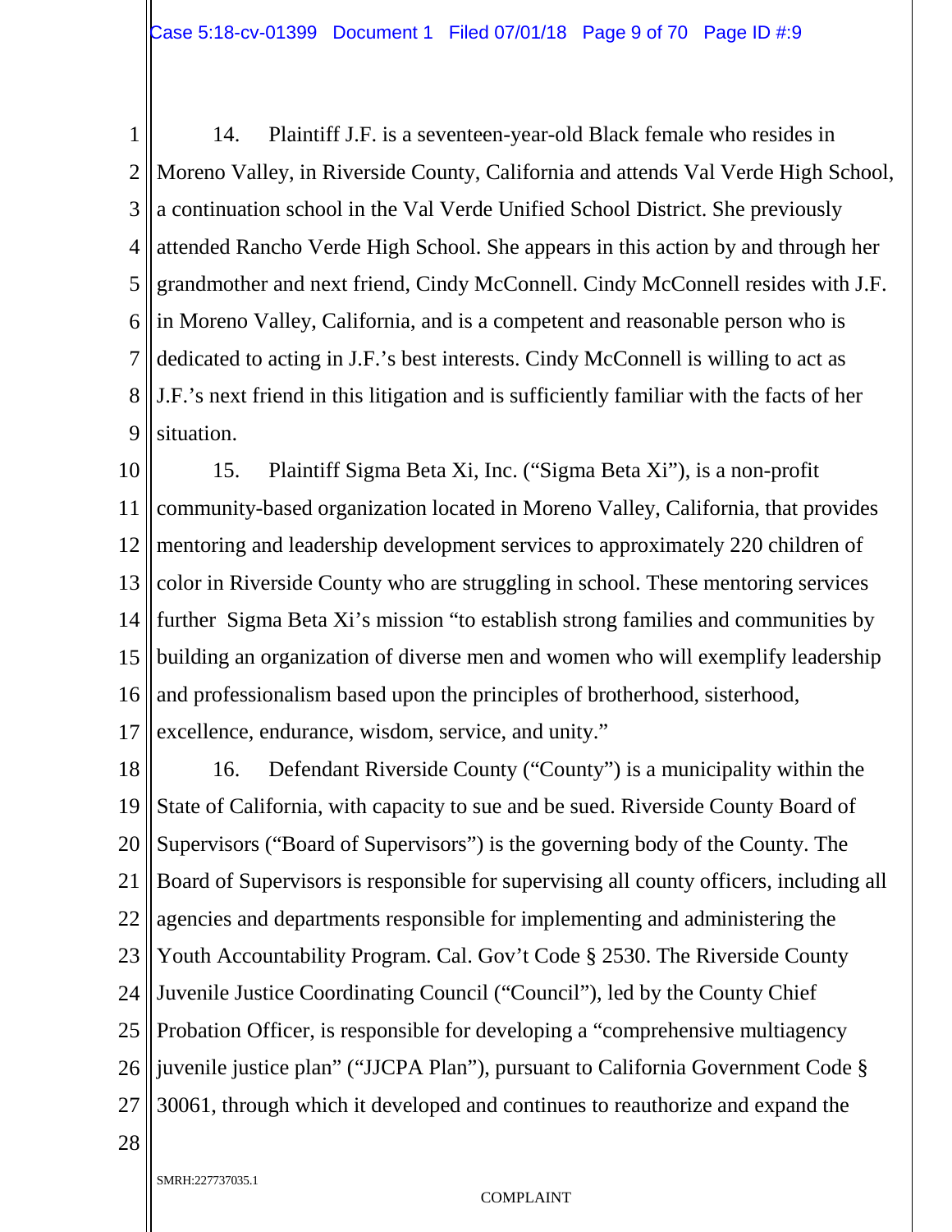14. Plaintiff J.F. is a seventeen-year-old Black female who resides in Moreno Valley, in Riverside County, California and attends Val Verde High School, a continuation school in the Val Verde Unified School District. She previously attended Rancho Verde High School. She appears in this action by and through her grandmother and next friend, Cindy McConnell. Cindy McConnell resides with J.F. in Moreno Valley, California, and is a competent and reasonable person who is dedicated to acting in J.F.'s best interests. Cindy McConnell is willing to act as J.F.'s next friend in this litigation and is sufficiently familiar with the facts of her situation.

15. Plaintiff Sigma Beta Xi, Inc. ("Sigma Beta Xi"), is a non-profit community-based organization located in Moreno Valley, California, that provides mentoring and leadership development services to approximately 220 children of color in Riverside County who are struggling in school. These mentoring services further Sigma Beta Xi's mission "to establish strong families and communities by building an organization of diverse men and women who will exemplify leadership and professionalism based upon the principles of brotherhood, sisterhood, excellence, endurance, wisdom, service, and unity."

16. Defendant Riverside County ("County") is a municipality within the State of California, with capacity to sue and be sued. Riverside County Board of Supervisors ("Board of Supervisors") is the governing body of the County. The Board of Supervisors is responsible for supervising all county officers, including all agencies and departments responsible for implementing and administering the Youth Accountability Program. Cal. Gov't Code § 2530. The Riverside County Juvenile Justice Coordinating Council ("Council"), led by the County Chief Probation Officer, is responsible for developing a "comprehensive multiagency juvenile justice plan" ("JJCPA Plan"), pursuant to California Government Code § 30061, through which it developed and continues to reauthorize and expand the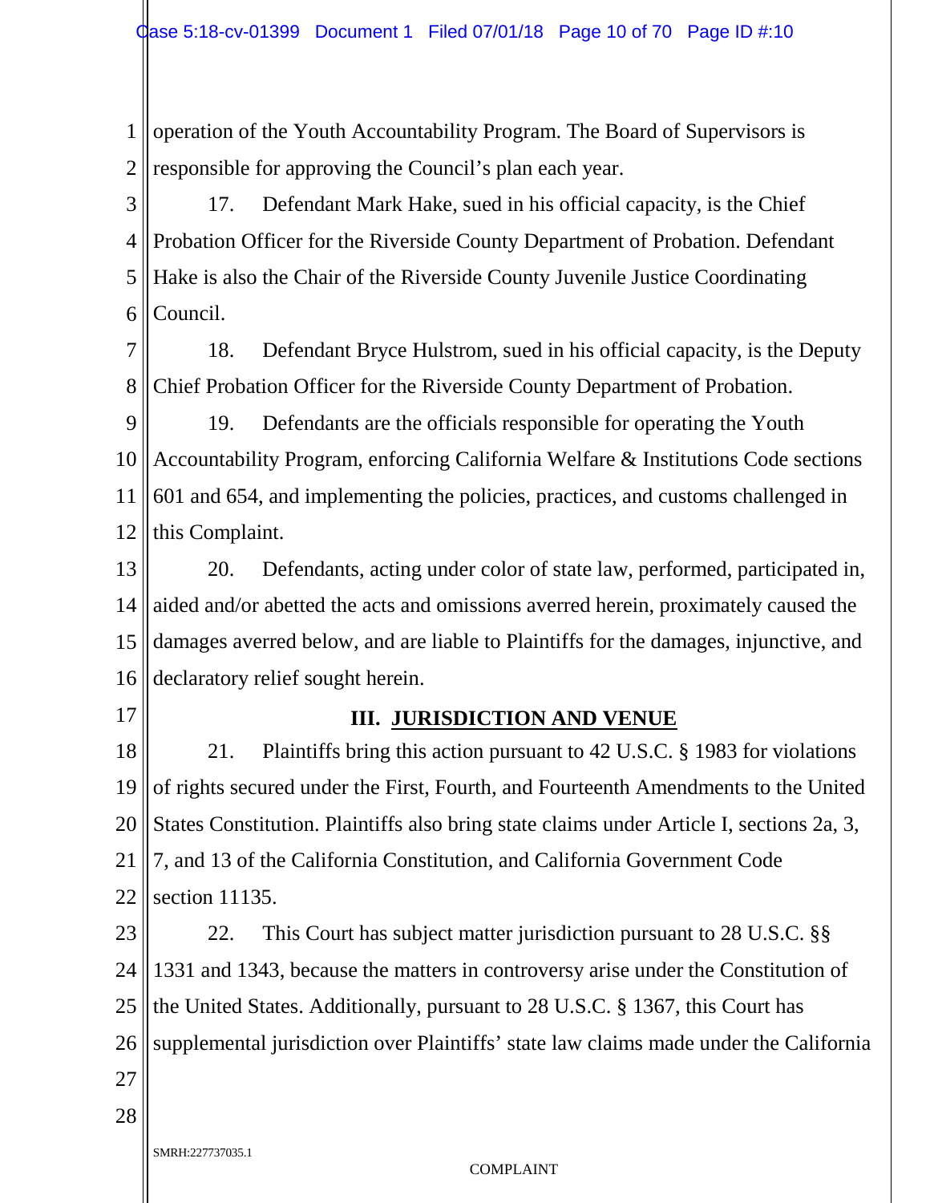operation of the Youth Accountability Program. The Board of Supervisors is responsible for approving the Council's plan each year.

17. Defendant Mark Hake, sued in his official capacity, is the Chief Probation Officer for the Riverside County Department of Probation. Defendant Hake is also the Chair of the Riverside County Juvenile Justice Coordinating Council.

18. Defendant Bryce Hulstrom, sued in his official capacity, is the Deputy Chief Probation Officer for the Riverside County Department of Probation.

19. Defendants are the officials responsible for operating the Youth Accountability Program, enforcing California Welfare & Institutions Code sections 601 and 654, and implementing the policies, practices, and customs challenged in this Complaint.

20. Defendants, acting under color of state law, performed, participated in, aided and/or abetted the acts and omissions averred herein, proximately caused the damages averred below, and are liable to Plaintiffs for the damages, injunctive, and declaratory relief sought herein.

## III. JURISDICTION AND VENUE

21. Plaintiffs bring this action pursuant to 42 U.S.C. § 1983 for violations of rights secured under the First, Fourth, and Fourteenth Amendments to the United States Constitution. Plaintiffs also bring state claims under Article I, sections 2a, 3, 7, and 13 of the California Constitution, and California Government Code section 11135.

22. This Court has subject matter jurisdiction pursuant to 28 U.S.C. §§ 1331 and 1343, because the matters in controversy arise under the Constitution of the United States. Additionally, pursuant to 28 U.S.C. § 1367, this Court has supplemental jurisdiction over Plaintiffs' state law claims made under the California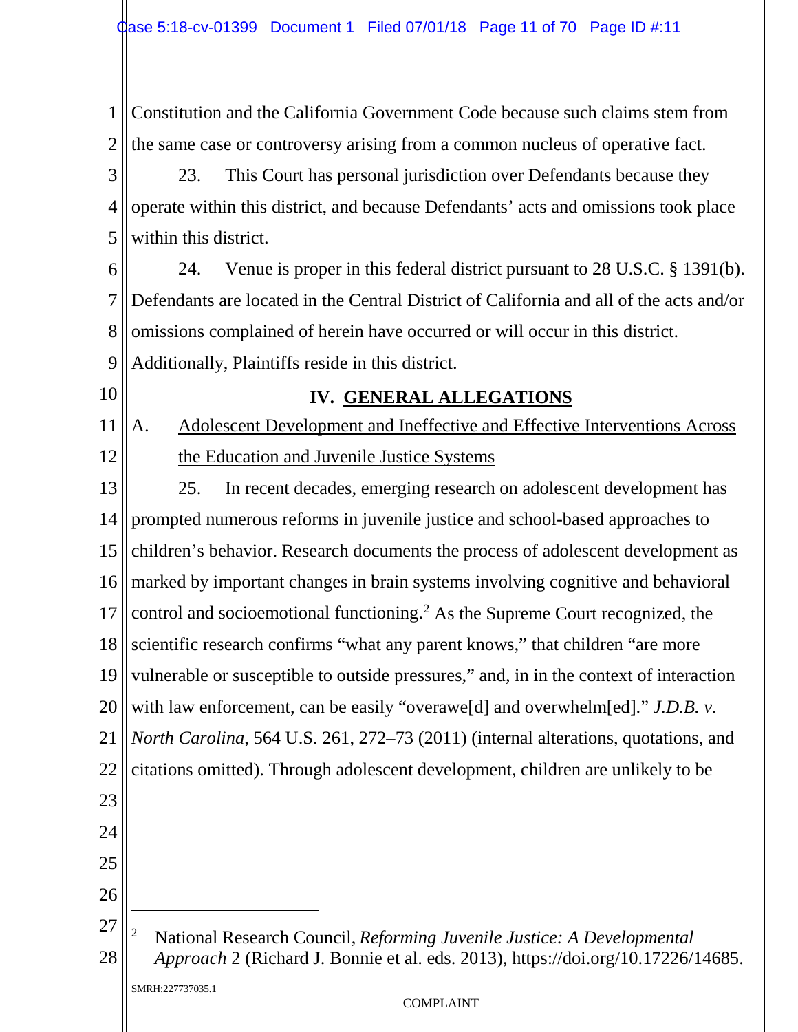Constitution and the California Government Code because such claims stem from the same case or controversy arising from a common nucleus of operative fact.

23. This Court has personal jurisdiction over Defendants because they operate within this district, and because Defendants' acts and omissions took place within this district.

24. Venue is proper in this federal district pursuant to 28 U.S.C. § 1391(b). Defendants are located in the Central District of California and all of the acts and/or omissions complained of herein have occurred or will occur in this district. Additionally, Plaintiffs reside in this district.

## IV. GENERAL ALLEGATIONS

### A. Adolescent Development and Ineffective and Effective Interventions Across the Education and Juvenile Justice Systems

25. In recent decades, emerging research on adolescent development has prompted numerous reforms in juvenile justice and school-based approaches to children's behavior. Research documents the process of adolescent development as marked by important changes in brain systems involving cognitive and behavioral control and socioemotional functioning.[2] As the Supreme Court recognized, the scientific research confirms "what any parent knows," that children "are more vulnerable or susceptible to outside pressures," and, in in the context of interaction with law enforcement, can be easily "overawe[d] and overwhelm[ed]." *J.D.B. v. North Carolina*, 564 U.S. 261, 272–73 (2011) (internal alterations, quotations, and citations omitted). Through adolescent development, children are unlikely to be

---

[2] National Research Council, *Reforming Juvenile Justice: A Developmental Approach* 2 (Richard J. Bonnie et al. eds. 2013), https://doi.org/10.17226/14685.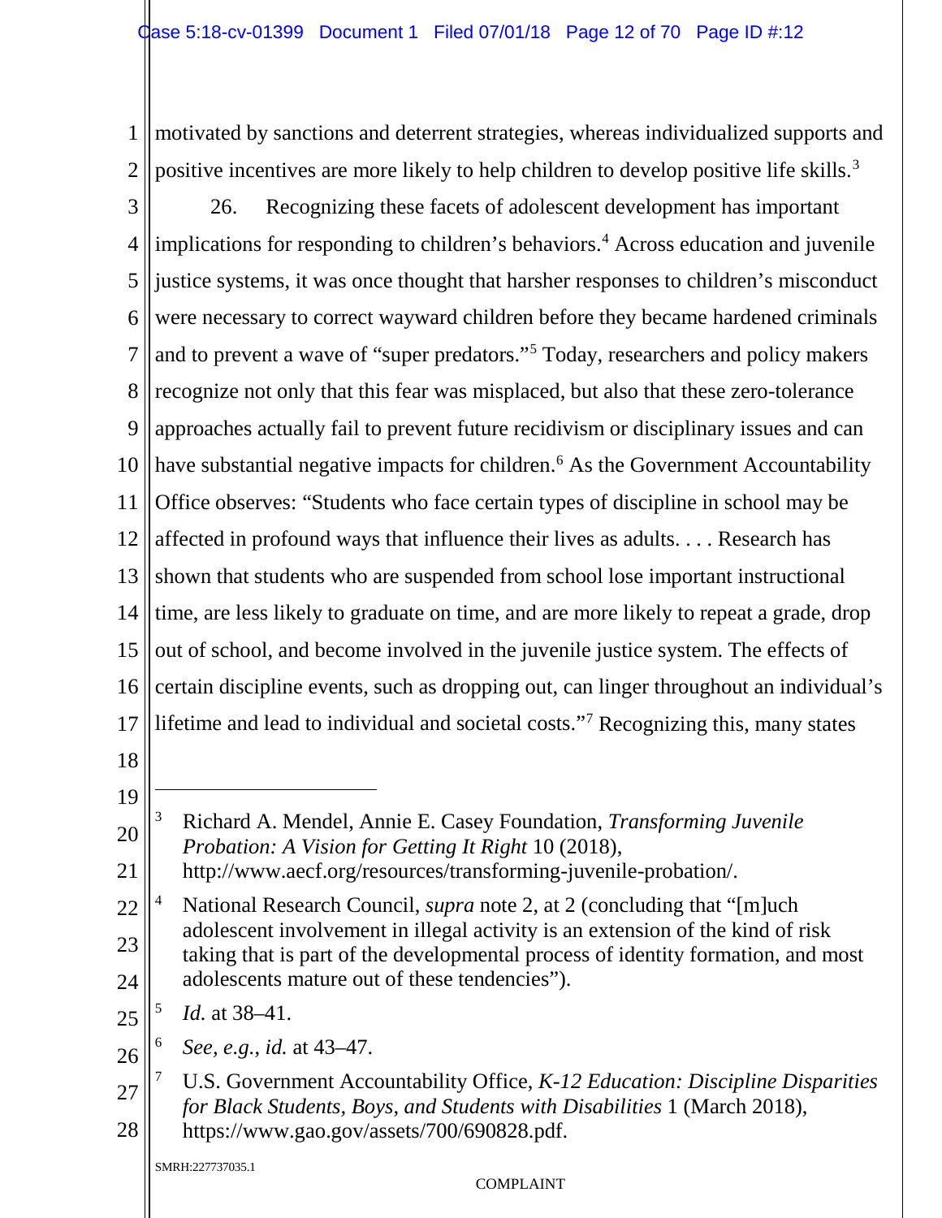motivated by sanctions and deterrent strategies, whereas individualized supports and positive incentives are more likely to help children to develop positive life skills.[3]

26. Recognizing these facets of adolescent development has important implications for responding to children's behaviors.[4] Across education and juvenile justice systems, it was once thought that harsher responses to children's misconduct were necessary to correct wayward children before they became hardened criminals and to prevent a wave of "super predators."[5] Today, researchers and policy makers recognize not only that this fear was misplaced, but also that these zero-tolerance approaches actually fail to prevent future recidivism or disciplinary issues and can have substantial negative impacts for children.[6] As the Government Accountability Office observes: "Students who face certain types of discipline in school may be affected in profound ways that influence their lives as adults. . . . Research has shown that students who are suspended from school lose important instructional time, are less likely to graduate on time, and are more likely to repeat a grade, drop out of school, and become involved in the juvenile justice system. The effects of certain discipline events, such as dropping out, can linger throughout an individual's lifetime and lead to individual and societal costs."[7] Recognizing this, many states

---

[3] Richard A. Mendel, Annie E. Casey Foundation, *Transforming Juvenile Probation: A Vision for Getting It Right* 10 (2018), http://www.aecf.org/resources/transforming-juvenile-probation/.

[4] National Research Council, *supra* note 2, at 2 (concluding that "[m]uch adolescent involvement in illegal activity is an extension of the kind of risk taking that is part of the developmental process of identity formation, and most adolescents mature out of these tendencies").

[5] *Id.* at 38–41.

[6] *See, e.g.*, *id.* at 43–47.

[7] U.S. Government Accountability Office, *K-12 Education: Discipline Disparities for Black Students, Boys, and Students with Disabilities* 1 (March 2018), https://www.gao.gov/assets/700/690828.pdf.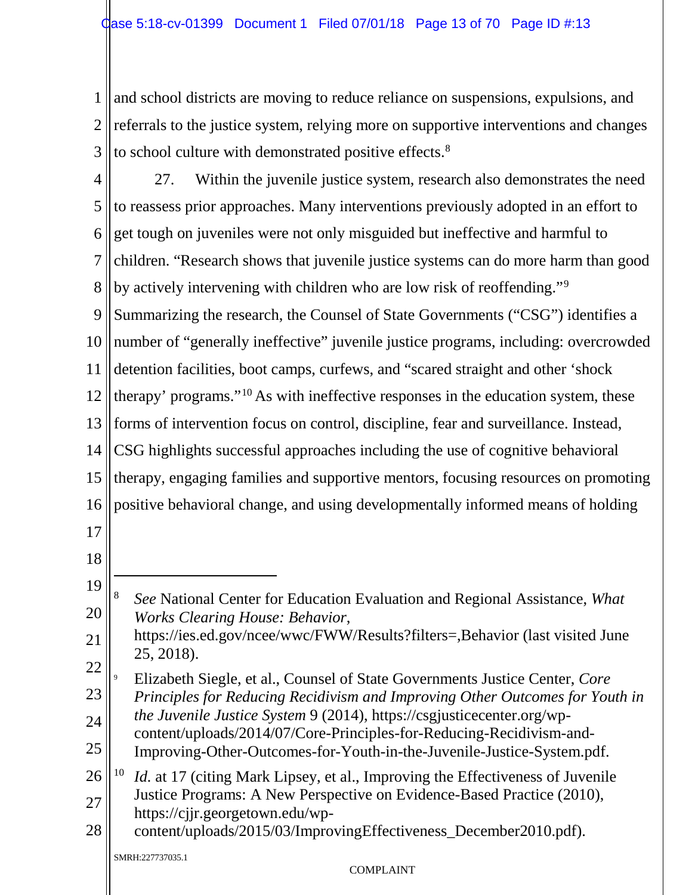and school districts are moving to reduce reliance on suspensions, expulsions, and referrals to the justice system, relying more on supportive interventions and changes to school culture with demonstrated positive effects.[8]

27. Within the juvenile justice system, research also demonstrates the need to reassess prior approaches. Many interventions previously adopted in an effort to get tough on juveniles were not only misguided but ineffective and harmful to children. "Research shows that juvenile justice systems can do more harm than good by actively intervening with children who are low risk of reoffending."[9] Summarizing the research, the Counsel of State Governments ("CSG") identifies a number of "generally ineffective" juvenile justice programs, including: overcrowded detention facilities, boot camps, curfews, and "scared straight and other 'shock therapy' programs."[10] As with ineffective responses in the education system, these forms of intervention focus on control, discipline, fear and surveillance. Instead, CSG highlights successful approaches including the use of cognitive behavioral therapy, engaging families and supportive mentors, focusing resources on promoting positive behavioral change, and using developmentally informed means of holding

---

[8] *See* National Center for Education Evaluation and Regional Assistance, *What Works Clearing House: Behavior*, https://ies.ed.gov/ncee/wwc/FWW/Results?filters=,Behavior (last visited June 25, 2018).

[9] Elizabeth Siegle, et al., Counsel of State Governments Justice Center, *Core Principles for Reducing Recidivism and Improving Other Outcomes for Youth in the Juvenile Justice System* 9 (2014), https://csgjusticecenter.org/wp-content/uploads/2014/07/Core-Principles-for-Reducing-Recidivism-and-Improving-Other-Outcomes-for-Youth-in-the-Juvenile-Justice-System.pdf.

[10] *Id.* at 17 (citing Mark Lipsey, et al., Improving the Effectiveness of Juvenile Justice Programs: A New Perspective on Evidence-Based Practice (2010), https://cjjr.georgetown.edu/wp-content/uploads/2015/03/ImprovingEffectiveness_December2010.pdf).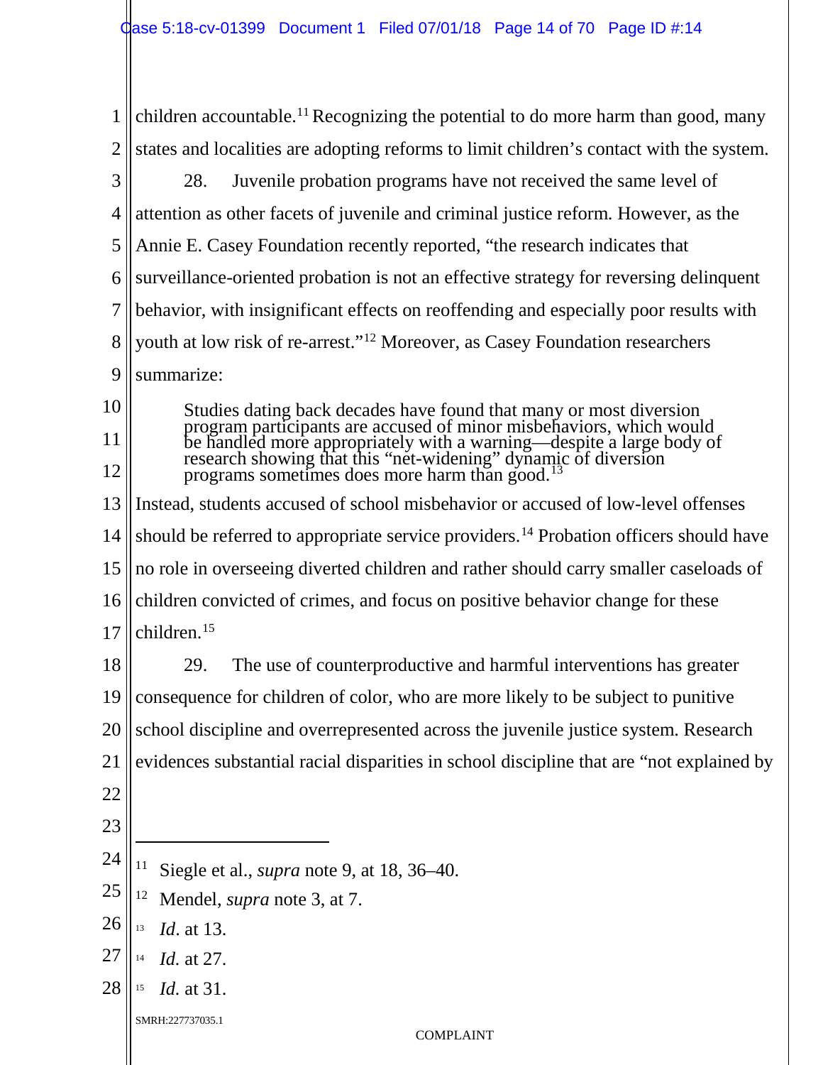children accountable.[11] Recognizing the potential to do more harm than good, many states and localities are adopting reforms to limit children's contact with the system.

28. Juvenile probation programs have not received the same level of attention as other facets of juvenile and criminal justice reform. However, as the Annie E. Casey Foundation recently reported, "the research indicates that surveillance-oriented probation is not an effective strategy for reversing delinquent behavior, with insignificant effects on reoffending and especially poor results with youth at low risk of re-arrest."[12] Moreover, as Casey Foundation researchers summarize:

> Studies dating back decades have found that many or most diversion program participants are accused of minor misbehaviors, which would be handled more appropriately with a warning—despite a large body of research showing that this "net-widening" dynamic of diversion programs sometimes does more harm than good.[13]

Instead, students accused of school misbehavior or accused of low-level offenses should be referred to appropriate service providers.[14] Probation officers should have no role in overseeing diverted children and rather should carry smaller caseloads of children convicted of crimes, and focus on positive behavior change for these children.[15]

29. The use of counterproductive and harmful interventions has greater consequence for children of color, who are more likely to be subject to punitive school discipline and overrepresented across the juvenile justice system. Research evidences substantial racial disparities in school discipline that are "not explained by

---

[11] Siegle et al., *supra* note 9, at 18, 36–40.

[12] Mendel, *supra* note 3, at 7.

[13] *Id*. at 13.

[14] *Id.* at 27.

[15] *Id.* at 31.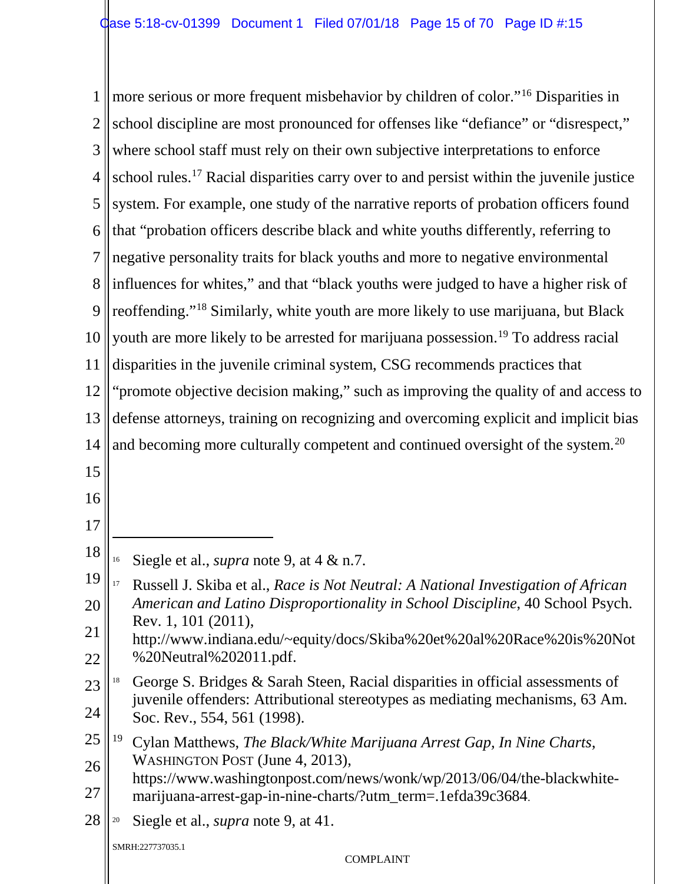more serious or more frequent misbehavior by children of color."[16] Disparities in school discipline are most pronounced for offenses like "defiance" or "disrespect," where school staff must rely on their own subjective interpretations to enforce school rules.[17] Racial disparities carry over to and persist within the juvenile justice system. For example, one study of the narrative reports of probation officers found that "probation officers describe black and white youths differently, referring to negative personality traits for black youths and more to negative environmental influences for whites," and that "black youths were judged to have a higher risk of reoffending."[18] Similarly, white youth are more likely to use marijuana, but Black youth are more likely to be arrested for marijuana possession.[19] To address racial disparities in the juvenile criminal system, CSG recommends practices that "promote objective decision making," such as improving the quality of and access to defense attorneys, training on recognizing and overcoming explicit and implicit bias and becoming more culturally competent and continued oversight of the system.[20]

---

[16] Siegle et al., *supra* note 9, at 4 & n.7.

[17] Russell J. Skiba et al., *Race is Not Neutral: A National Investigation of African American and Latino Disproportionality in School Discipline*, 40 School Psych. Rev. 1, 101 (2011), http://www.indiana.edu/~equity/docs/Skiba%20et%20al%20Race%20is%20Not%20Neutral%202011.pdf.

[18] George S. Bridges & Sarah Steen, Racial disparities in official assessments of juvenile offenders: Attributional stereotypes as mediating mechanisms, 63 Am. Soc. Rev., 554, 561 (1998).

[19] Cylan Matthews, *The Black/White Marijuana Arrest Gap, In Nine Charts*, WASHINGTON POST (June 4, 2013), https://www.washingtonpost.com/news/wonk/wp/2013/06/04/the-blackwhite-marijuana-arrest-gap-in-nine-charts/?utm_term=.1efda39c3684.

[20] Siegle et al., *supra* note 9, at 41.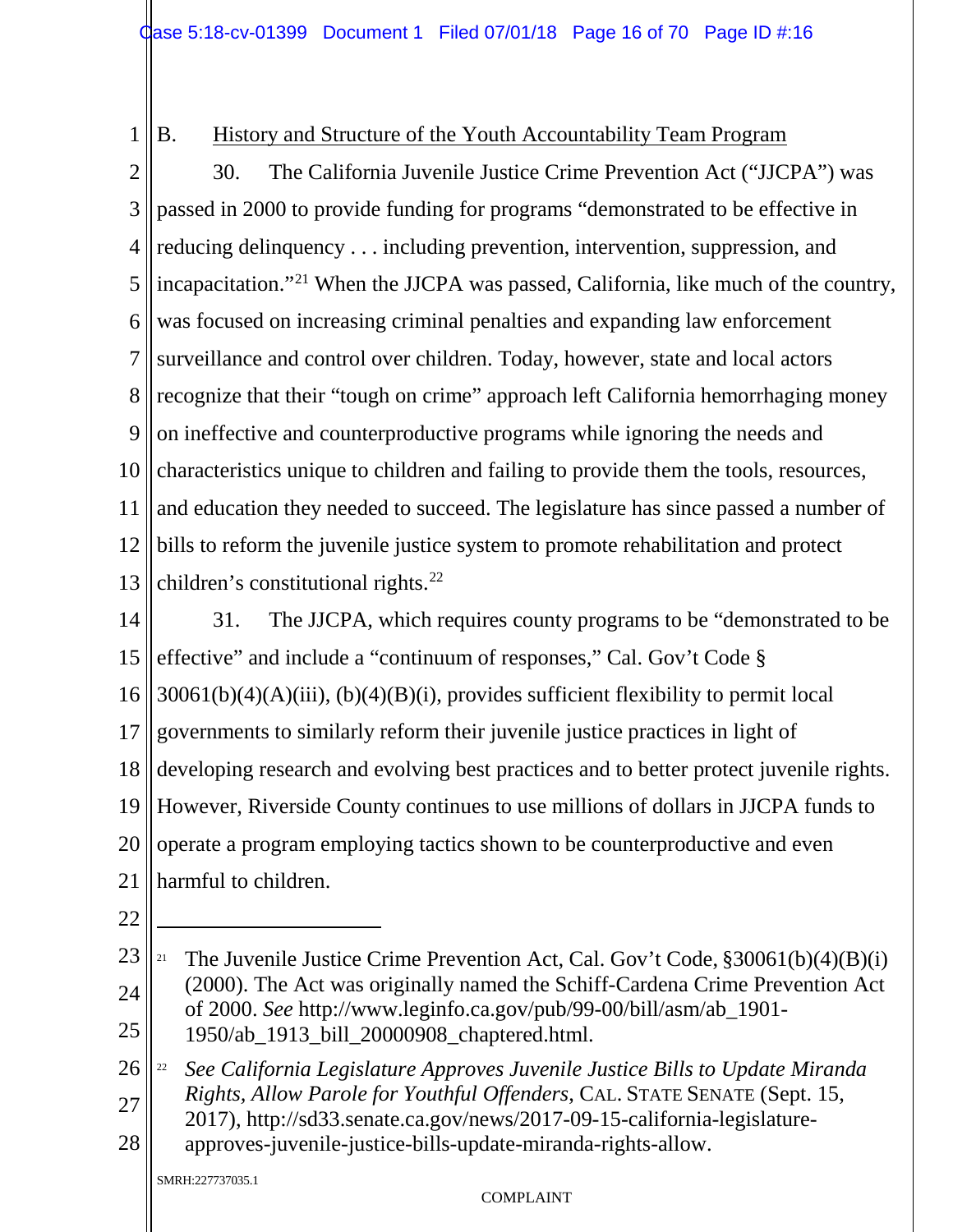## B. History and Structure of the Youth Accountability Team Program

30. The California Juvenile Justice Crime Prevention Act ("JJCPA") was passed in 2000 to provide funding for programs "demonstrated to be effective in reducing delinquency . . . including prevention, intervention, suppression, and incapacitation."[21] When the JJCPA was passed, California, like much of the country, was focused on increasing criminal penalties and expanding law enforcement surveillance and control over children. Today, however, state and local actors recognize that their "tough on crime" approach left California hemorrhaging money on ineffective and counterproductive programs while ignoring the needs and characteristics unique to children and failing to provide them the tools, resources, and education they needed to succeed. The legislature has since passed a number of bills to reform the juvenile justice system to promote rehabilitation and protect children's constitutional rights.[22]

31. The JJCPA, which requires county programs to be "demonstrated to be effective" and include a "continuum of responses," Cal. Gov't Code § 30061(b)(4)(A)(iii), (b)(4)(B)(i), provides sufficient flexibility to permit local governments to similarly reform their juvenile justice practices in light of developing research and evolving best practices and to better protect juvenile rights. However, Riverside County continues to use millions of dollars in JJCPA funds to operate a program employing tactics shown to be counterproductive and even harmful to children.

---

[21] The Juvenile Justice Crime Prevention Act, Cal. Gov't Code, §30061(b)(4)(B)(i) (2000). The Act was originally named the Schiff-Cardena Crime Prevention Act of 2000. *See* http://www.leginfo.ca.gov/pub/99-00/bill/asm/ab_1901-1950/ab_1913_bill_20000908_chaptered.html.

[22] *See California Legislature Approves Juvenile Justice Bills to Update Miranda Rights, Allow Parole for Youthful Offenders*, CAL. STATE SENATE (Sept. 15, 2017), http://sd33.senate.ca.gov/news/2017-09-15-california-legislature-approves-juvenile-justice-bills-update-miranda-rights-allow.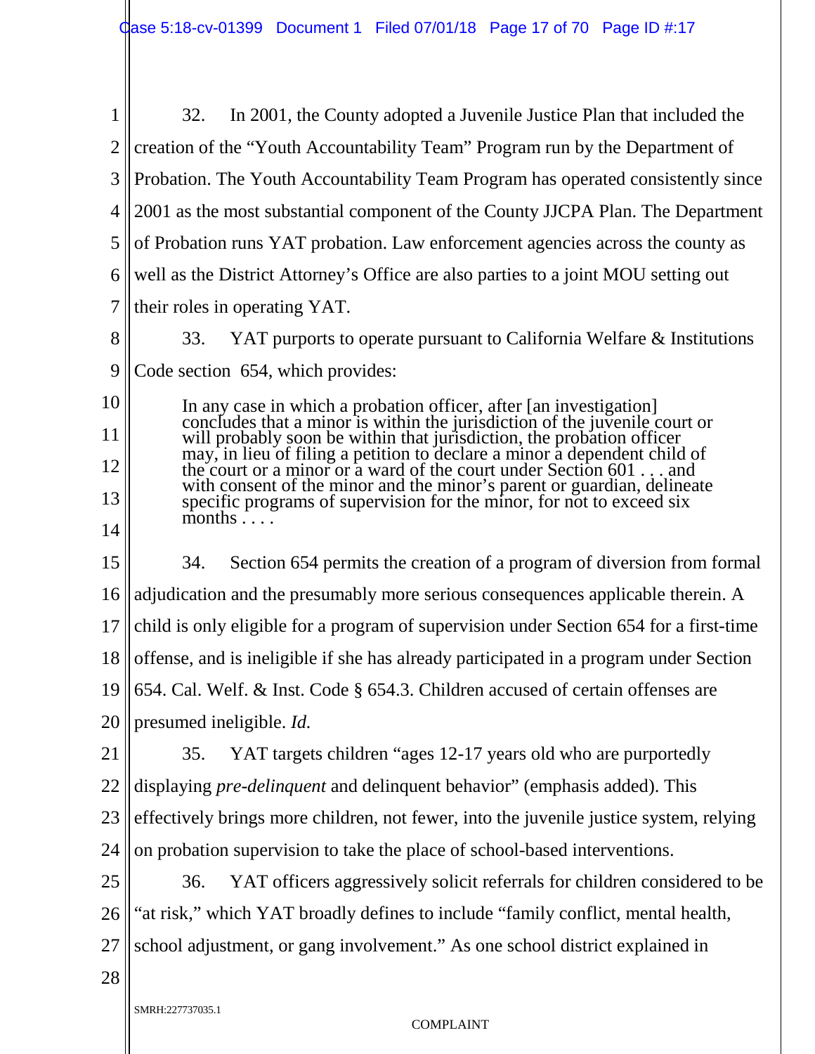32. In 2001, the County adopted a Juvenile Justice Plan that included the creation of the "Youth Accountability Team" Program run by the Department of Probation. The Youth Accountability Team Program has operated consistently since 2001 as the most substantial component of the County JJCPA Plan. The Department of Probation runs YAT probation. Law enforcement agencies across the county as well as the District Attorney's Office are also parties to a joint MOU setting out their roles in operating YAT.

33. YAT purports to operate pursuant to California Welfare & Institutions Code section 654, which provides:

> In any case in which a probation officer, after [an investigation] concludes that a minor is within the jurisdiction of the juvenile court or will probably soon be within that jurisdiction, the probation officer may, in lieu of filing a petition to declare a minor a dependent child of the court or a minor or a ward of the court under Section 601 . . . and with consent of the minor and the minor's parent or guardian, delineate specific programs of supervision for the minor, for not to exceed six months . . . .

34. Section 654 permits the creation of a program of diversion from formal adjudication and the presumably more serious consequences applicable therein. A child is only eligible for a program of supervision under Section 654 for a first-time offense, and is ineligible if she has already participated in a program under Section 654. Cal. Welf. & Inst. Code § 654.3. Children accused of certain offenses are presumed ineligible. *Id.*

35. YAT targets children "ages 12-17 years old who are purportedly displaying *pre-delinquent* and delinquent behavior" (emphasis added). This effectively brings more children, not fewer, into the juvenile justice system, relying on probation supervision to take the place of school-based interventions.

36. YAT officers aggressively solicit referrals for children considered to be "at risk," which YAT broadly defines to include "family conflict, mental health, school adjustment, or gang involvement." As one school district explained in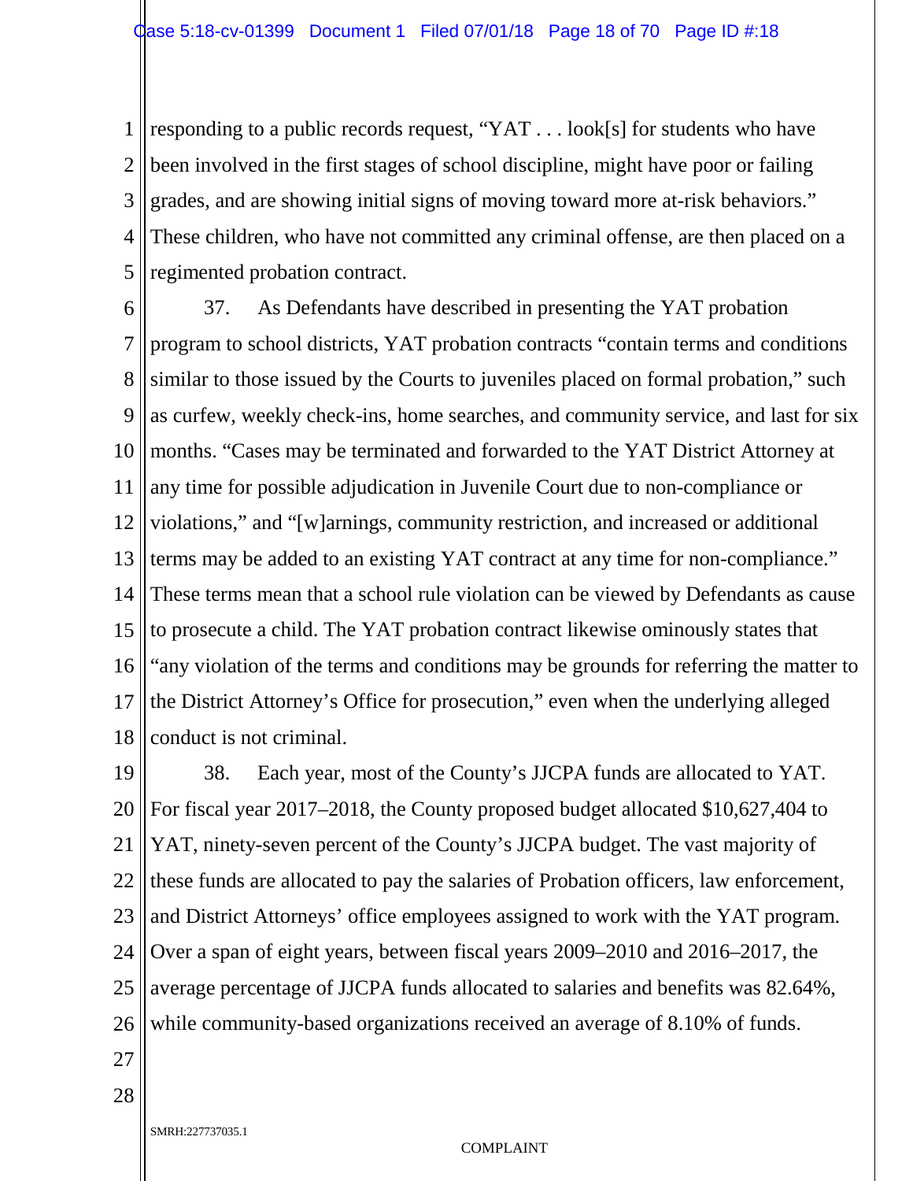responding to a public records request, "YAT . . . look[s] for students who have been involved in the first stages of school discipline, might have poor or failing grades, and are showing initial signs of moving toward more at-risk behaviors." These children, who have not committed any criminal offense, are then placed on a regimented probation contract.

37. As Defendants have described in presenting the YAT probation program to school districts, YAT probation contracts "contain terms and conditions similar to those issued by the Courts to juveniles placed on formal probation," such as curfew, weekly check-ins, home searches, and community service, and last for six months. "Cases may be terminated and forwarded to the YAT District Attorney at any time for possible adjudication in Juvenile Court due to non-compliance or violations," and "[w]arnings, community restriction, and increased or additional terms may be added to an existing YAT contract at any time for non-compliance." These terms mean that a school rule violation can be viewed by Defendants as cause to prosecute a child. The YAT probation contract likewise ominously states that "any violation of the terms and conditions may be grounds for referring the matter to the District Attorney's Office for prosecution," even when the underlying alleged conduct is not criminal.

38. Each year, most of the County's JJCPA funds are allocated to YAT. For fiscal year 2017–2018, the County proposed budget allocated $10,627,404 to YAT, ninety-seven percent of the County's JJCPA budget. The vast majority of these funds are allocated to pay the salaries of Probation officers, law enforcement, and District Attorneys' office employees assigned to work with the YAT program. Over a span of eight years, between fiscal years 2009–2010 and 2016–2017, the average percentage of JJCPA funds allocated to salaries and benefits was 82.64%, while community-based organizations received an average of 8.10% of funds.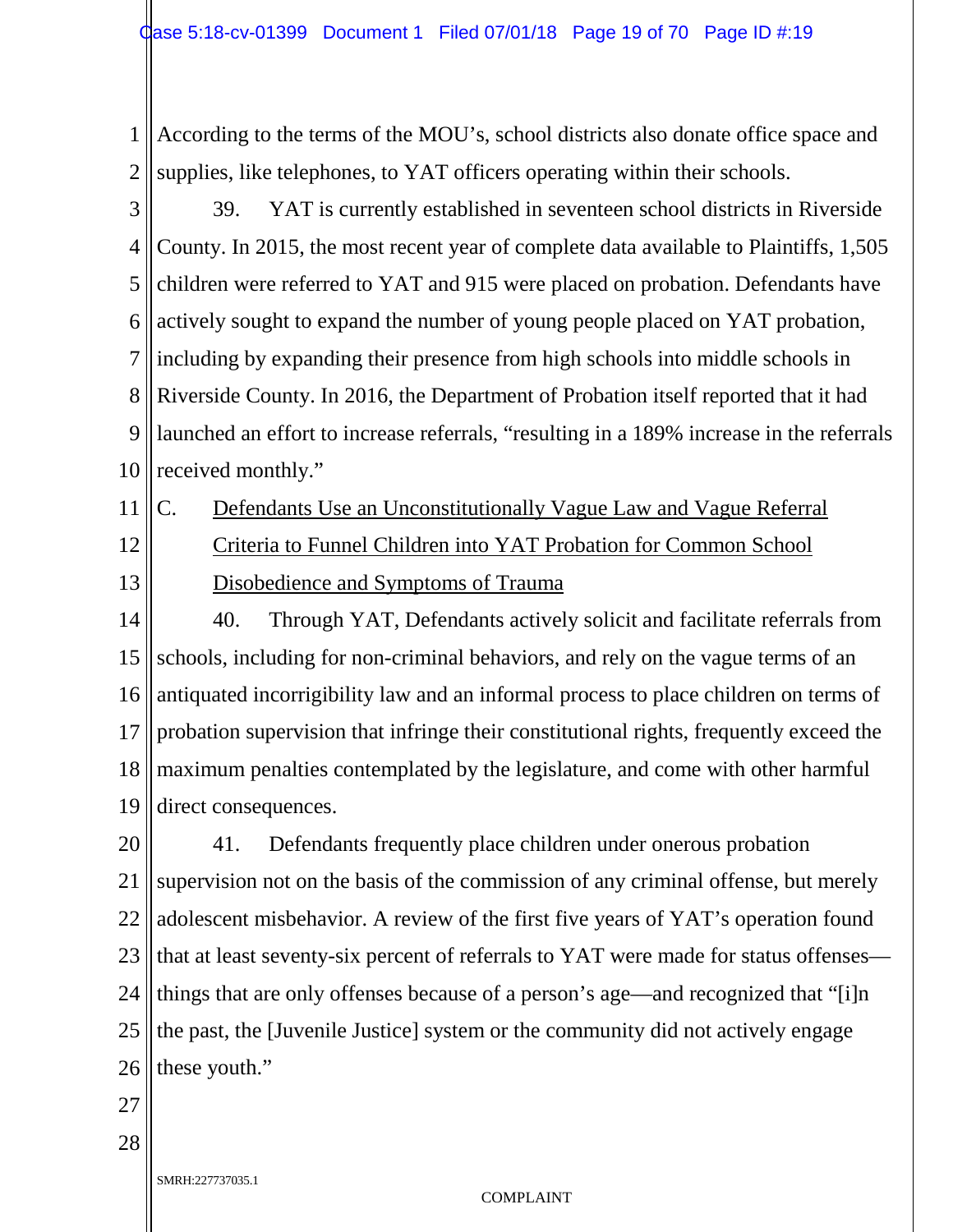According to the terms of the MOU's, school districts also donate office space and supplies, like telephones, to YAT officers operating within their schools.

39. YAT is currently established in seventeen school districts in Riverside County. In 2015, the most recent year of complete data available to Plaintiffs, 1,505 children were referred to YAT and 915 were placed on probation. Defendants have actively sought to expand the number of young people placed on YAT probation, including by expanding their presence from high schools into middle schools in Riverside County. In 2016, the Department of Probation itself reported that it had launched an effort to increase referrals, "resulting in a 189% increase in the referrals received monthly."

### C. Defendants Use an Unconstitutionally Vague Law and Vague Referral Criteria to Funnel Children into YAT Probation for Common School Disobedience and Symptoms of Trauma

40. Through YAT, Defendants actively solicit and facilitate referrals from schools, including for non-criminal behaviors, and rely on the vague terms of an antiquated incorrigibility law and an informal process to place children on terms of probation supervision that infringe their constitutional rights, frequently exceed the maximum penalties contemplated by the legislature, and come with other harmful direct consequences.

41. Defendants frequently place children under onerous probation supervision not on the basis of the commission of any criminal offense, but merely adolescent misbehavior. A review of the first five years of YAT's operation found that at least seventy-six percent of referrals to YAT were made for status offenses—things that are only offenses because of a person's age—and recognized that "[i]n the past, the [Juvenile Justice] system or the community did not actively engage these youth."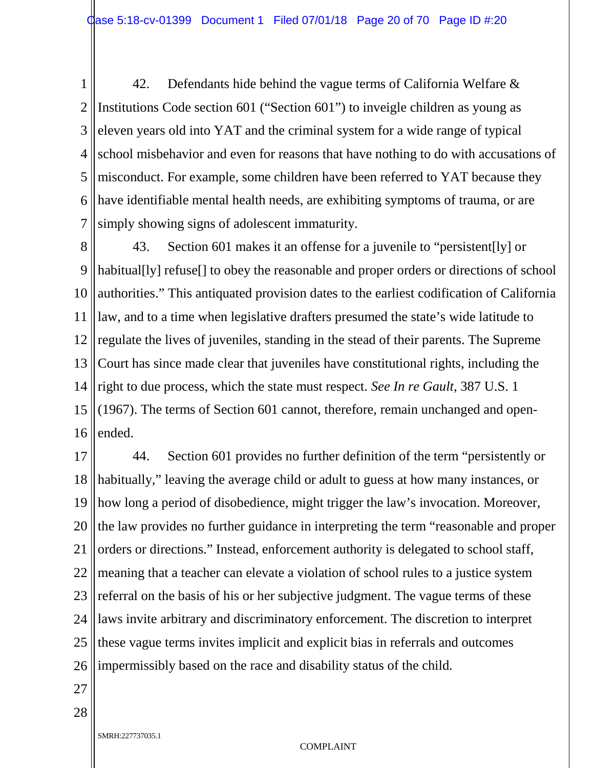42. Defendants hide behind the vague terms of California Welfare & Institutions Code section 601 ("Section 601") to inveigle children as young as eleven years old into YAT and the criminal system for a wide range of typical school misbehavior and even for reasons that have nothing to do with accusations of misconduct. For example, some children have been referred to YAT because they have identifiable mental health needs, are exhibiting symptoms of trauma, or are simply showing signs of adolescent immaturity.

43. Section 601 makes it an offense for a juvenile to "persistent[ly] or habitual[ly] refuse[] to obey the reasonable and proper orders or directions of school authorities." This antiquated provision dates to the earliest codification of California law, and to a time when legislative drafters presumed the state's wide latitude to regulate the lives of juveniles, standing in the stead of their parents. The Supreme Court has since made clear that juveniles have constitutional rights, including the right to due process, which the state must respect. *See In re Gault*, 387 U.S. 1 (1967). The terms of Section 601 cannot, therefore, remain unchanged and open-ended.

44. Section 601 provides no further definition of the term "persistently or habitually," leaving the average child or adult to guess at how many instances, or how long a period of disobedience, might trigger the law's invocation. Moreover, the law provides no further guidance in interpreting the term "reasonable and proper orders or directions." Instead, enforcement authority is delegated to school staff, meaning that a teacher can elevate a violation of school rules to a justice system referral on the basis of his or her subjective judgment. The vague terms of these laws invite arbitrary and discriminatory enforcement. The discretion to interpret these vague terms invites implicit and explicit bias in referrals and outcomes impermissibly based on the race and disability status of the child.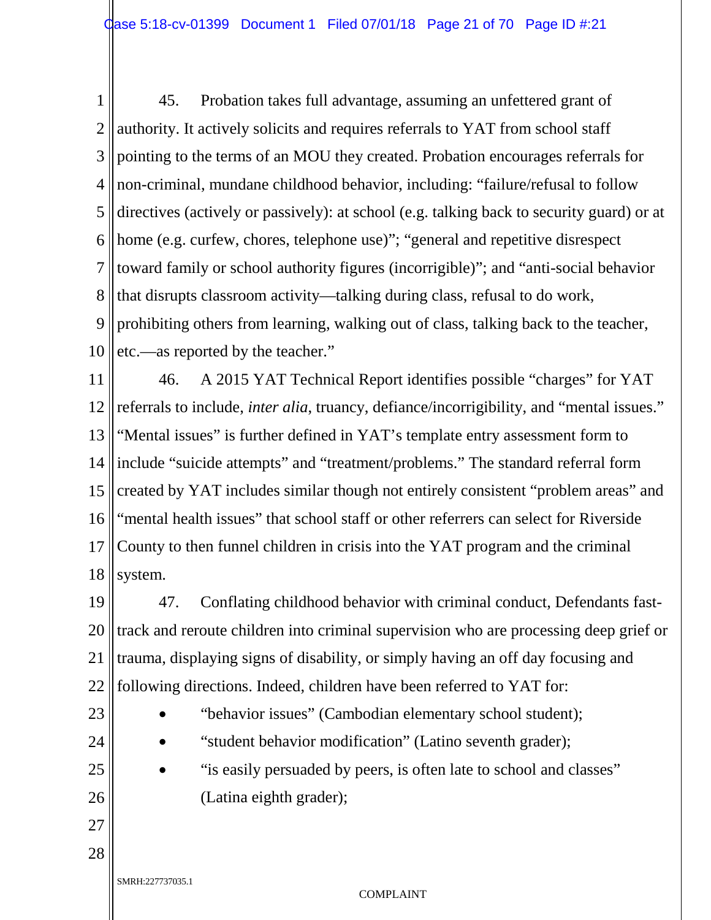45. Probation takes full advantage, assuming an unfettered grant of authority. It actively solicits and requires referrals to YAT from school staff pointing to the terms of an MOU they created. Probation encourages referrals for non-criminal, mundane childhood behavior, including: "failure/refusal to follow directives (actively or passively): at school (e.g. talking back to security guard) or at home (e.g. curfew, chores, telephone use)"; "general and repetitive disrespect toward family or school authority figures (incorrigible)"; and "anti-social behavior that disrupts classroom activity—talking during class, refusal to do work, prohibiting others from learning, walking out of class, talking back to the teacher, etc.—as reported by the teacher."

46. A 2015 YAT Technical Report identifies possible "charges" for YAT referrals to include, *inter alia*, truancy, defiance/incorrigibility, and "mental issues." "Mental issues" is further defined in YAT's template entry assessment form to include "suicide attempts" and "treatment/problems." The standard referral form created by YAT includes similar though not entirely consistent "problem areas" and "mental health issues" that school staff or other referrers can select for Riverside County to then funnel children in crisis into the YAT program and the criminal system.

47. Conflating childhood behavior with criminal conduct, Defendants fast-track and reroute children into criminal supervision who are processing deep grief or trauma, displaying signs of disability, or simply having an off day focusing and following directions. Indeed, children have been referred to YAT for:

- "behavior issues" (Cambodian elementary school student);
- "student behavior modification" (Latino seventh grader);
- "is easily persuaded by peers, is often late to school and classes" (Latina eighth grader);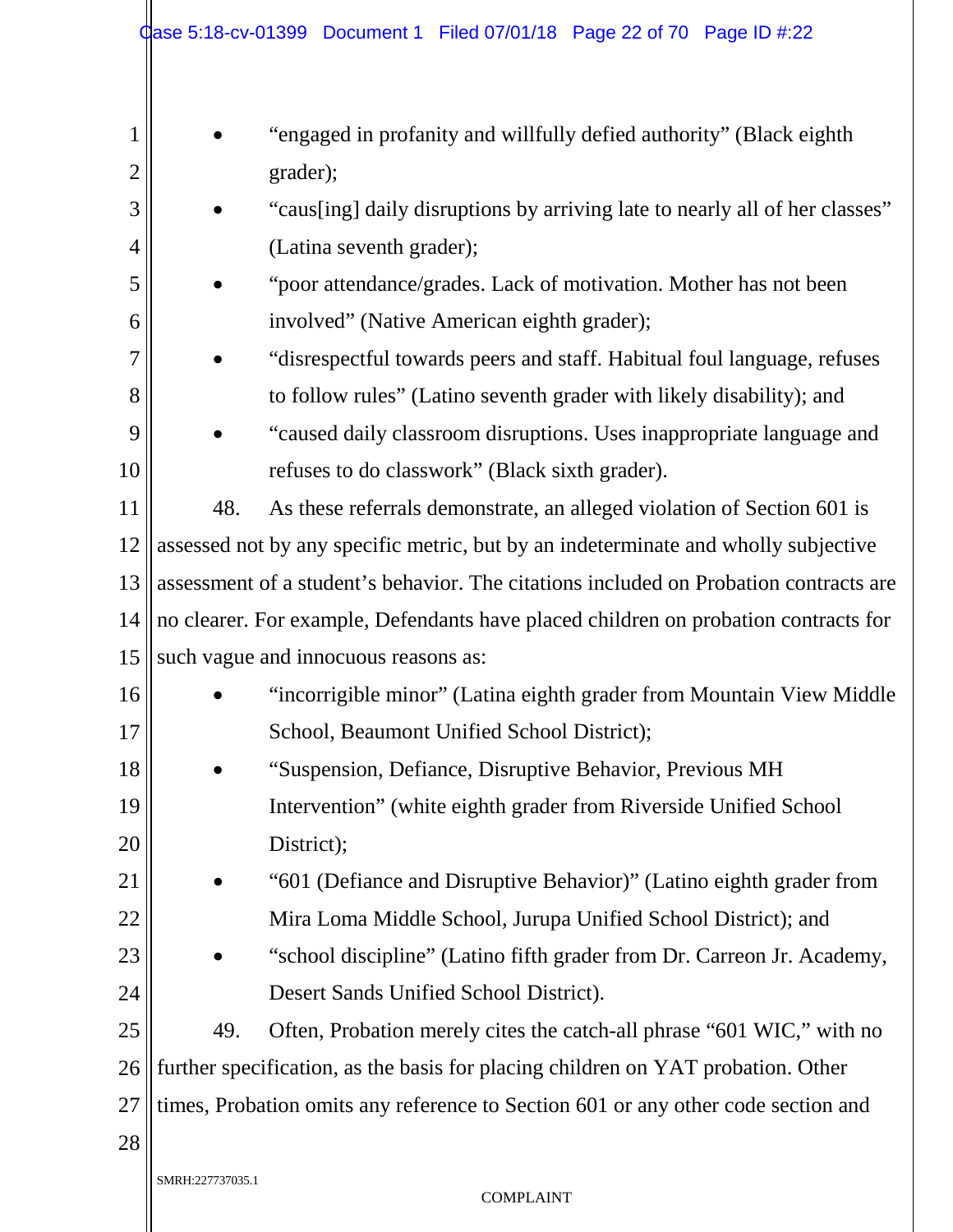- "engaged in profanity and willfully defied authority" (Black eighth grader);
- "caus[ing] daily disruptions by arriving late to nearly all of her classes" (Latina seventh grader);
- "poor attendance/grades. Lack of motivation. Mother has not been involved" (Native American eighth grader);
- "disrespectful towards peers and staff. Habitual foul language, refuses to follow rules" (Latino seventh grader with likely disability); and
- "caused daily classroom disruptions. Uses inappropriate language and refuses to do classwork" (Black sixth grader).

48. As these referrals demonstrate, an alleged violation of Section 601 is assessed not by any specific metric, but by an indeterminate and wholly subjective assessment of a student's behavior. The citations included on Probation contracts are no clearer. For example, Defendants have placed children on probation contracts for such vague and innocuous reasons as:

- "incorrigible minor" (Latina eighth grader from Mountain View Middle School, Beaumont Unified School District);
- "Suspension, Defiance, Disruptive Behavior, Previous MH Intervention" (white eighth grader from Riverside Unified School District);
- "601 (Defiance and Disruptive Behavior)" (Latino eighth grader from Mira Loma Middle School, Jurupa Unified School District); and
- "school discipline" (Latino fifth grader from Dr. Carreon Jr. Academy, Desert Sands Unified School District).

49. Often, Probation merely cites the catch-all phrase "601 WIC," with no further specification, as the basis for placing children on YAT probation. Other times, Probation omits any reference to Section 601 or any other code section and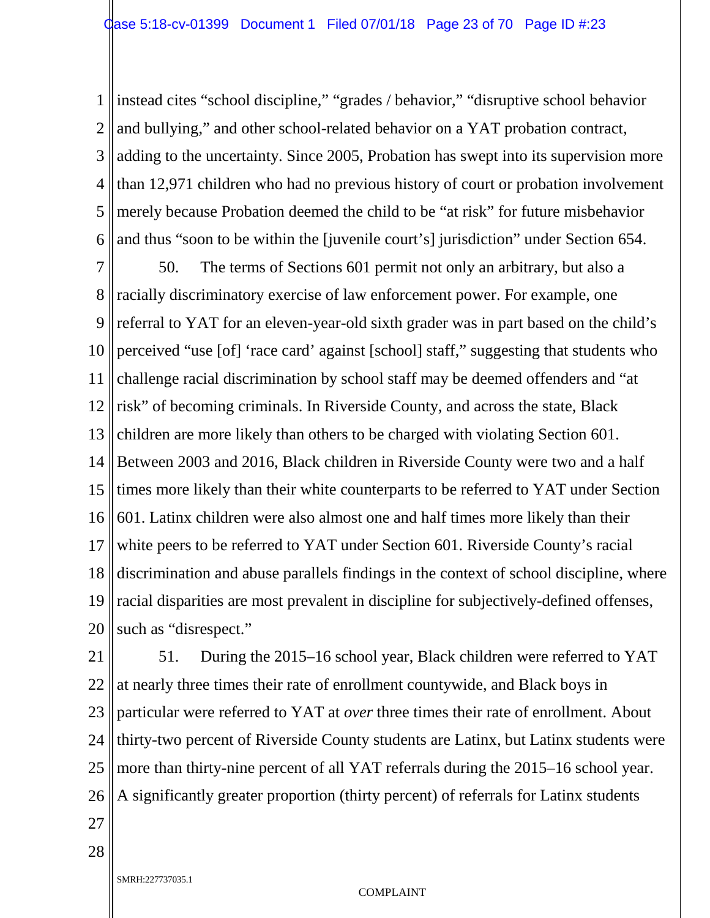instead cites "school discipline," "grades / behavior," "disruptive school behavior and bullying," and other school-related behavior on a YAT probation contract, adding to the uncertainty. Since 2005, Probation has swept into its supervision more than 12,971 children who had no previous history of court or probation involvement merely because Probation deemed the child to be "at risk" for future misbehavior and thus "soon to be within the [juvenile court's] jurisdiction" under Section 654.

50. The terms of Sections 601 permit not only an arbitrary, but also a racially discriminatory exercise of law enforcement power. For example, one referral to YAT for an eleven-year-old sixth grader was in part based on the child's perceived "use [of] 'race card' against [school] staff," suggesting that students who challenge racial discrimination by school staff may be deemed offenders and "at risk" of becoming criminals. In Riverside County, and across the state, Black children are more likely than others to be charged with violating Section 601. Between 2003 and 2016, Black children in Riverside County were two and a half times more likely than their white counterparts to be referred to YAT under Section 601. Latinx children were also almost one and half times more likely than their white peers to be referred to YAT under Section 601. Riverside County's racial discrimination and abuse parallels findings in the context of school discipline, where racial disparities are most prevalent in discipline for subjectively-defined offenses, such as "disrespect."

51. During the 2015–16 school year, Black children were referred to YAT at nearly three times their rate of enrollment countywide, and Black boys in particular were referred to YAT at *over* three times their rate of enrollment. About thirty-two percent of Riverside County students are Latinx, but Latinx students were more than thirty-nine percent of all YAT referrals during the 2015–16 school year. A significantly greater proportion (thirty percent) of referrals for Latinx students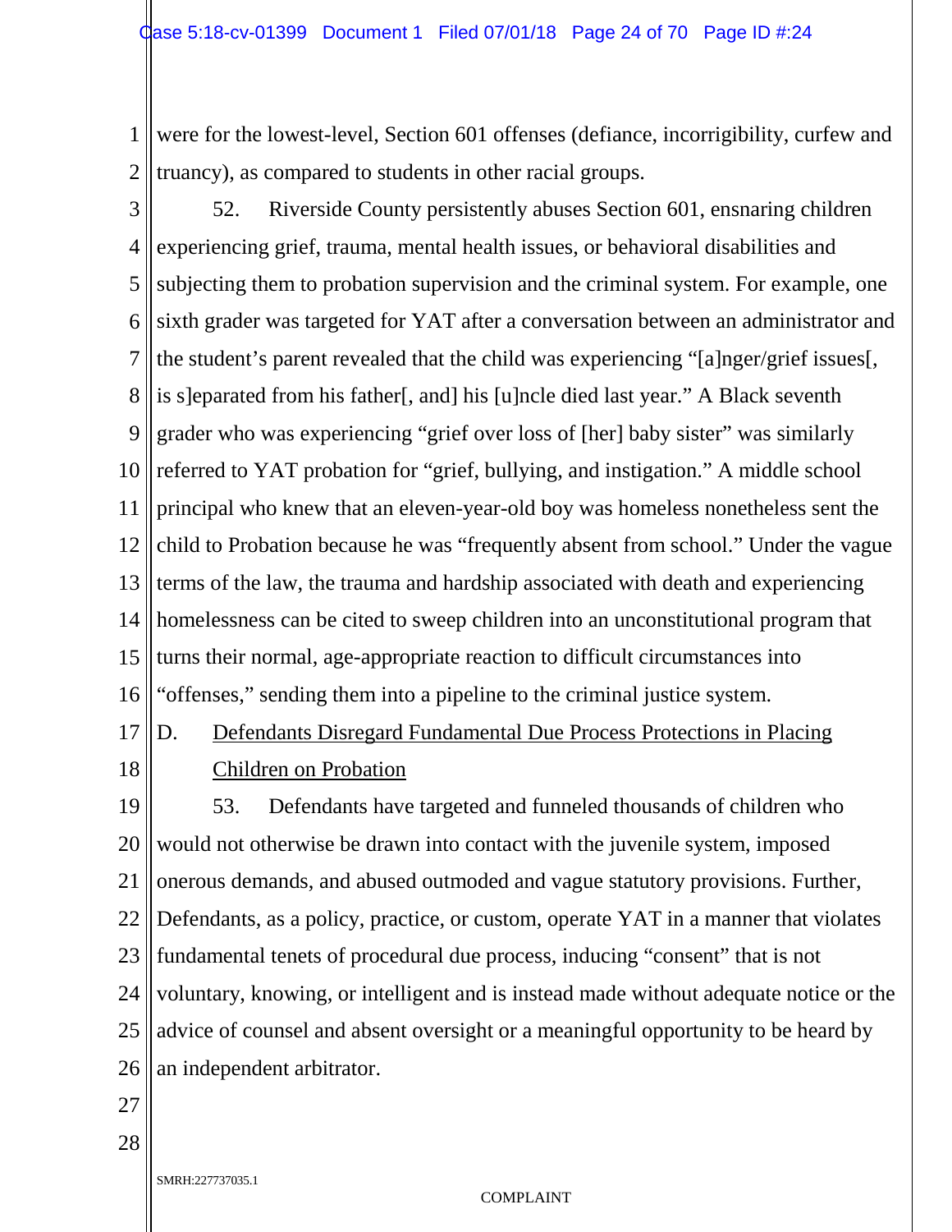were for the lowest-level, Section 601 offenses (defiance, incorrigibility, curfew and truancy), as compared to students in other racial groups.

52. Riverside County persistently abuses Section 601, ensnaring children experiencing grief, trauma, mental health issues, or behavioral disabilities and subjecting them to probation supervision and the criminal system. For example, one sixth grader was targeted for YAT after a conversation between an administrator and the student's parent revealed that the child was experiencing "[a]nger/grief issues[, is s]eparated from his father[, and] his [u]ncle died last year." A Black seventh grader who was experiencing "grief over loss of [her] baby sister" was similarly referred to YAT probation for "grief, bullying, and instigation." A middle school principal who knew that an eleven-year-old boy was homeless nonetheless sent the child to Probation because he was "frequently absent from school." Under the vague terms of the law, the trauma and hardship associated with death and experiencing homelessness can be cited to sweep children into an unconstitutional program that turns their normal, age-appropriate reaction to difficult circumstances into "offenses," sending them into a pipeline to the criminal justice system.

## D. Defendants Disregard Fundamental Due Process Protections in Placing Children on Probation

53. Defendants have targeted and funneled thousands of children who would not otherwise be drawn into contact with the juvenile system, imposed onerous demands, and abused outmoded and vague statutory provisions. Further, Defendants, as a policy, practice, or custom, operate YAT in a manner that violates fundamental tenets of procedural due process, inducing "consent" that is not voluntary, knowing, or intelligent and is instead made without adequate notice or the advice of counsel and absent oversight or a meaningful opportunity to be heard by an independent arbitrator.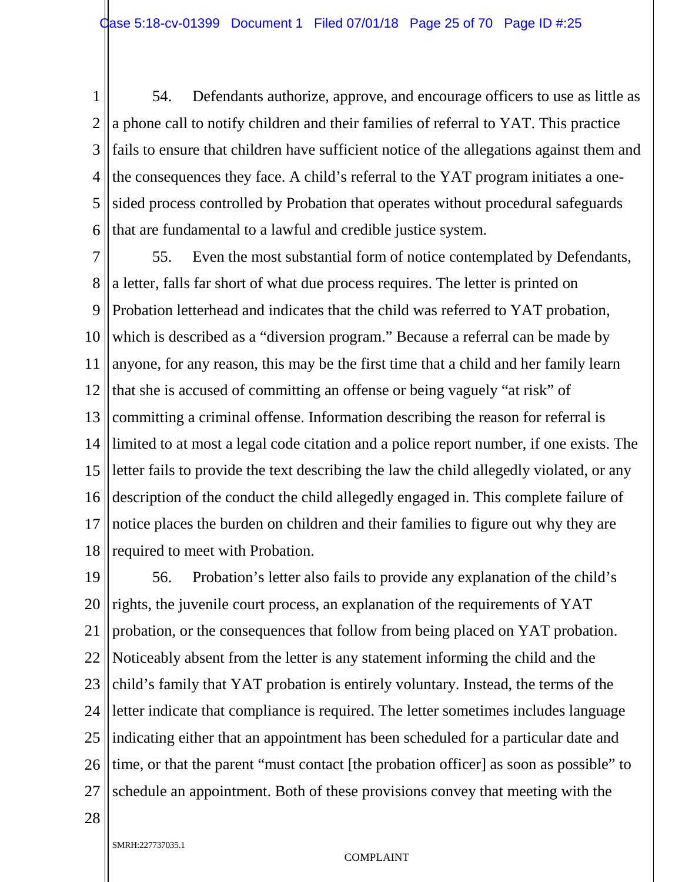54. Defendants authorize, approve, and encourage officers to use as little as a phone call to notify children and their families of referral to YAT. This practice fails to ensure that children have sufficient notice of the allegations against them and the consequences they face. A child's referral to the YAT program initiates a one-sided process controlled by Probation that operates without procedural safeguards that are fundamental to a lawful and credible justice system.

55. Even the most substantial form of notice contemplated by Defendants, a letter, falls far short of what due process requires. The letter is printed on Probation letterhead and indicates that the child was referred to YAT probation, which is described as a "diversion program." Because a referral can be made by anyone, for any reason, this may be the first time that a child and her family learn that she is accused of committing an offense or being vaguely "at risk" of committing a criminal offense. Information describing the reason for referral is limited to at most a legal code citation and a police report number, if one exists. The letter fails to provide the text describing the law the child allegedly violated, or any description of the conduct the child allegedly engaged in. This complete failure of notice places the burden on children and their families to figure out why they are required to meet with Probation.

56. Probation's letter also fails to provide any explanation of the child's rights, the juvenile court process, an explanation of the requirements of YAT probation, or the consequences that follow from being placed on YAT probation. Noticeably absent from the letter is any statement informing the child and the child's family that YAT probation is entirely voluntary. Instead, the terms of the letter indicate that compliance is required. The letter sometimes includes language indicating either that an appointment has been scheduled for a particular date and time, or that the parent "must contact [the probation officer] as soon as possible" to schedule an appointment. Both of these provisions convey that meeting with the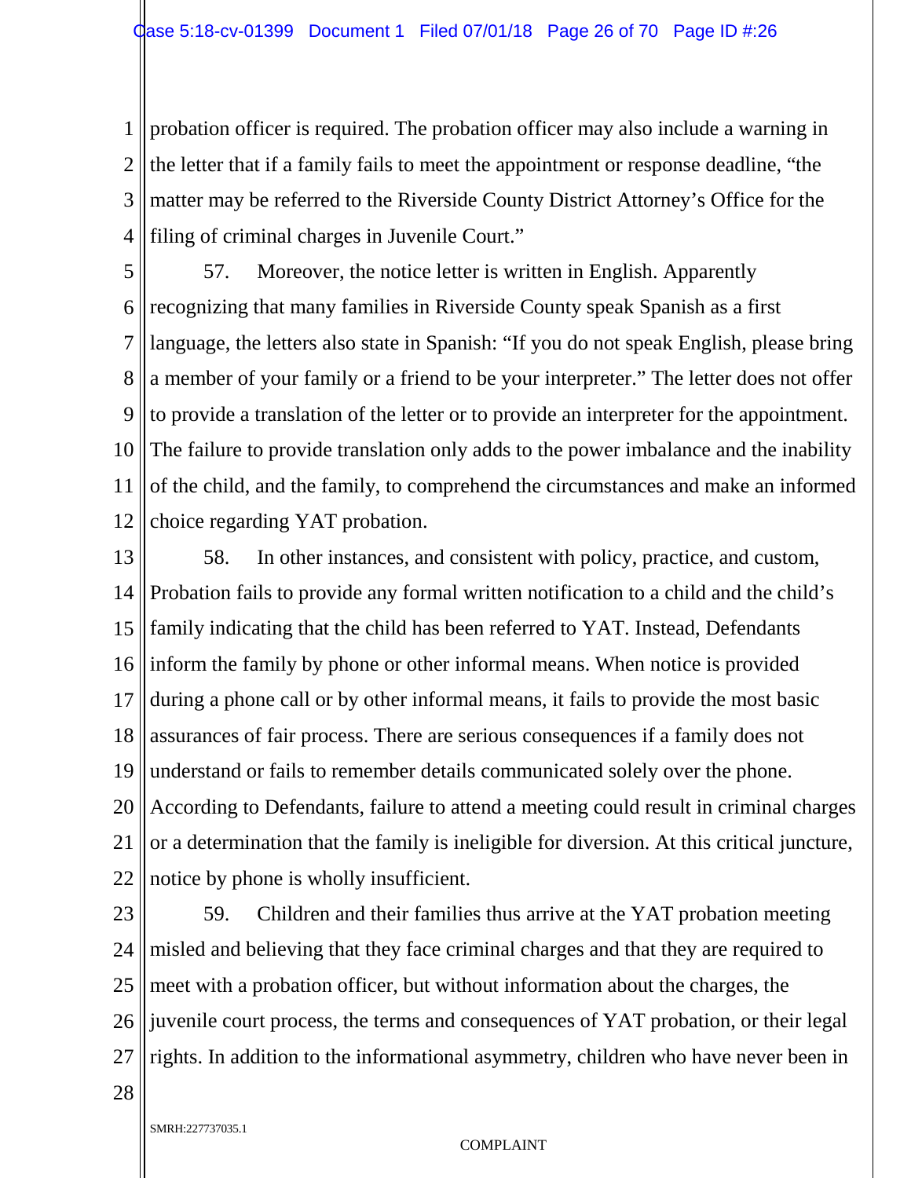probation officer is required. The probation officer may also include a warning in the letter that if a family fails to meet the appointment or response deadline, "the matter may be referred to the Riverside County District Attorney's Office for the filing of criminal charges in Juvenile Court."

57. Moreover, the notice letter is written in English. Apparently recognizing that many families in Riverside County speak Spanish as a first language, the letters also state in Spanish: "If you do not speak English, please bring a member of your family or a friend to be your interpreter." The letter does not offer to provide a translation of the letter or to provide an interpreter for the appointment. The failure to provide translation only adds to the power imbalance and the inability of the child, and the family, to comprehend the circumstances and make an informed choice regarding YAT probation.

58. In other instances, and consistent with policy, practice, and custom, Probation fails to provide any formal written notification to a child and the child's family indicating that the child has been referred to YAT. Instead, Defendants inform the family by phone or other informal means. When notice is provided during a phone call or by other informal means, it fails to provide the most basic assurances of fair process. There are serious consequences if a family does not understand or fails to remember details communicated solely over the phone. According to Defendants, failure to attend a meeting could result in criminal charges or a determination that the family is ineligible for diversion. At this critical juncture, notice by phone is wholly insufficient.

59. Children and their families thus arrive at the YAT probation meeting misled and believing that they face criminal charges and that they are required to meet with a probation officer, but without information about the charges, the juvenile court process, the terms and consequences of YAT probation, or their legal rights. In addition to the informational asymmetry, children who have never been in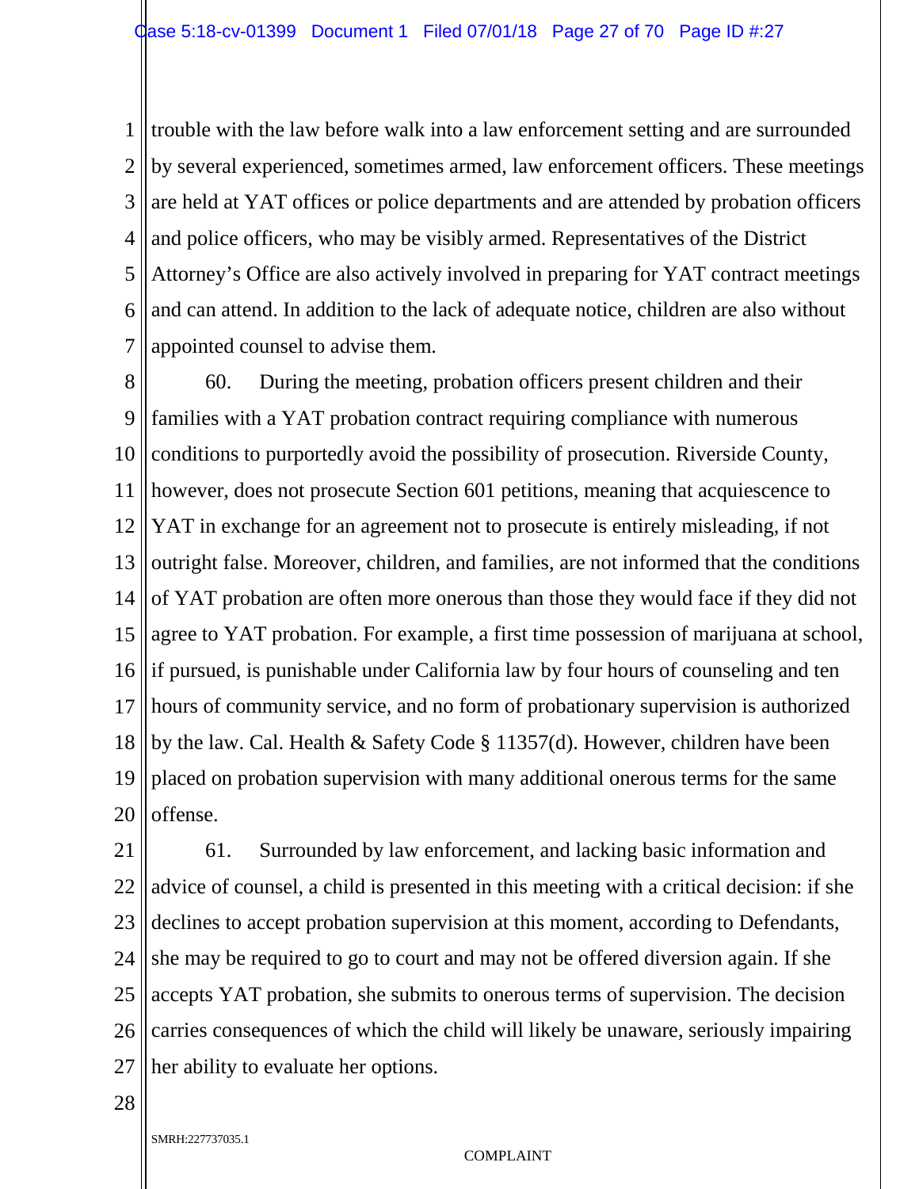trouble with the law before walk into a law enforcement setting and are surrounded by several experienced, sometimes armed, law enforcement officers. These meetings are held at YAT offices or police departments and are attended by probation officers and police officers, who may be visibly armed. Representatives of the District Attorney's Office are also actively involved in preparing for YAT contract meetings and can attend. In addition to the lack of adequate notice, children are also without appointed counsel to advise them.

60. During the meeting, probation officers present children and their families with a YAT probation contract requiring compliance with numerous conditions to purportedly avoid the possibility of prosecution. Riverside County, however, does not prosecute Section 601 petitions, meaning that acquiescence to YAT in exchange for an agreement not to prosecute is entirely misleading, if not outright false. Moreover, children, and families, are not informed that the conditions of YAT probation are often more onerous than those they would face if they did not agree to YAT probation. For example, a first time possession of marijuana at school, if pursued, is punishable under California law by four hours of counseling and ten hours of community service, and no form of probationary supervision is authorized by the law. Cal. Health & Safety Code § 11357(d). However, children have been placed on probation supervision with many additional onerous terms for the same offense.

61. Surrounded by law enforcement, and lacking basic information and advice of counsel, a child is presented in this meeting with a critical decision: if she declines to accept probation supervision at this moment, according to Defendants, she may be required to go to court and may not be offered diversion again. If she accepts YAT probation, she submits to onerous terms of supervision. The decision carries consequences of which the child will likely be unaware, seriously impairing her ability to evaluate her options.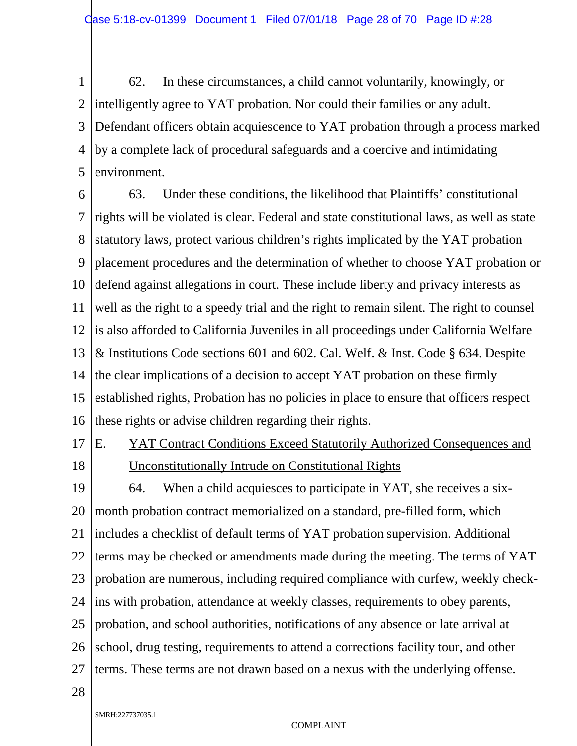62. In these circumstances, a child cannot voluntarily, knowingly, or intelligently agree to YAT probation. Nor could their families or any adult. Defendant officers obtain acquiescence to YAT probation through a process marked by a complete lack of procedural safeguards and a coercive and intimidating environment.

63. Under these conditions, the likelihood that Plaintiffs' constitutional rights will be violated is clear. Federal and state constitutional laws, as well as state statutory laws, protect various children's rights implicated by the YAT probation placement procedures and the determination of whether to choose YAT probation or defend against allegations in court. These include liberty and privacy interests as well as the right to a speedy trial and the right to remain silent. The right to counsel is also afforded to California Juveniles in all proceedings under California Welfare & Institutions Code sections 601 and 602. Cal. Welf. & Inst. Code § 634. Despite the clear implications of a decision to accept YAT probation on these firmly established rights, Probation has no policies in place to ensure that officers respect these rights or advise children regarding their rights.

## E. YAT Contract Conditions Exceed Statutorily Authorized Consequences and Unconstitutionally Intrude on Constitutional Rights

64. When a child acquiesces to participate in YAT, she receives a six-month probation contract memorialized on a standard, pre-filled form, which includes a checklist of default terms of YAT probation supervision. Additional terms may be checked or amendments made during the meeting. The terms of YAT probation are numerous, including required compliance with curfew, weekly check-ins with probation, attendance at weekly classes, requirements to obey parents, probation, and school authorities, notifications of any absence or late arrival at school, drug testing, requirements to attend a corrections facility tour, and other terms. These terms are not drawn based on a nexus with the underlying offense.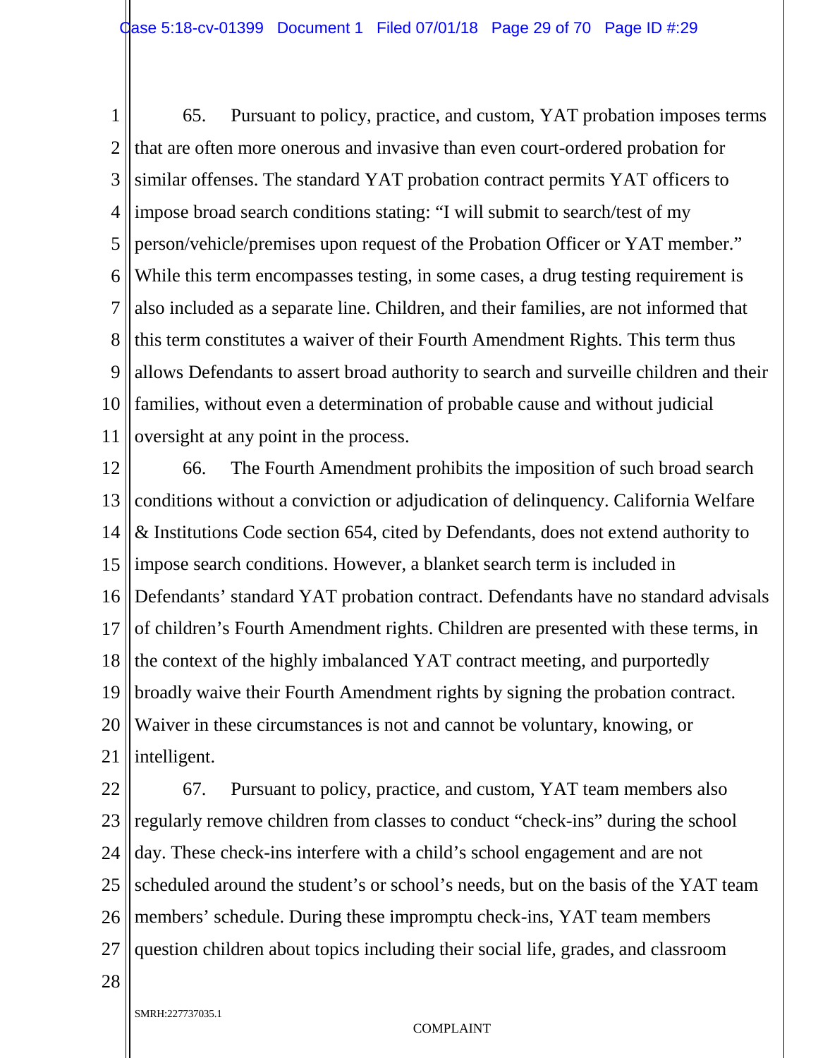65. Pursuant to policy, practice, and custom, YAT probation imposes terms that are often more onerous and invasive than even court-ordered probation for similar offenses. The standard YAT probation contract permits YAT officers to impose broad search conditions stating: "I will submit to search/test of my person/vehicle/premises upon request of the Probation Officer or YAT member." While this term encompasses testing, in some cases, a drug testing requirement is also included as a separate line. Children, and their families, are not informed that this term constitutes a waiver of their Fourth Amendment Rights. This term thus allows Defendants to assert broad authority to search and surveille children and their families, without even a determination of probable cause and without judicial oversight at any point in the process.

66. The Fourth Amendment prohibits the imposition of such broad search conditions without a conviction or adjudication of delinquency. California Welfare & Institutions Code section 654, cited by Defendants, does not extend authority to impose search conditions. However, a blanket search term is included in Defendants' standard YAT probation contract. Defendants have no standard advisals of children's Fourth Amendment rights. Children are presented with these terms, in the context of the highly imbalanced YAT contract meeting, and purportedly broadly waive their Fourth Amendment rights by signing the probation contract. Waiver in these circumstances is not and cannot be voluntary, knowing, or intelligent.

67. Pursuant to policy, practice, and custom, YAT team members also regularly remove children from classes to conduct "check-ins" during the school day. These check-ins interfere with a child's school engagement and are not scheduled around the student's or school's needs, but on the basis of the YAT team members' schedule. During these impromptu check-ins, YAT team members question children about topics including their social life, grades, and classroom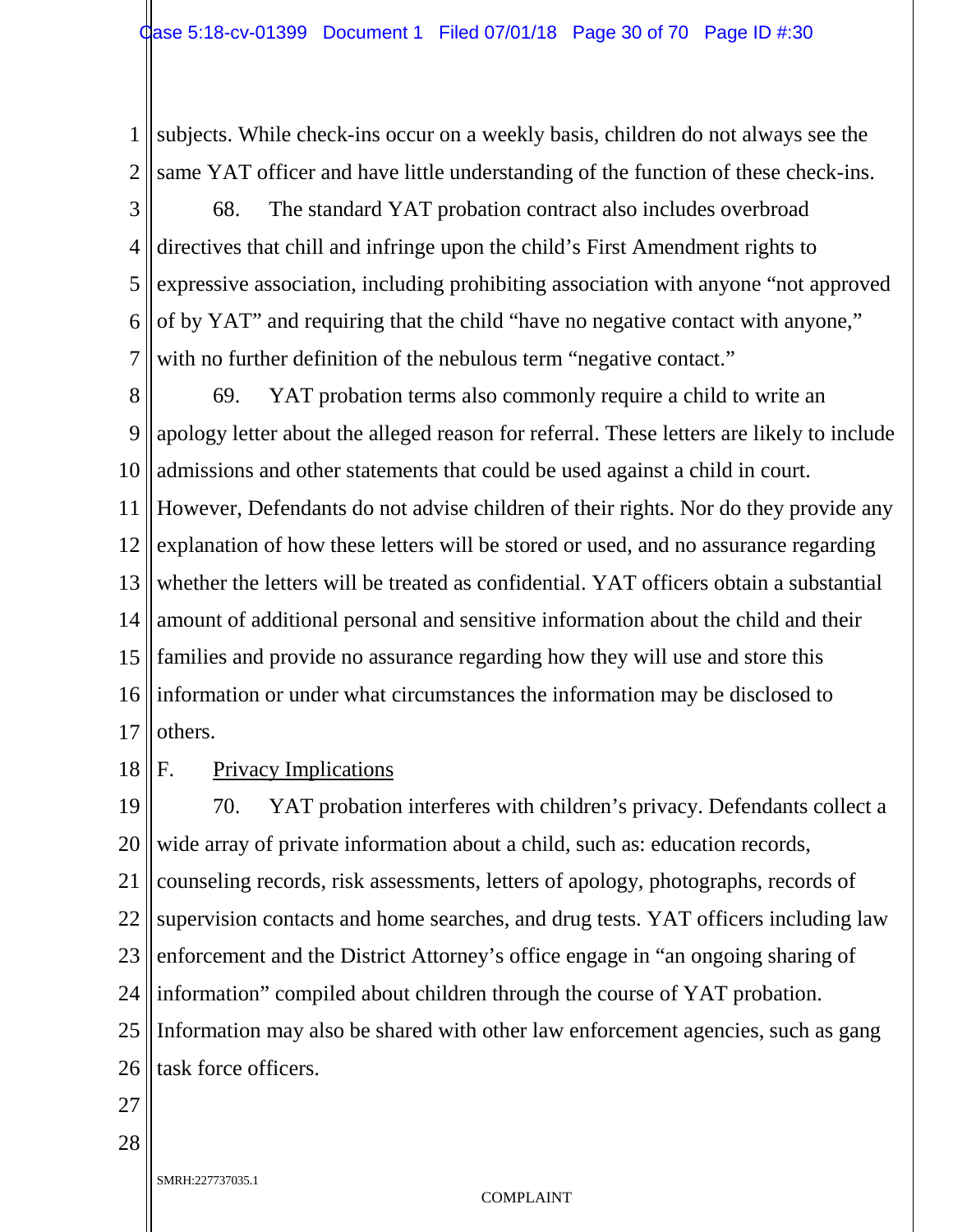subjects. While check-ins occur on a weekly basis, children do not always see the same YAT officer and have little understanding of the function of these check-ins.

68. The standard YAT probation contract also includes overbroad directives that chill and infringe upon the child's First Amendment rights to expressive association, including prohibiting association with anyone "not approved of by YAT" and requiring that the child "have no negative contact with anyone," with no further definition of the nebulous term "negative contact."

69. YAT probation terms also commonly require a child to write an apology letter about the alleged reason for referral. These letters are likely to include admissions and other statements that could be used against a child in court. However, Defendants do not advise children of their rights. Nor do they provide any explanation of how these letters will be stored or used, and no assurance regarding whether the letters will be treated as confidential. YAT officers obtain a substantial amount of additional personal and sensitive information about the child and their families and provide no assurance regarding how they will use and store this information or under what circumstances the information may be disclosed to others.

## F. Privacy Implications

70. YAT probation interferes with children's privacy. Defendants collect a wide array of private information about a child, such as: education records, counseling records, risk assessments, letters of apology, photographs, records of supervision contacts and home searches, and drug tests. YAT officers including law enforcement and the District Attorney's office engage in "an ongoing sharing of information" compiled about children through the course of YAT probation. Information may also be shared with other law enforcement agencies, such as gang task force officers.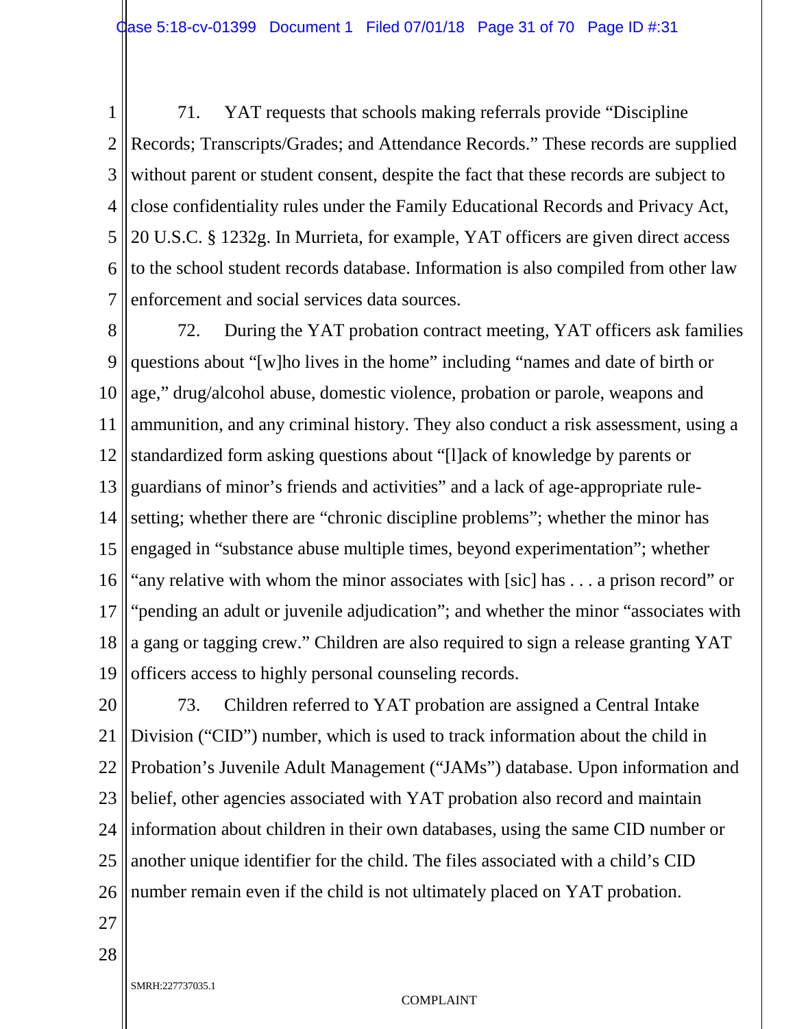71. YAT requests that schools making referrals provide "Discipline Records; Transcripts/Grades; and Attendance Records." These records are supplied without parent or student consent, despite the fact that these records are subject to close confidentiality rules under the Family Educational Records and Privacy Act, 20 U.S.C. § 1232g. In Murrieta, for example, YAT officers are given direct access to the school student records database. Information is also compiled from other law enforcement and social services data sources.

72. During the YAT probation contract meeting, YAT officers ask families questions about "[w]ho lives in the home" including "names and date of birth or age," drug/alcohol abuse, domestic violence, probation or parole, weapons and ammunition, and any criminal history. They also conduct a risk assessment, using a standardized form asking questions about "[l]ack of knowledge by parents or guardians of minor's friends and activities" and a lack of age-appropriate rule-setting; whether there are "chronic discipline problems"; whether the minor has engaged in "substance abuse multiple times, beyond experimentation"; whether "any relative with whom the minor associates with [sic] has . . . a prison record" or "pending an adult or juvenile adjudication"; and whether the minor "associates with a gang or tagging crew." Children are also required to sign a release granting YAT officers access to highly personal counseling records.

73. Children referred to YAT probation are assigned a Central Intake Division ("CID") number, which is used to track information about the child in Probation's Juvenile Adult Management ("JAMs") database. Upon information and belief, other agencies associated with YAT probation also record and maintain information about children in their own databases, using the same CID number or another unique identifier for the child. The files associated with a child's CID number remain even if the child is not ultimately placed on YAT probation.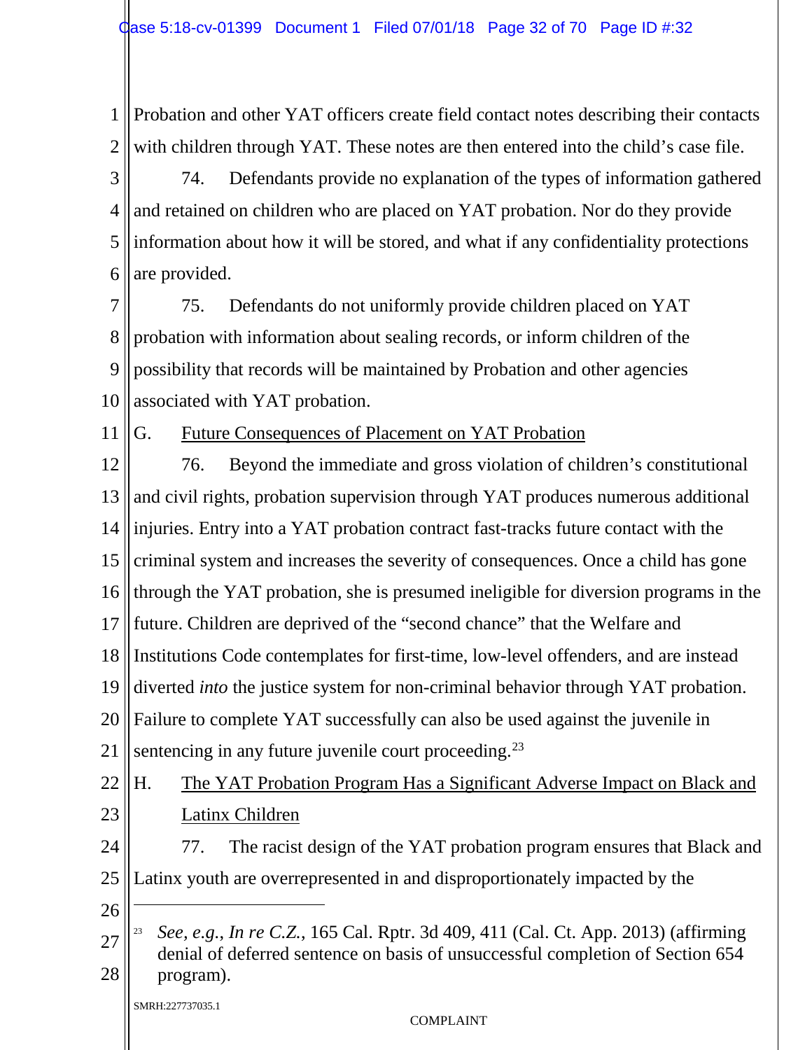Probation and other YAT officers create field contact notes describing their contacts with children through YAT. These notes are then entered into the child's case file.

74. Defendants provide no explanation of the types of information gathered and retained on children who are placed on YAT probation. Nor do they provide information about how it will be stored, and what if any confidentiality protections are provided.

75. Defendants do not uniformly provide children placed on YAT probation with information about sealing records, or inform children of the possibility that records will be maintained by Probation and other agencies associated with YAT probation.

G. Future Consequences of Placement on YAT Probation

76. Beyond the immediate and gross violation of children's constitutional and civil rights, probation supervision through YAT produces numerous additional injuries. Entry into a YAT probation contract fast-tracks future contact with the criminal system and increases the severity of consequences. Once a child has gone through the YAT probation, she is presumed ineligible for diversion programs in the future. Children are deprived of the "second chance" that the Welfare and Institutions Code contemplates for first-time, low-level offenders, and are instead diverted *into* the justice system for non-criminal behavior through YAT probation. Failure to complete YAT successfully can also be used against the juvenile in sentencing in any future juvenile court proceeding.[23]

H. The YAT Probation Program Has a Significant Adverse Impact on Black and Latinx Children

77. The racist design of the YAT probation program ensures that Black and Latinx youth are overrepresented in and disproportionately impacted by the

---

[23] *See, e.g.*, *In re C.Z.*, 165 Cal. Rptr. 3d 409, 411 (Cal. Ct. App. 2013) (affirming denial of deferred sentence on basis of unsuccessful completion of Section 654 program).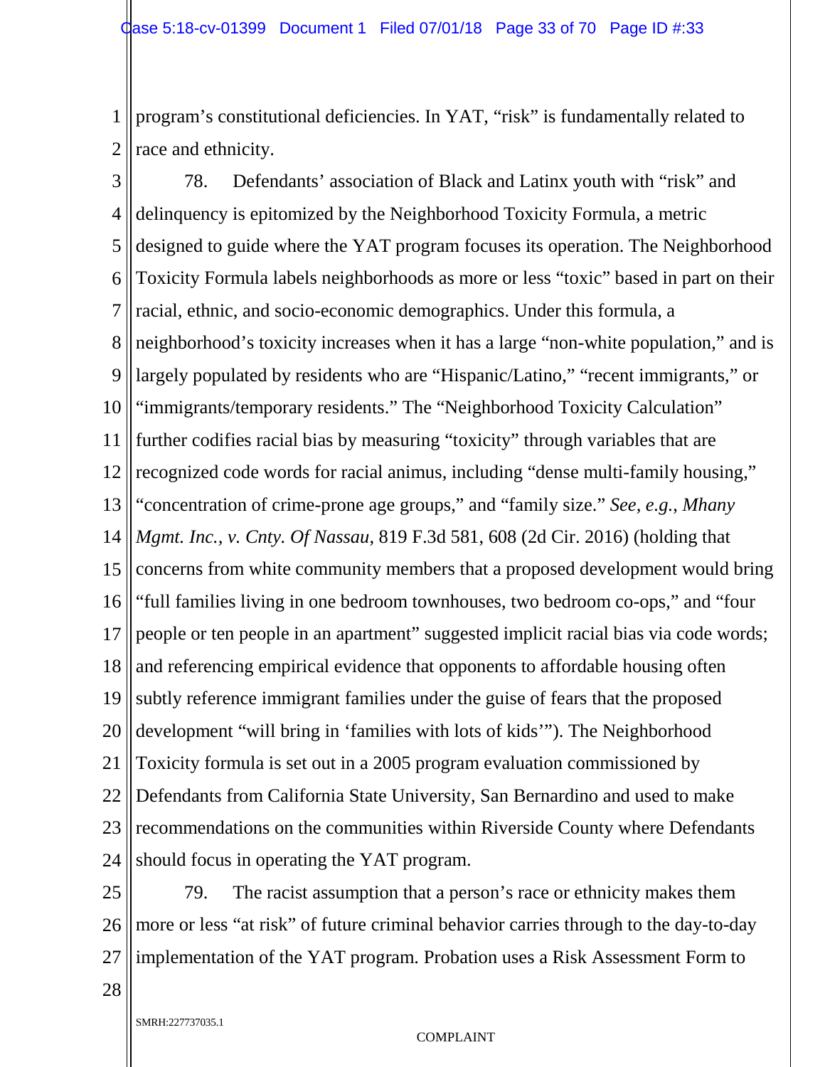program's constitutional deficiencies. In YAT, "risk" is fundamentally related to race and ethnicity.

78. Defendants' association of Black and Latinx youth with "risk" and delinquency is epitomized by the Neighborhood Toxicity Formula, a metric designed to guide where the YAT program focuses its operation. The Neighborhood Toxicity Formula labels neighborhoods as more or less "toxic" based in part on their racial, ethnic, and socio-economic demographics. Under this formula, a neighborhood's toxicity increases when it has a large "non-white population," and is largely populated by residents who are "Hispanic/Latino," "recent immigrants," or "immigrants/temporary residents." The "Neighborhood Toxicity Calculation" further codifies racial bias by measuring "toxicity" through variables that are recognized code words for racial animus, including "dense multi-family housing," "concentration of crime-prone age groups," and "family size." *See, e.g.*, *Mhany Mgmt. Inc., v. Cnty. Of Nassau*, 819 F.3d 581, 608 (2d Cir. 2016) (holding that concerns from white community members that a proposed development would bring "full families living in one bedroom townhouses, two bedroom co-ops," and "four people or ten people in an apartment" suggested implicit racial bias via code words; and referencing empirical evidence that opponents to affordable housing often subtly reference immigrant families under the guise of fears that the proposed development "will bring in 'families with lots of kids'"). The Neighborhood Toxicity formula is set out in a 2005 program evaluation commissioned by Defendants from California State University, San Bernardino and used to make recommendations on the communities within Riverside County where Defendants should focus in operating the YAT program.

79. The racist assumption that a person's race or ethnicity makes them more or less "at risk" of future criminal behavior carries through to the day-to-day implementation of the YAT program. Probation uses a Risk Assessment Form to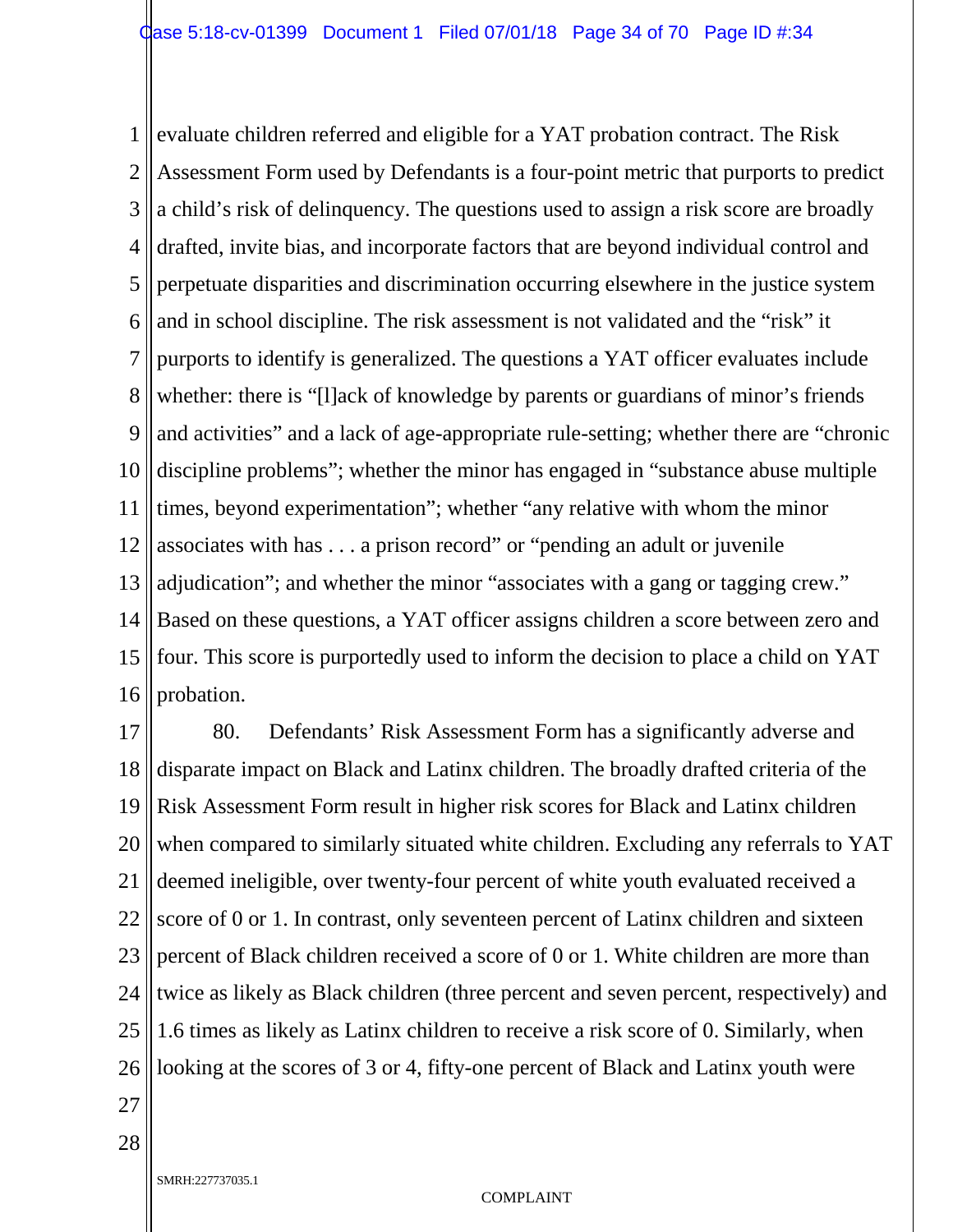evaluate children referred and eligible for a YAT probation contract. The Risk Assessment Form used by Defendants is a four-point metric that purports to predict a child's risk of delinquency. The questions used to assign a risk score are broadly drafted, invite bias, and incorporate factors that are beyond individual control and perpetuate disparities and discrimination occurring elsewhere in the justice system and in school discipline. The risk assessment is not validated and the "risk" it purports to identify is generalized. The questions a YAT officer evaluates include whether: there is "[l]ack of knowledge by parents or guardians of minor's friends and activities" and a lack of age-appropriate rule-setting; whether there are "chronic discipline problems"; whether the minor has engaged in "substance abuse multiple times, beyond experimentation"; whether "any relative with whom the minor associates with has . . . a prison record" or "pending an adult or juvenile adjudication"; and whether the minor "associates with a gang or tagging crew." Based on these questions, a YAT officer assigns children a score between zero and four. This score is purportedly used to inform the decision to place a child on YAT probation.

80. Defendants' Risk Assessment Form has a significantly adverse and disparate impact on Black and Latinx children. The broadly drafted criteria of the Risk Assessment Form result in higher risk scores for Black and Latinx children when compared to similarly situated white children. Excluding any referrals to YAT deemed ineligible, over twenty-four percent of white youth evaluated received a score of 0 or 1. In contrast, only seventeen percent of Latinx children and sixteen percent of Black children received a score of 0 or 1. White children are more than twice as likely as Black children (three percent and seven percent, respectively) and 1.6 times as likely as Latinx children to receive a risk score of 0. Similarly, when looking at the scores of 3 or 4, fifty-one percent of Black and Latinx youth were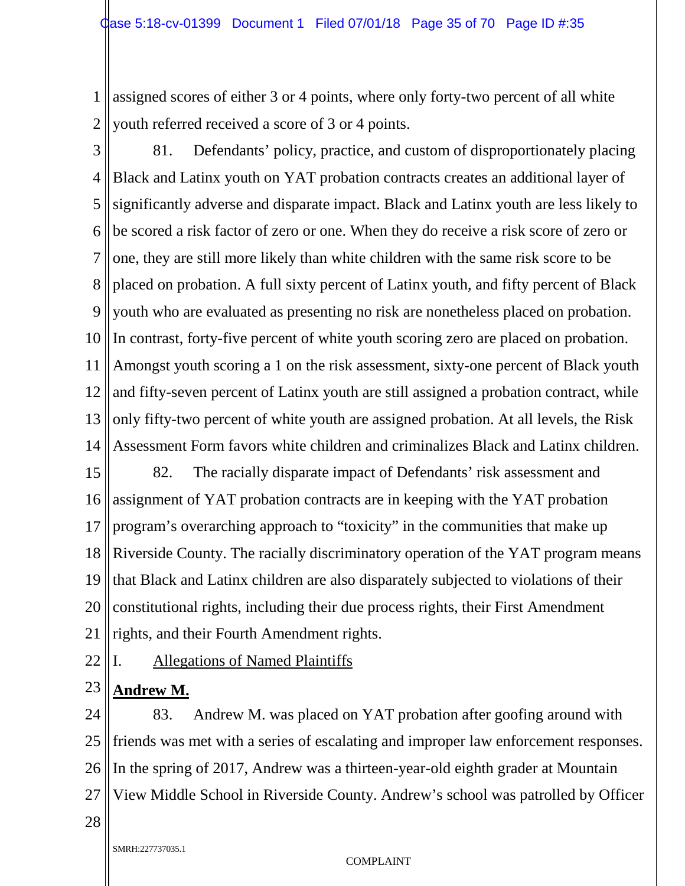assigned scores of either 3 or 4 points, where only forty-two percent of all white youth referred received a score of 3 or 4 points.

81. Defendants' policy, practice, and custom of disproportionately placing Black and Latinx youth on YAT probation contracts creates an additional layer of significantly adverse and disparate impact. Black and Latinx youth are less likely to be scored a risk factor of zero or one. When they do receive a risk score of zero or one, they are still more likely than white children with the same risk score to be placed on probation. A full sixty percent of Latinx youth, and fifty percent of Black youth who are evaluated as presenting no risk are nonetheless placed on probation. In contrast, forty-five percent of white youth scoring zero are placed on probation. Amongst youth scoring a 1 on the risk assessment, sixty-one percent of Black youth and fifty-seven percent of Latinx youth are still assigned a probation contract, while only fifty-two percent of white youth are assigned probation. At all levels, the Risk Assessment Form favors white children and criminalizes Black and Latinx children.

82. The racially disparate impact of Defendants' risk assessment and assignment of YAT probation contracts are in keeping with the YAT probation program's overarching approach to "toxicity" in the communities that make up Riverside County. The racially discriminatory operation of the YAT program means that Black and Latinx children are also disparately subjected to violations of their constitutional rights, including their due process rights, their First Amendment rights, and their Fourth Amendment rights.

## I. Allegations of Named Plaintiffs

### **Andrew M.**

83. Andrew M. was placed on YAT probation after goofing around with friends was met with a series of escalating and improper law enforcement responses. In the spring of 2017, Andrew was a thirteen-year-old eighth grader at Mountain View Middle School in Riverside County. Andrew's school was patrolled by Officer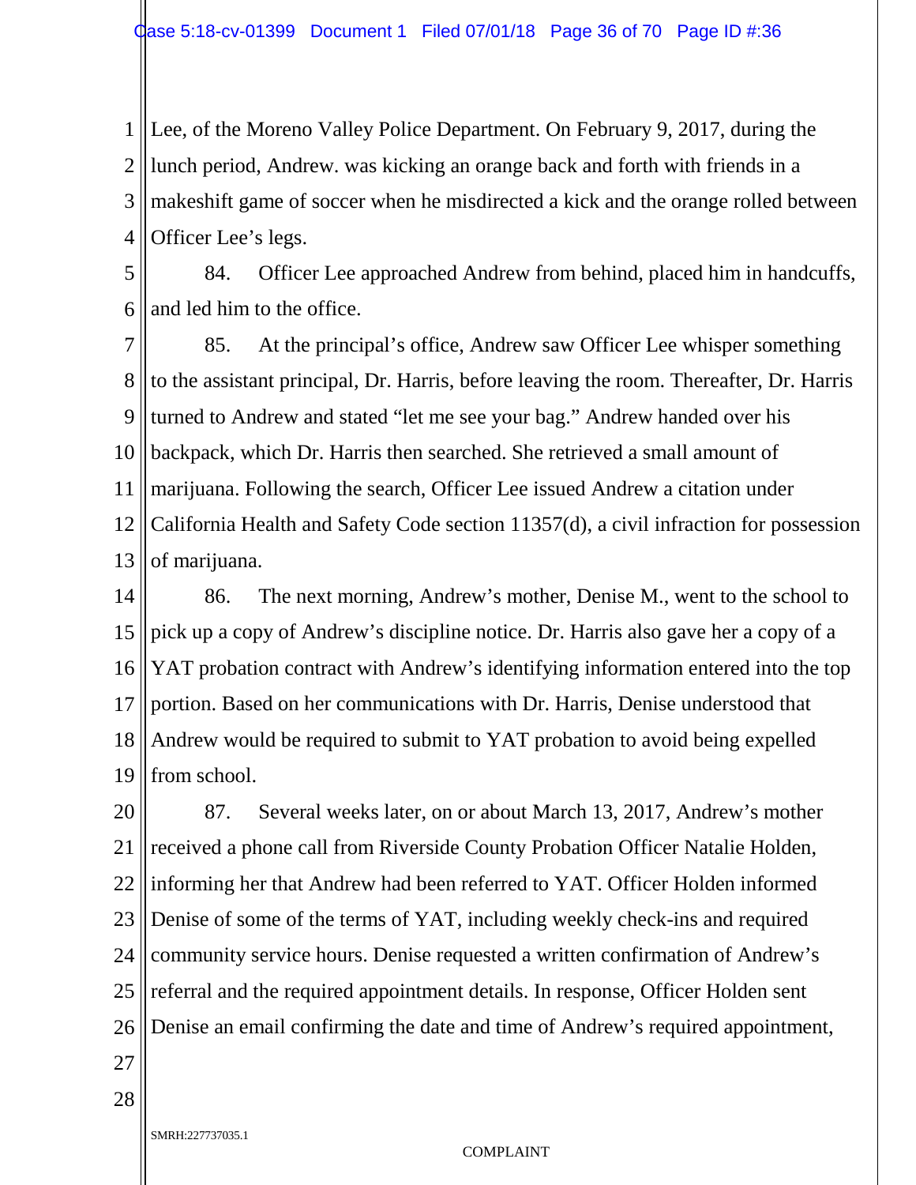Lee, of the Moreno Valley Police Department. On February 9, 2017, during the lunch period, Andrew. was kicking an orange back and forth with friends in a makeshift game of soccer when he misdirected a kick and the orange rolled between Officer Lee's legs.

84. Officer Lee approached Andrew from behind, placed him in handcuffs, and led him to the office.

85. At the principal's office, Andrew saw Officer Lee whisper something to the assistant principal, Dr. Harris, before leaving the room. Thereafter, Dr. Harris turned to Andrew and stated "let me see your bag." Andrew handed over his backpack, which Dr. Harris then searched. She retrieved a small amount of marijuana. Following the search, Officer Lee issued Andrew a citation under California Health and Safety Code section 11357(d), a civil infraction for possession of marijuana.

86. The next morning, Andrew's mother, Denise M., went to the school to pick up a copy of Andrew's discipline notice. Dr. Harris also gave her a copy of a YAT probation contract with Andrew's identifying information entered into the top portion. Based on her communications with Dr. Harris, Denise understood that Andrew would be required to submit to YAT probation to avoid being expelled from school.

87. Several weeks later, on or about March 13, 2017, Andrew's mother received a phone call from Riverside County Probation Officer Natalie Holden, informing her that Andrew had been referred to YAT. Officer Holden informed Denise of some of the terms of YAT, including weekly check-ins and required community service hours. Denise requested a written confirmation of Andrew's referral and the required appointment details. In response, Officer Holden sent Denise an email confirming the date and time of Andrew's required appointment,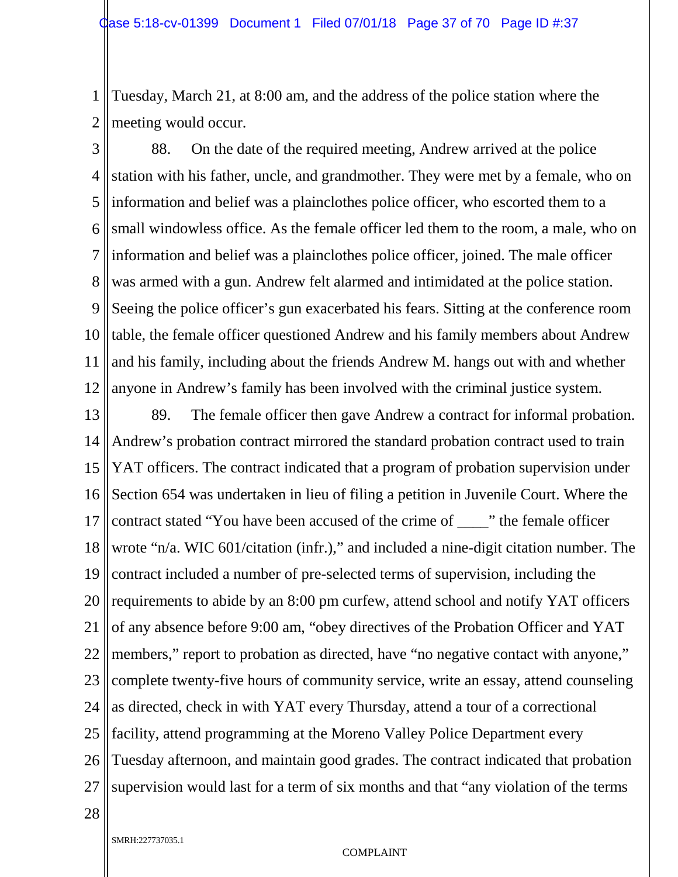Tuesday, March 21, at 8:00 am, and the address of the police station where the meeting would occur.

88. On the date of the required meeting, Andrew arrived at the police station with his father, uncle, and grandmother. They were met by a female, who on information and belief was a plainclothes police officer, who escorted them to a small windowless office. As the female officer led them to the room, a male, who on information and belief was a plainclothes police officer, joined. The male officer was armed with a gun. Andrew felt alarmed and intimidated at the police station. Seeing the police officer's gun exacerbated his fears. Sitting at the conference room table, the female officer questioned Andrew and his family members about Andrew and his family, including about the friends Andrew M. hangs out with and whether anyone in Andrew's family has been involved with the criminal justice system.

89. The female officer then gave Andrew a contract for informal probation. Andrew's probation contract mirrored the standard probation contract used to train YAT officers. The contract indicated that a program of probation supervision under Section 654 was undertaken in lieu of filing a petition in Juvenile Court. Where the contract stated "You have been accused of the crime of ____" the female officer wrote "n/a. WIC 601/citation (infr.)," and included a nine-digit citation number. The contract included a number of pre-selected terms of supervision, including the requirements to abide by an 8:00 pm curfew, attend school and notify YAT officers of any absence before 9:00 am, "obey directives of the Probation Officer and YAT members," report to probation as directed, have "no negative contact with anyone," complete twenty-five hours of community service, write an essay, attend counseling as directed, check in with YAT every Thursday, attend a tour of a correctional facility, attend programming at the Moreno Valley Police Department every Tuesday afternoon, and maintain good grades. The contract indicated that probation supervision would last for a term of six months and that "any violation of the terms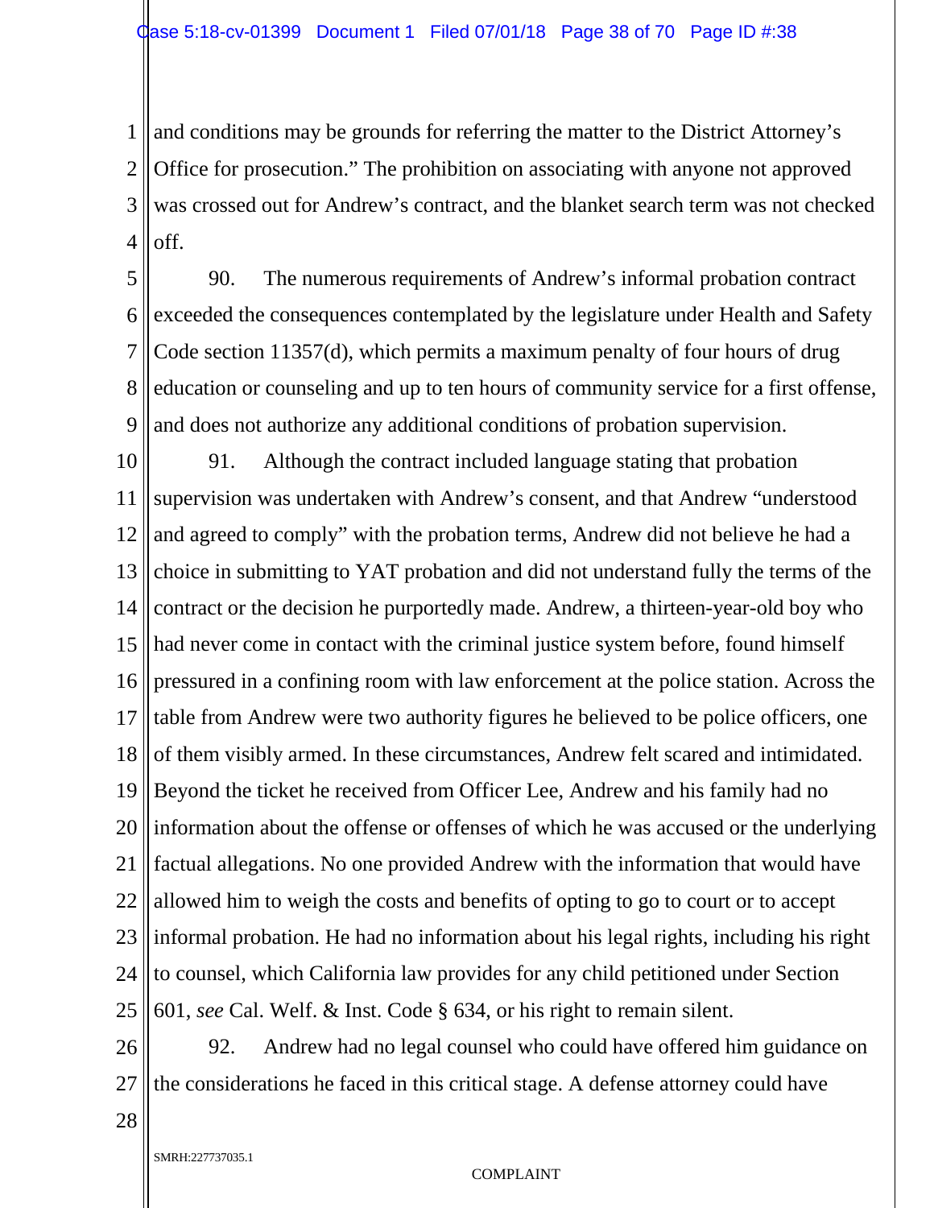and conditions may be grounds for referring the matter to the District Attorney's Office for prosecution." The prohibition on associating with anyone not approved was crossed out for Andrew's contract, and the blanket search term was not checked off.

90. The numerous requirements of Andrew's informal probation contract exceeded the consequences contemplated by the legislature under Health and Safety Code section 11357(d), which permits a maximum penalty of four hours of drug education or counseling and up to ten hours of community service for a first offense, and does not authorize any additional conditions of probation supervision.

91. Although the contract included language stating that probation supervision was undertaken with Andrew's consent, and that Andrew "understood and agreed to comply" with the probation terms, Andrew did not believe he had a choice in submitting to YAT probation and did not understand fully the terms of the contract or the decision he purportedly made. Andrew, a thirteen-year-old boy who had never come in contact with the criminal justice system before, found himself pressured in a confining room with law enforcement at the police station. Across the table from Andrew were two authority figures he believed to be police officers, one of them visibly armed. In these circumstances, Andrew felt scared and intimidated. Beyond the ticket he received from Officer Lee, Andrew and his family had no information about the offense or offenses of which he was accused or the underlying factual allegations. No one provided Andrew with the information that would have allowed him to weigh the costs and benefits of opting to go to court or to accept informal probation. He had no information about his legal rights, including his right to counsel, which California law provides for any child petitioned under Section 601, *see* Cal. Welf. & Inst. Code § 634, or his right to remain silent.

92. Andrew had no legal counsel who could have offered him guidance on the considerations he faced in this critical stage. A defense attorney could have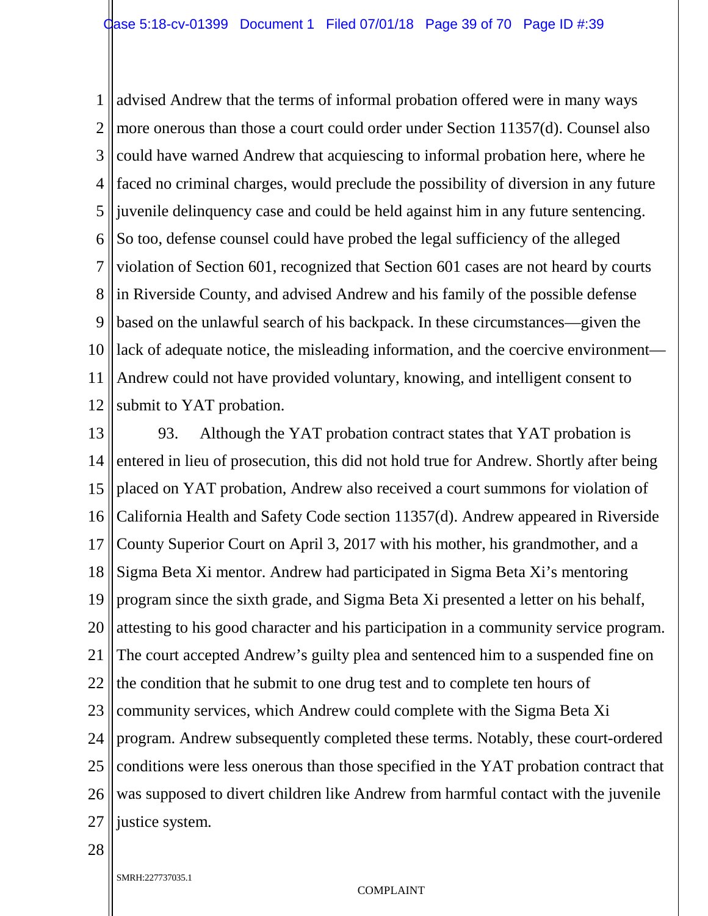advised Andrew that the terms of informal probation offered were in many ways more onerous than those a court could order under Section 11357(d). Counsel also could have warned Andrew that acquiescing to informal probation here, where he faced no criminal charges, would preclude the possibility of diversion in any future juvenile delinquency case and could be held against him in any future sentencing. So too, defense counsel could have probed the legal sufficiency of the alleged violation of Section 601, recognized that Section 601 cases are not heard by courts in Riverside County, and advised Andrew and his family of the possible defense based on the unlawful search of his backpack. In these circumstances—given the lack of adequate notice, the misleading information, and the coercive environment—Andrew could not have provided voluntary, knowing, and intelligent consent to submit to YAT probation.

93. Although the YAT probation contract states that YAT probation is entered in lieu of prosecution, this did not hold true for Andrew. Shortly after being placed on YAT probation, Andrew also received a court summons for violation of California Health and Safety Code section 11357(d). Andrew appeared in Riverside County Superior Court on April 3, 2017 with his mother, his grandmother, and a Sigma Beta Xi mentor. Andrew had participated in Sigma Beta Xi's mentoring program since the sixth grade, and Sigma Beta Xi presented a letter on his behalf, attesting to his good character and his participation in a community service program. The court accepted Andrew's guilty plea and sentenced him to a suspended fine on the condition that he submit to one drug test and to complete ten hours of community services, which Andrew could complete with the Sigma Beta Xi program. Andrew subsequently completed these terms. Notably, these court-ordered conditions were less onerous than those specified in the YAT probation contract that was supposed to divert children like Andrew from harmful contact with the juvenile justice system.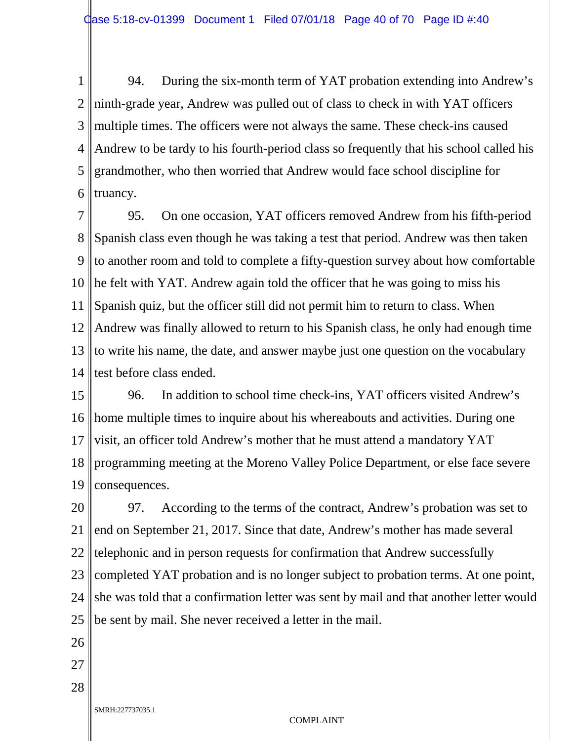94. During the six-month term of YAT probation extending into Andrew's ninth-grade year, Andrew was pulled out of class to check in with YAT officers multiple times. The officers were not always the same. These check-ins caused Andrew to be tardy to his fourth-period class so frequently that his school called his grandmother, who then worried that Andrew would face school discipline for truancy.

95. On one occasion, YAT officers removed Andrew from his fifth-period Spanish class even though he was taking a test that period. Andrew was then taken to another room and told to complete a fifty-question survey about how comfortable he felt with YAT. Andrew again told the officer that he was going to miss his Spanish quiz, but the officer still did not permit him to return to class. When Andrew was finally allowed to return to his Spanish class, he only had enough time to write his name, the date, and answer maybe just one question on the vocabulary test before class ended.

96. In addition to school time check-ins, YAT officers visited Andrew's home multiple times to inquire about his whereabouts and activities. During one visit, an officer told Andrew's mother that he must attend a mandatory YAT programming meeting at the Moreno Valley Police Department, or else face severe consequences.

97. According to the terms of the contract, Andrew's probation was set to end on September 21, 2017. Since that date, Andrew's mother has made several telephonic and in person requests for confirmation that Andrew successfully completed YAT probation and is no longer subject to probation terms. At one point, she was told that a confirmation letter was sent by mail and that another letter would be sent by mail. She never received a letter in the mail.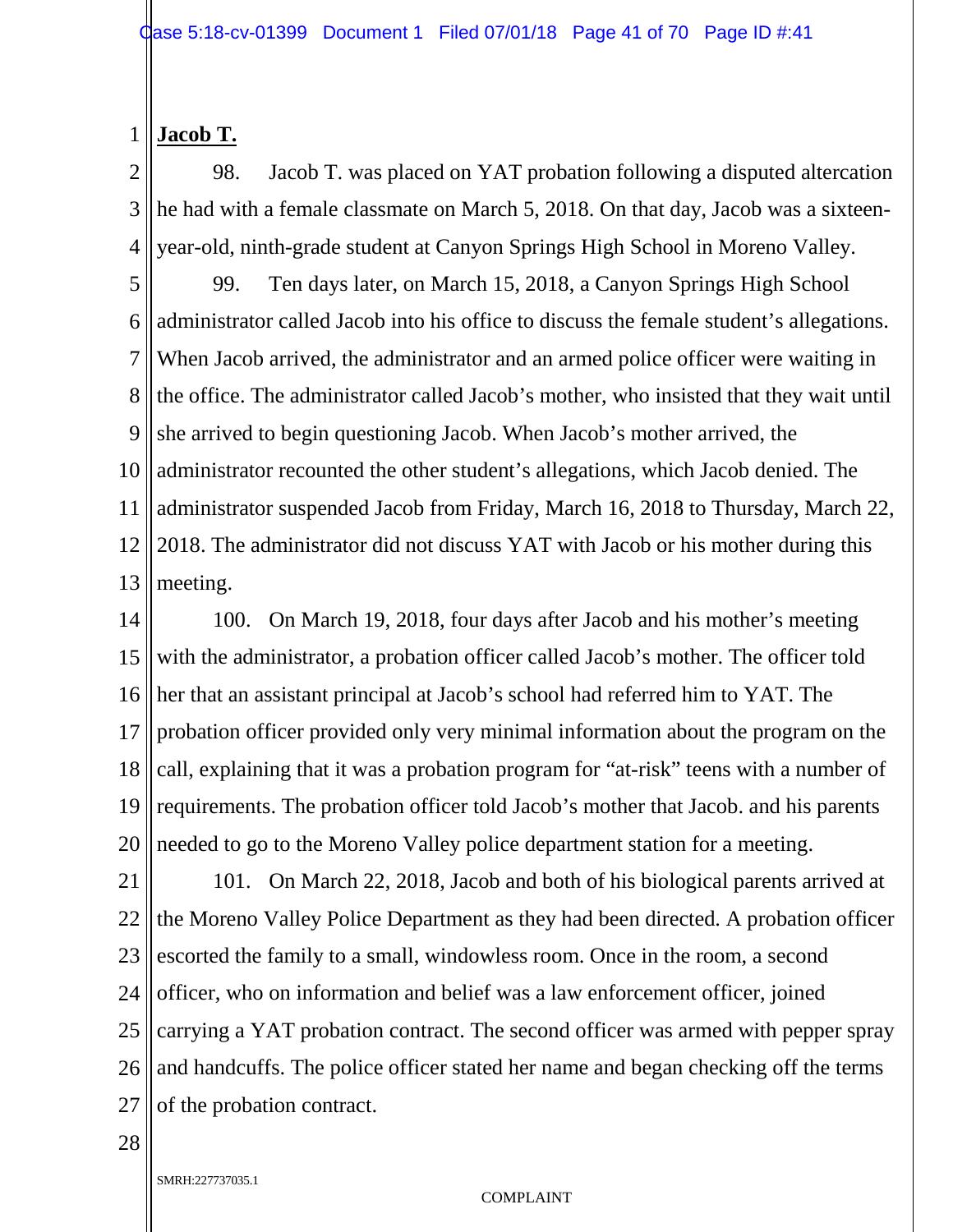**Jacob T.**

98. Jacob T. was placed on YAT probation following a disputed altercation he had with a female classmate on March 5, 2018. On that day, Jacob was a sixteen-year-old, ninth-grade student at Canyon Springs High School in Moreno Valley.

99. Ten days later, on March 15, 2018, a Canyon Springs High School administrator called Jacob into his office to discuss the female student's allegations. When Jacob arrived, the administrator and an armed police officer were waiting in the office. The administrator called Jacob's mother, who insisted that they wait until she arrived to begin questioning Jacob. When Jacob's mother arrived, the administrator recounted the other student's allegations, which Jacob denied. The administrator suspended Jacob from Friday, March 16, 2018 to Thursday, March 22, 2018. The administrator did not discuss YAT with Jacob or his mother during this meeting.

100. On March 19, 2018, four days after Jacob and his mother's meeting with the administrator, a probation officer called Jacob's mother. The officer told her that an assistant principal at Jacob's school had referred him to YAT. The probation officer provided only very minimal information about the program on the call, explaining that it was a probation program for "at-risk" teens with a number of requirements. The probation officer told Jacob's mother that Jacob. and his parents needed to go to the Moreno Valley police department station for a meeting.

101. On March 22, 2018, Jacob and both of his biological parents arrived at the Moreno Valley Police Department as they had been directed. A probation officer escorted the family to a small, windowless room. Once in the room, a second officer, who on information and belief was a law enforcement officer, joined carrying a YAT probation contract. The second officer was armed with pepper spray and handcuffs. The police officer stated her name and began checking off the terms of the probation contract.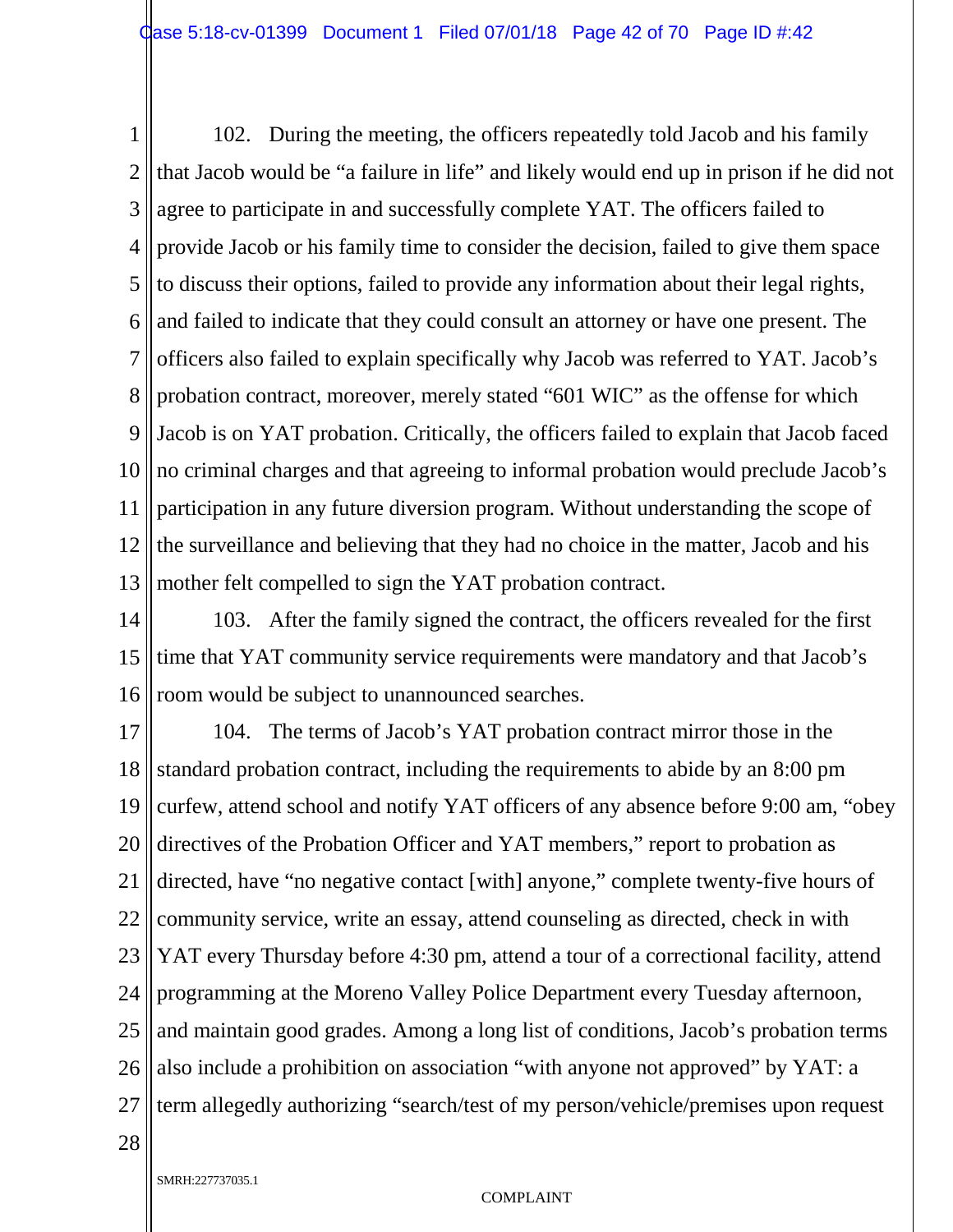102. During the meeting, the officers repeatedly told Jacob and his family that Jacob would be "a failure in life" and likely would end up in prison if he did not agree to participate in and successfully complete YAT. The officers failed to provide Jacob or his family time to consider the decision, failed to give them space to discuss their options, failed to provide any information about their legal rights, and failed to indicate that they could consult an attorney or have one present. The officers also failed to explain specifically why Jacob was referred to YAT. Jacob's probation contract, moreover, merely stated "601 WIC" as the offense for which Jacob is on YAT probation. Critically, the officers failed to explain that Jacob faced no criminal charges and that agreeing to informal probation would preclude Jacob's participation in any future diversion program. Without understanding the scope of the surveillance and believing that they had no choice in the matter, Jacob and his mother felt compelled to sign the YAT probation contract.

103. After the family signed the contract, the officers revealed for the first time that YAT community service requirements were mandatory and that Jacob's room would be subject to unannounced searches.

104. The terms of Jacob's YAT probation contract mirror those in the standard probation contract, including the requirements to abide by an 8:00 pm curfew, attend school and notify YAT officers of any absence before 9:00 am, "obey directives of the Probation Officer and YAT members," report to probation as directed, have "no negative contact [with] anyone," complete twenty-five hours of community service, write an essay, attend counseling as directed, check in with YAT every Thursday before 4:30 pm, attend a tour of a correctional facility, attend programming at the Moreno Valley Police Department every Tuesday afternoon, and maintain good grades. Among a long list of conditions, Jacob's probation terms also include a prohibition on association "with anyone not approved" by YAT: a term allegedly authorizing "search/test of my person/vehicle/premises upon request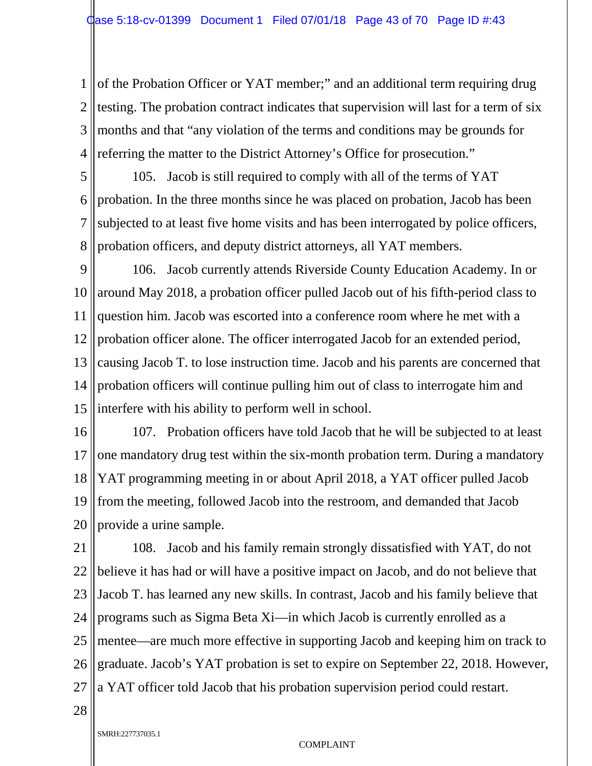of the Probation Officer or YAT member;" and an additional term requiring drug testing. The probation contract indicates that supervision will last for a term of six months and that "any violation of the terms and conditions may be grounds for referring the matter to the District Attorney's Office for prosecution."

105. Jacob is still required to comply with all of the terms of YAT probation. In the three months since he was placed on probation, Jacob has been subjected to at least five home visits and has been interrogated by police officers, probation officers, and deputy district attorneys, all YAT members.

106. Jacob currently attends Riverside County Education Academy. In or around May 2018, a probation officer pulled Jacob out of his fifth-period class to question him. Jacob was escorted into a conference room where he met with a probation officer alone. The officer interrogated Jacob for an extended period, causing Jacob T. to lose instruction time. Jacob and his parents are concerned that probation officers will continue pulling him out of class to interrogate him and interfere with his ability to perform well in school.

107. Probation officers have told Jacob that he will be subjected to at least one mandatory drug test within the six-month probation term. During a mandatory YAT programming meeting in or about April 2018, a YAT officer pulled Jacob from the meeting, followed Jacob into the restroom, and demanded that Jacob provide a urine sample.

108. Jacob and his family remain strongly dissatisfied with YAT, do not believe it has had or will have a positive impact on Jacob, and do not believe that Jacob T. has learned any new skills. In contrast, Jacob and his family believe that programs such as Sigma Beta Xi—in which Jacob is currently enrolled as a mentee—are much more effective in supporting Jacob and keeping him on track to graduate. Jacob's YAT probation is set to expire on September 22, 2018. However, a YAT officer told Jacob that his probation supervision period could restart.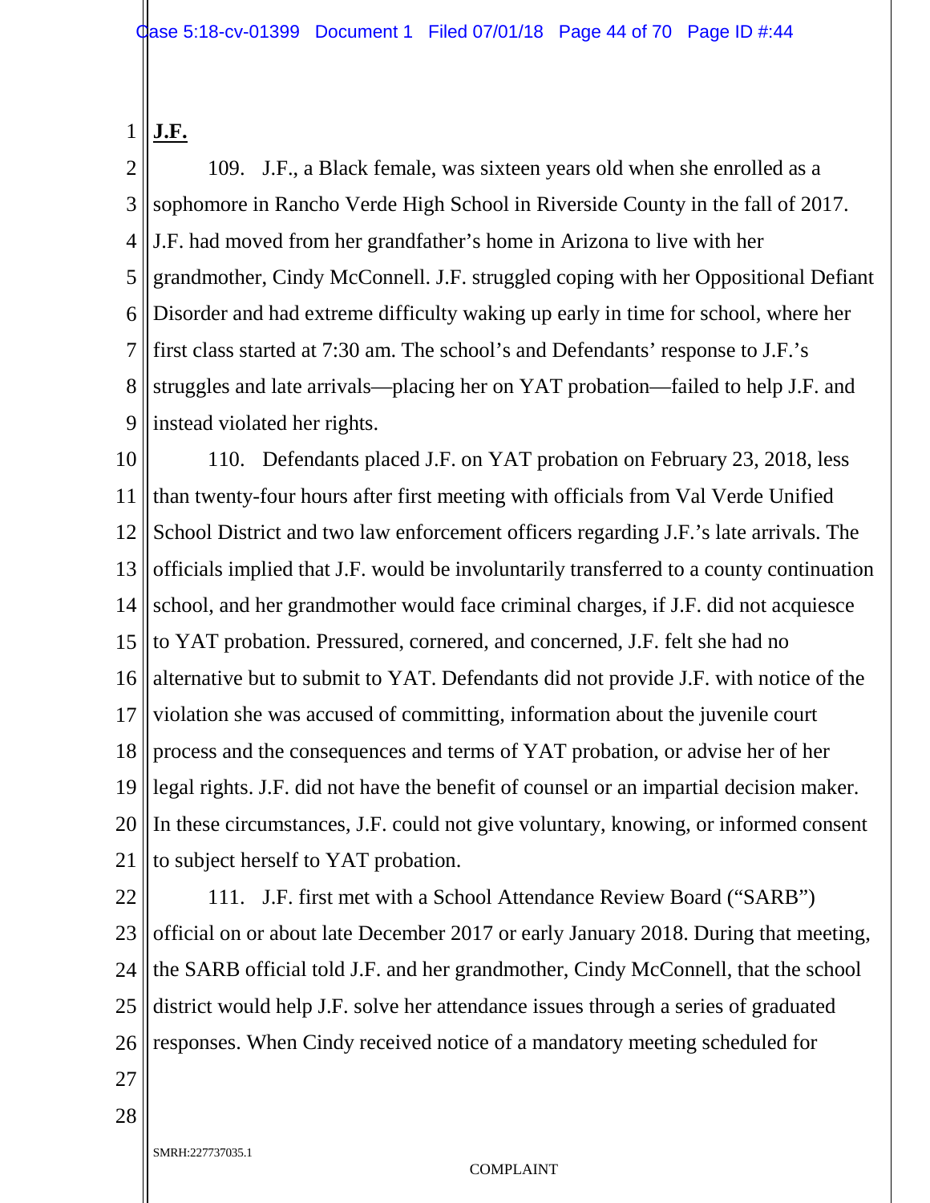**J.F.**

109. J.F., a Black female, was sixteen years old when she enrolled as a sophomore in Rancho Verde High School in Riverside County in the fall of 2017. J.F. had moved from her grandfather's home in Arizona to live with her grandmother, Cindy McConnell. J.F. struggled coping with her Oppositional Defiant Disorder and had extreme difficulty waking up early in time for school, where her first class started at 7:30 am. The school's and Defendants' response to J.F.'s struggles and late arrivals—placing her on YAT probation—failed to help J.F. and instead violated her rights.

110. Defendants placed J.F. on YAT probation on February 23, 2018, less than twenty-four hours after first meeting with officials from Val Verde Unified School District and two law enforcement officers regarding J.F.'s late arrivals. The officials implied that J.F. would be involuntarily transferred to a county continuation school, and her grandmother would face criminal charges, if J.F. did not acquiesce to YAT probation. Pressured, cornered, and concerned, J.F. felt she had no alternative but to submit to YAT. Defendants did not provide J.F. with notice of the violation she was accused of committing, information about the juvenile court process and the consequences and terms of YAT probation, or advise her of her legal rights. J.F. did not have the benefit of counsel or an impartial decision maker. In these circumstances, J.F. could not give voluntary, knowing, or informed consent to subject herself to YAT probation.

111. J.F. first met with a School Attendance Review Board ("SARB") official on or about late December 2017 or early January 2018. During that meeting, the SARB official told J.F. and her grandmother, Cindy McConnell, that the school district would help J.F. solve her attendance issues through a series of graduated responses. When Cindy received notice of a mandatory meeting scheduled for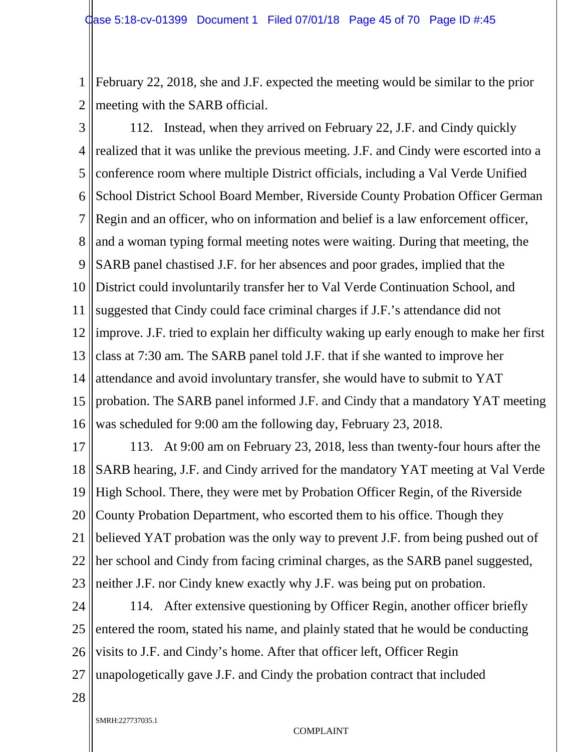February 22, 2018, she and J.F. expected the meeting would be similar to the prior meeting with the SARB official.

112. Instead, when they arrived on February 22, J.F. and Cindy quickly realized that it was unlike the previous meeting. J.F. and Cindy were escorted into a conference room where multiple District officials, including a Val Verde Unified School District School Board Member, Riverside County Probation Officer German Regin and an officer, who on information and belief is a law enforcement officer, and a woman typing formal meeting notes were waiting. During that meeting, the SARB panel chastised J.F. for her absences and poor grades, implied that the District could involuntarily transfer her to Val Verde Continuation School, and suggested that Cindy could face criminal charges if J.F.'s attendance did not improve. J.F. tried to explain her difficulty waking up early enough to make her first class at 7:30 am. The SARB panel told J.F. that if she wanted to improve her attendance and avoid involuntary transfer, she would have to submit to YAT probation. The SARB panel informed J.F. and Cindy that a mandatory YAT meeting was scheduled for 9:00 am the following day, February 23, 2018.

113. At 9:00 am on February 23, 2018, less than twenty-four hours after the SARB hearing, J.F. and Cindy arrived for the mandatory YAT meeting at Val Verde High School. There, they were met by Probation Officer Regin, of the Riverside County Probation Department, who escorted them to his office. Though they believed YAT probation was the only way to prevent J.F. from being pushed out of her school and Cindy from facing criminal charges, as the SARB panel suggested, neither J.F. nor Cindy knew exactly why J.F. was being put on probation.

114. After extensive questioning by Officer Regin, another officer briefly entered the room, stated his name, and plainly stated that he would be conducting visits to J.F. and Cindy's home. After that officer left, Officer Regin unapologetically gave J.F. and Cindy the probation contract that included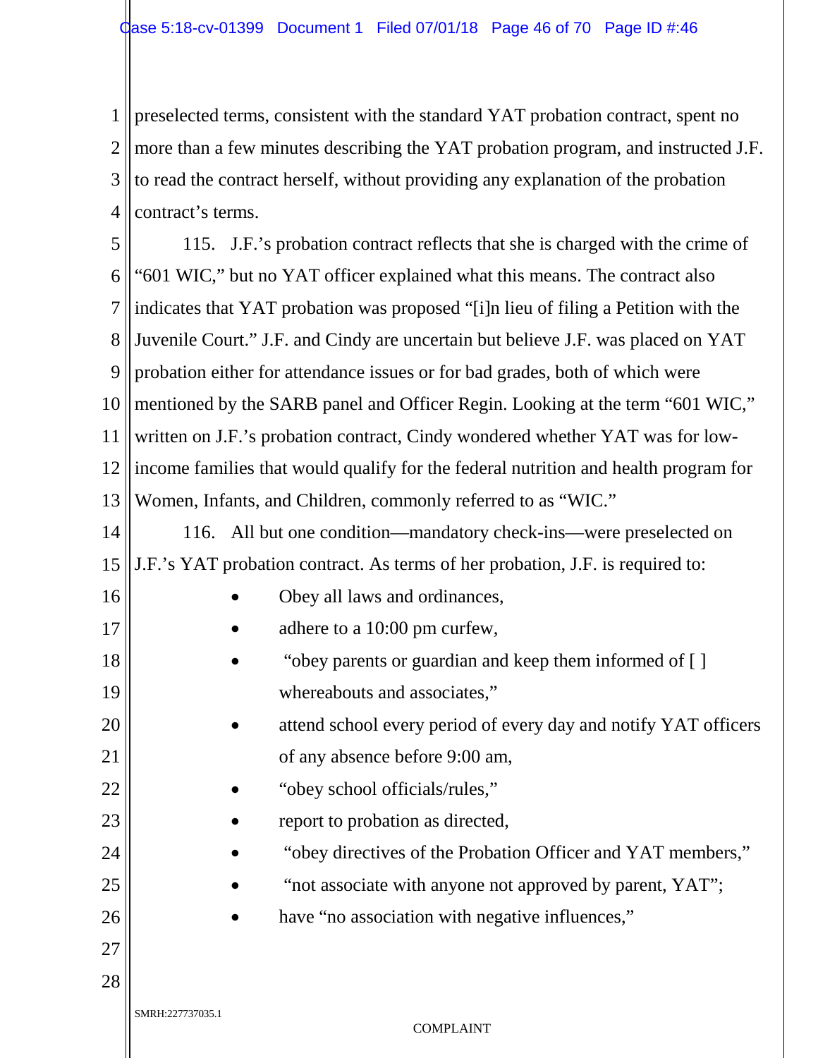preselected terms, consistent with the standard YAT probation contract, spent no more than a few minutes describing the YAT probation program, and instructed J.F. to read the contract herself, without providing any explanation of the probation contract's terms.

115. J.F.'s probation contract reflects that she is charged with the crime of "601 WIC," but no YAT officer explained what this means. The contract also indicates that YAT probation was proposed "[i]n lieu of filing a Petition with the Juvenile Court." J.F. and Cindy are uncertain but believe J.F. was placed on YAT probation either for attendance issues or for bad grades, both of which were mentioned by the SARB panel and Officer Regin. Looking at the term "601 WIC," written on J.F.'s probation contract, Cindy wondered whether YAT was for low-income families that would qualify for the federal nutrition and health program for Women, Infants, and Children, commonly referred to as "WIC."

116. All but one condition—mandatory check-ins—were preselected on J.F.'s YAT probation contract. As terms of her probation, J.F. is required to:

- Obey all laws and ordinances,
- adhere to a 10:00 pm curfew,
- "obey parents or guardian and keep them informed of [ ] whereabouts and associates,"
- attend school every period of every day and notify YAT officers of any absence before 9:00 am,
- "obey school officials/rules,"
- report to probation as directed,
- "obey directives of the Probation Officer and YAT members,"
- "not associate with anyone not approved by parent, YAT";
- have "no association with negative influences,"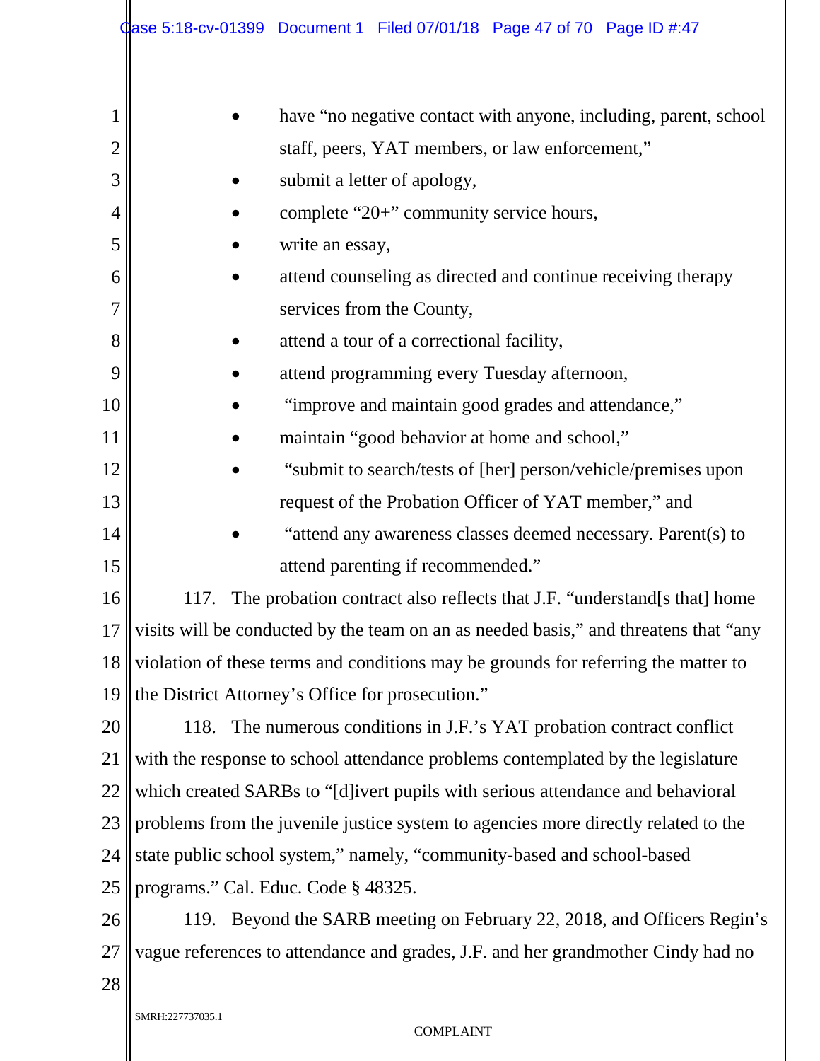- have "no negative contact with anyone, including, parent, school staff, peers, YAT members, or law enforcement,"
- submit a letter of apology,
- complete "20+" community service hours,
- write an essay,
- attend counseling as directed and continue receiving therapy services from the County,
- attend a tour of a correctional facility,
- attend programming every Tuesday afternoon,
- "improve and maintain good grades and attendance,"
- maintain "good behavior at home and school,"
- "submit to search/tests of [her] person/vehicle/premises upon request of the Probation Officer of YAT member," and
- "attend any awareness classes deemed necessary. Parent(s) to attend parenting if recommended."

117. The probation contract also reflects that J.F. "understand[s that] home visits will be conducted by the team on an as needed basis," and threatens that "any violation of these terms and conditions may be grounds for referring the matter to the District Attorney's Office for prosecution."

118. The numerous conditions in J.F.'s YAT probation contract conflict with the response to school attendance problems contemplated by the legislature which created SARBs to "[d]ivert pupils with serious attendance and behavioral problems from the juvenile justice system to agencies more directly related to the state public school system," namely, "community-based and school-based programs." Cal. Educ. Code § 48325.

119. Beyond the SARB meeting on February 22, 2018, and Officers Regin's vague references to attendance and grades, J.F. and her grandmother Cindy had no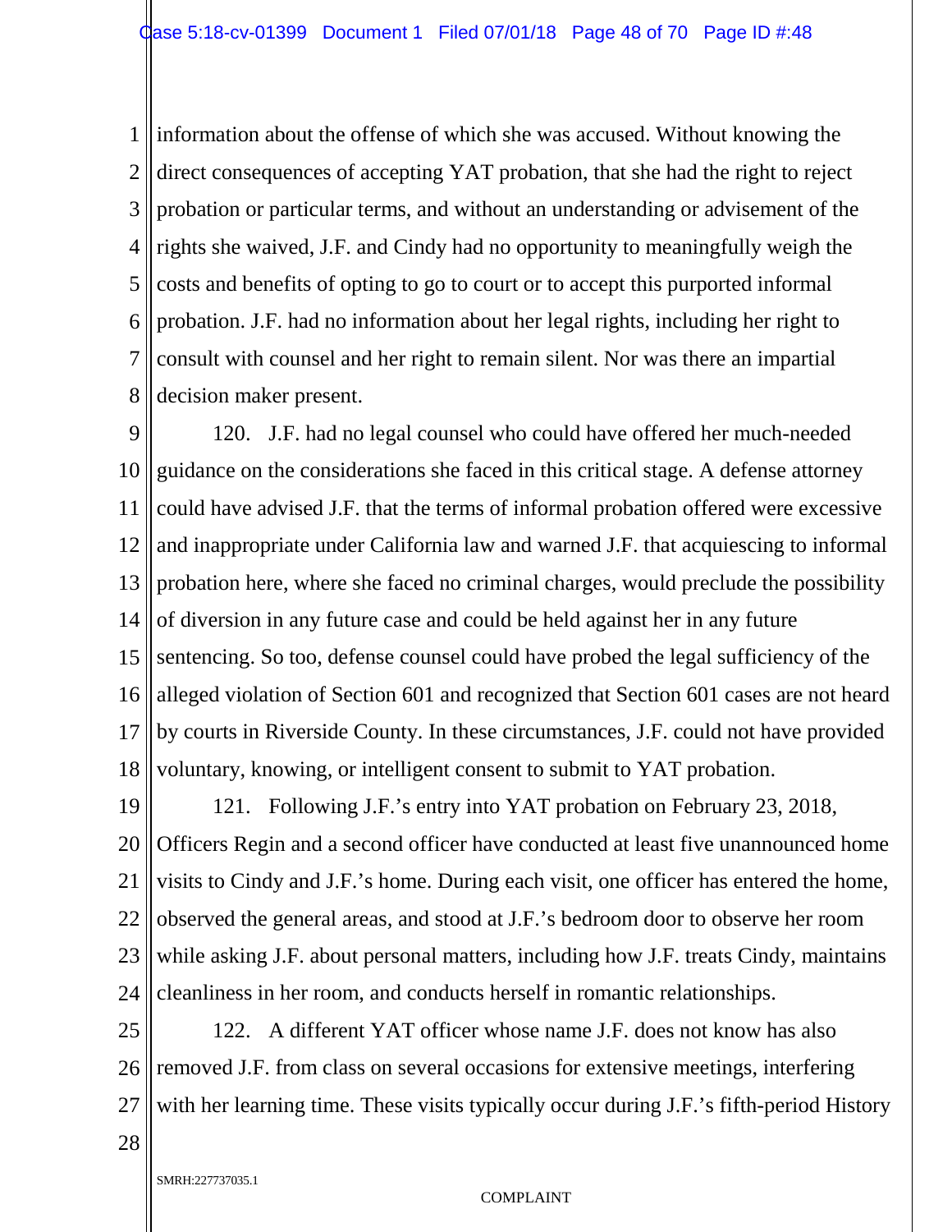information about the offense of which she was accused. Without knowing the direct consequences of accepting YAT probation, that she had the right to reject probation or particular terms, and without an understanding or advisement of the rights she waived, J.F. and Cindy had no opportunity to meaningfully weigh the costs and benefits of opting to go to court or to accept this purported informal probation. J.F. had no information about her legal rights, including her right to consult with counsel and her right to remain silent. Nor was there an impartial decision maker present.

120. J.F. had no legal counsel who could have offered her much-needed guidance on the considerations she faced in this critical stage. A defense attorney could have advised J.F. that the terms of informal probation offered were excessive and inappropriate under California law and warned J.F. that acquiescing to informal probation here, where she faced no criminal charges, would preclude the possibility of diversion in any future case and could be held against her in any future sentencing. So too, defense counsel could have probed the legal sufficiency of the alleged violation of Section 601 and recognized that Section 601 cases are not heard by courts in Riverside County. In these circumstances, J.F. could not have provided voluntary, knowing, or intelligent consent to submit to YAT probation.

121. Following J.F.'s entry into YAT probation on February 23, 2018, Officers Regin and a second officer have conducted at least five unannounced home visits to Cindy and J.F.'s home. During each visit, one officer has entered the home, observed the general areas, and stood at J.F.'s bedroom door to observe her room while asking J.F. about personal matters, including how J.F. treats Cindy, maintains cleanliness in her room, and conducts herself in romantic relationships.

122. A different YAT officer whose name J.F. does not know has also removed J.F. from class on several occasions for extensive meetings, interfering with her learning time. These visits typically occur during J.F.'s fifth-period History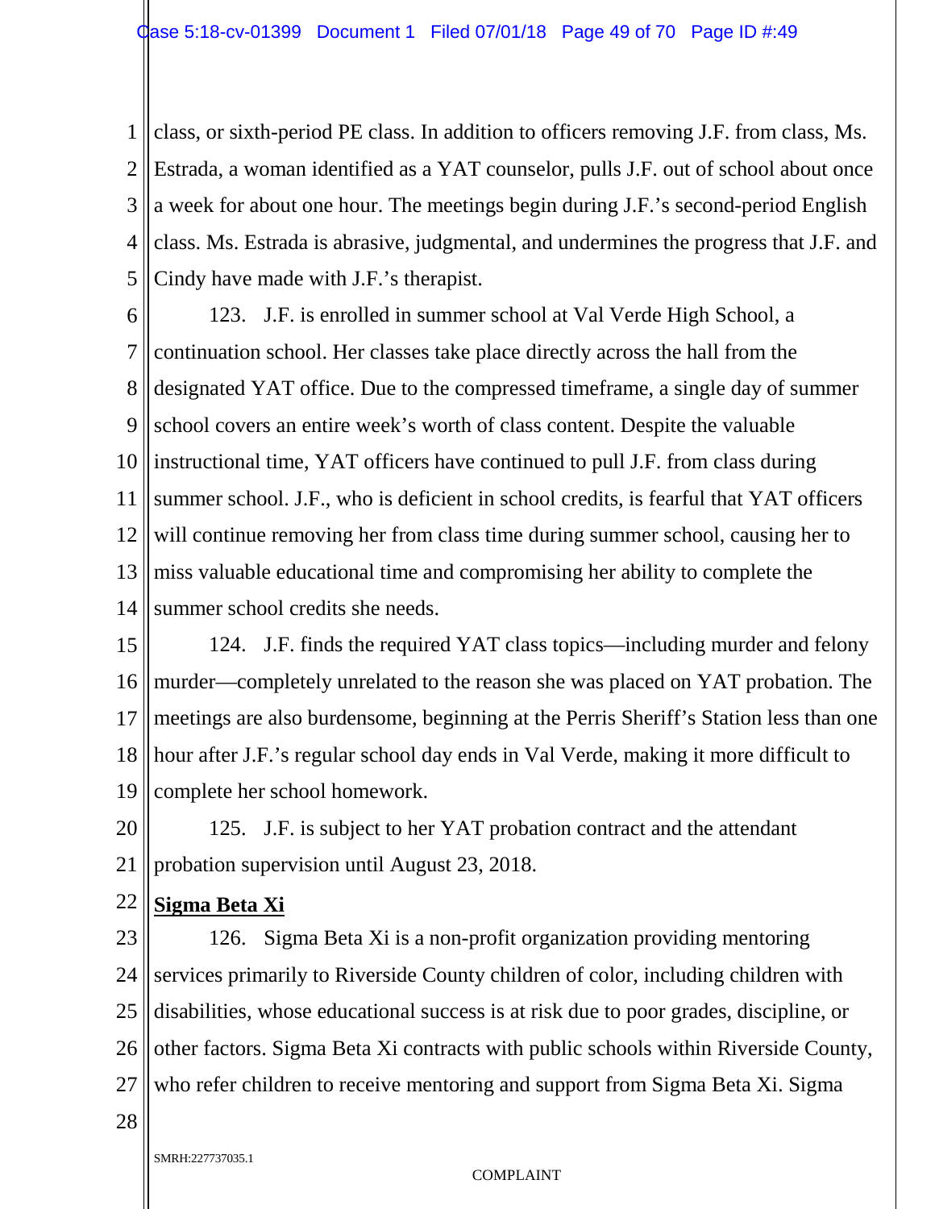class, or sixth-period PE class. In addition to officers removing J.F. from class, Ms. Estrada, a woman identified as a YAT counselor, pulls J.F. out of school about once a week for about one hour. The meetings begin during J.F.'s second-period English class. Ms. Estrada is abrasive, judgmental, and undermines the progress that J.F. and Cindy have made with J.F.'s therapist.

123. J.F. is enrolled in summer school at Val Verde High School, a continuation school. Her classes take place directly across the hall from the designated YAT office. Due to the compressed timeframe, a single day of summer school covers an entire week's worth of class content. Despite the valuable instructional time, YAT officers have continued to pull J.F. from class during summer school. J.F., who is deficient in school credits, is fearful that YAT officers will continue removing her from class time during summer school, causing her to miss valuable educational time and compromising her ability to complete the summer school credits she needs.

124. J.F. finds the required YAT class topics—including murder and felony murder—completely unrelated to the reason she was placed on YAT probation. The meetings are also burdensome, beginning at the Perris Sheriff's Station less than one hour after J.F.'s regular school day ends in Val Verde, making it more difficult to complete her school homework.

125. J.F. is subject to her YAT probation contract and the attendant probation supervision until August 23, 2018.

**Sigma Beta Xi**

126. Sigma Beta Xi is a non-profit organization providing mentoring services primarily to Riverside County children of color, including children with disabilities, whose educational success is at risk due to poor grades, discipline, or other factors. Sigma Beta Xi contracts with public schools within Riverside County, who refer children to receive mentoring and support from Sigma Beta Xi. Sigma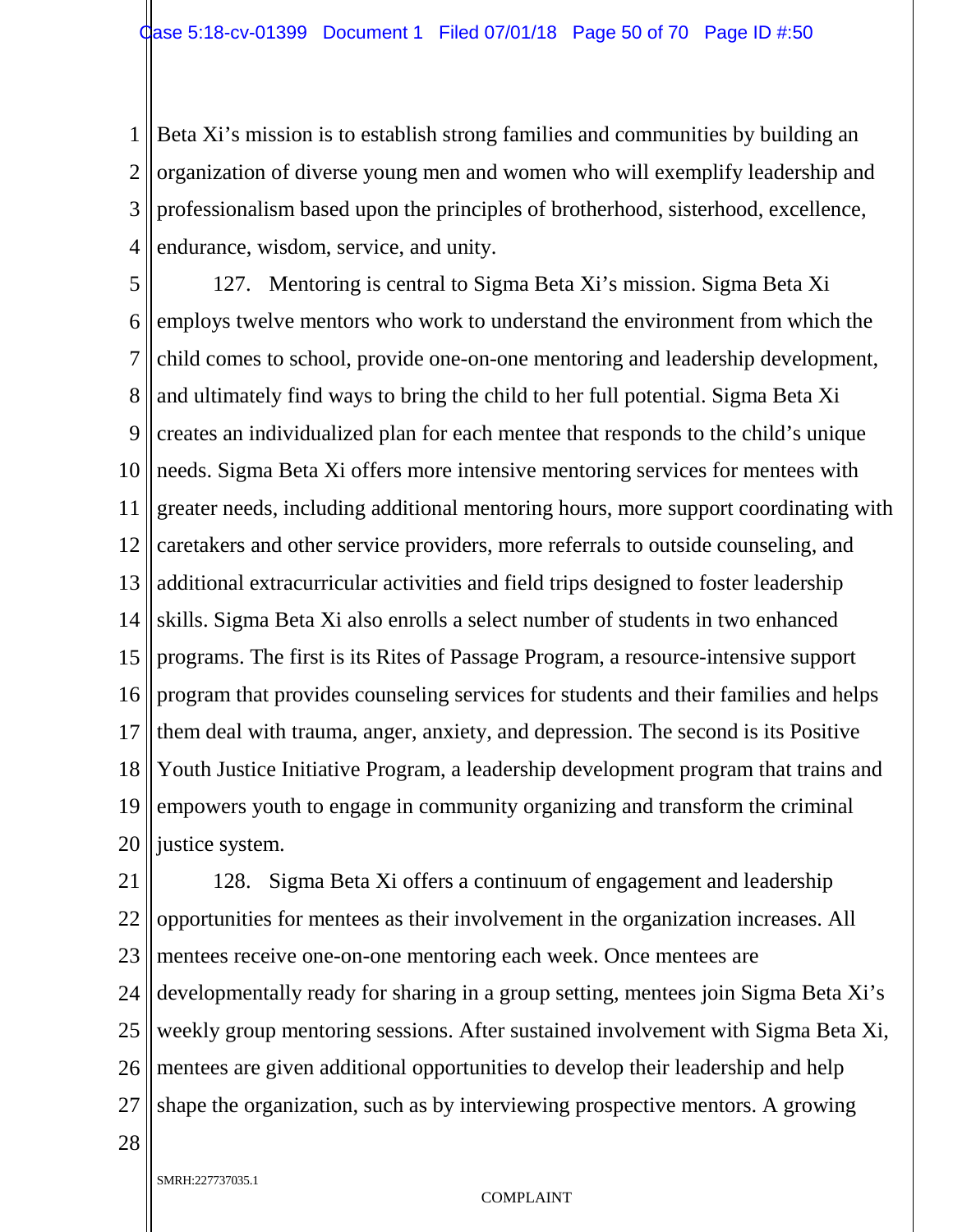Beta Xi's mission is to establish strong families and communities by building an organization of diverse young men and women who will exemplify leadership and professionalism based upon the principles of brotherhood, sisterhood, excellence, endurance, wisdom, service, and unity.

127. Mentoring is central to Sigma Beta Xi's mission. Sigma Beta Xi employs twelve mentors who work to understand the environment from which the child comes to school, provide one-on-one mentoring and leadership development, and ultimately find ways to bring the child to her full potential. Sigma Beta Xi creates an individualized plan for each mentee that responds to the child's unique needs. Sigma Beta Xi offers more intensive mentoring services for mentees with greater needs, including additional mentoring hours, more support coordinating with caretakers and other service providers, more referrals to outside counseling, and additional extracurricular activities and field trips designed to foster leadership skills. Sigma Beta Xi also enrolls a select number of students in two enhanced programs. The first is its Rites of Passage Program, a resource-intensive support program that provides counseling services for students and their families and helps them deal with trauma, anger, anxiety, and depression. The second is its Positive Youth Justice Initiative Program, a leadership development program that trains and empowers youth to engage in community organizing and transform the criminal justice system.

128. Sigma Beta Xi offers a continuum of engagement and leadership opportunities for mentees as their involvement in the organization increases. All mentees receive one-on-one mentoring each week. Once mentees are developmentally ready for sharing in a group setting, mentees join Sigma Beta Xi's weekly group mentoring sessions. After sustained involvement with Sigma Beta Xi, mentees are given additional opportunities to develop their leadership and help shape the organization, such as by interviewing prospective mentors. A growing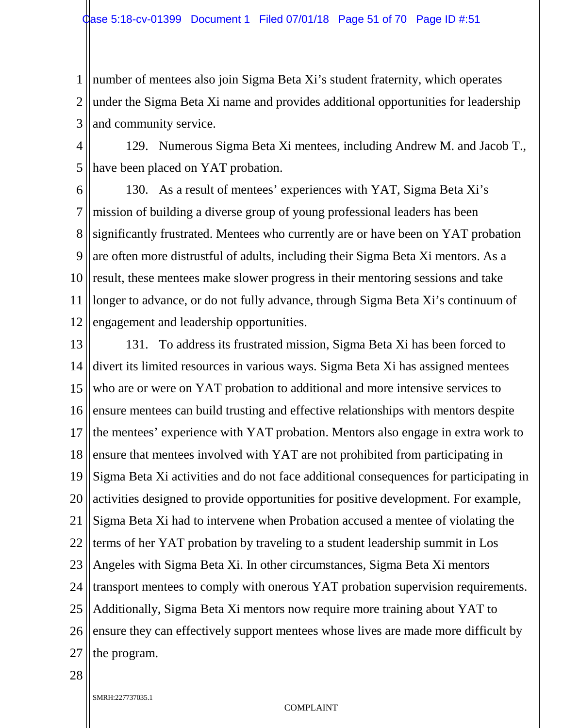number of mentees also join Sigma Beta Xi's student fraternity, which operates under the Sigma Beta Xi name and provides additional opportunities for leadership and community service.

129. Numerous Sigma Beta Xi mentees, including Andrew M. and Jacob T., have been placed on YAT probation.

130. As a result of mentees' experiences with YAT, Sigma Beta Xi's mission of building a diverse group of young professional leaders has been significantly frustrated. Mentees who currently are or have been on YAT probation are often more distrustful of adults, including their Sigma Beta Xi mentors. As a result, these mentees make slower progress in their mentoring sessions and take longer to advance, or do not fully advance, through Sigma Beta Xi's continuum of engagement and leadership opportunities.

131. To address its frustrated mission, Sigma Beta Xi has been forced to divert its limited resources in various ways. Sigma Beta Xi has assigned mentees who are or were on YAT probation to additional and more intensive services to ensure mentees can build trusting and effective relationships with mentors despite the mentees' experience with YAT probation. Mentors also engage in extra work to ensure that mentees involved with YAT are not prohibited from participating in Sigma Beta Xi activities and do not face additional consequences for participating in activities designed to provide opportunities for positive development. For example, Sigma Beta Xi had to intervene when Probation accused a mentee of violating the terms of her YAT probation by traveling to a student leadership summit in Los Angeles with Sigma Beta Xi. In other circumstances, Sigma Beta Xi mentors transport mentees to comply with onerous YAT probation supervision requirements. Additionally, Sigma Beta Xi mentors now require more training about YAT to ensure they can effectively support mentees whose lives are made more difficult by the program.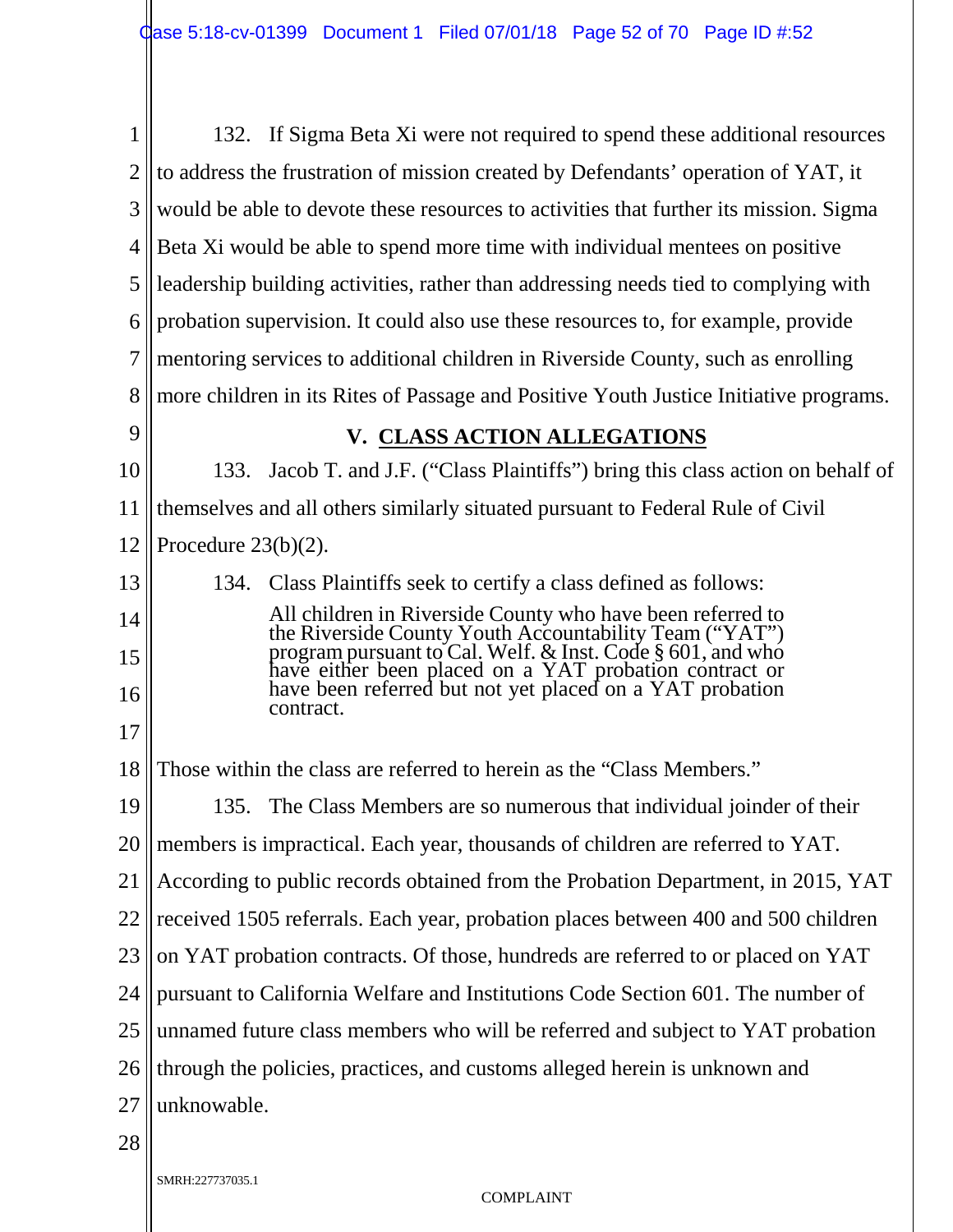132. If Sigma Beta Xi were not required to spend these additional resources to address the frustration of mission created by Defendants' operation of YAT, it would be able to devote these resources to activities that further its mission. Sigma Beta Xi would be able to spend more time with individual mentees on positive leadership building activities, rather than addressing needs tied to complying with probation supervision. It could also use these resources to, for example, provide mentoring services to additional children in Riverside County, such as enrolling more children in its Rites of Passage and Positive Youth Justice Initiative programs.

## V. CLASS ACTION ALLEGATIONS

133. Jacob T. and J.F. ("Class Plaintiffs") bring this class action on behalf of themselves and all others similarly situated pursuant to Federal Rule of Civil Procedure 23(b)(2).

134. Class Plaintiffs seek to certify a class defined as follows:

> All children in Riverside County who have been referred to the Riverside County Youth Accountability Team ("YAT") program pursuant to Cal. Welf. & Inst. Code § 601, and who have either been placed on a YAT probation contract or have been referred but not yet placed on a YAT probation contract.

Those within the class are referred to herein as the "Class Members."

135. The Class Members are so numerous that individual joinder of their members is impractical. Each year, thousands of children are referred to YAT. According to public records obtained from the Probation Department, in 2015, YAT received 1505 referrals. Each year, probation places between 400 and 500 children on YAT probation contracts. Of those, hundreds are referred to or placed on YAT pursuant to California Welfare and Institutions Code Section 601. The number of unnamed future class members who will be referred and subject to YAT probation through the policies, practices, and customs alleged herein is unknown and unknowable.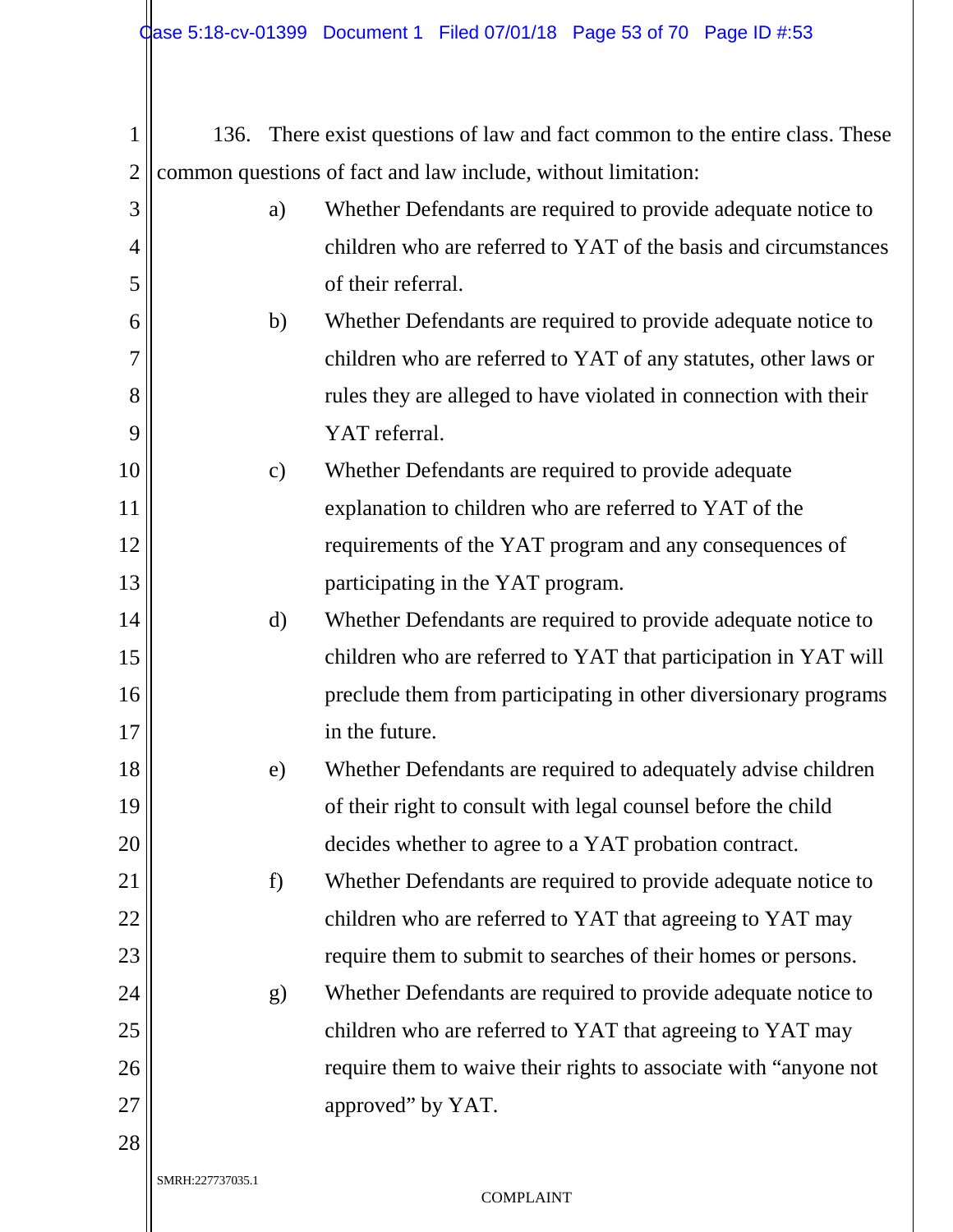136. There exist questions of law and fact common to the entire class. These common questions of fact and law include, without limitation:

a) Whether Defendants are required to provide adequate notice to children who are referred to YAT of the basis and circumstances of their referral.

b) Whether Defendants are required to provide adequate notice to children who are referred to YAT of any statutes, other laws or rules they are alleged to have violated in connection with their YAT referral.

c) Whether Defendants are required to provide adequate explanation to children who are referred to YAT of the requirements of the YAT program and any consequences of participating in the YAT program.

d) Whether Defendants are required to provide adequate notice to children who are referred to YAT that participation in YAT will preclude them from participating in other diversionary programs in the future.

e) Whether Defendants are required to adequately advise children of their right to consult with legal counsel before the child decides whether to agree to a YAT probation contract.

f) Whether Defendants are required to provide adequate notice to children who are referred to YAT that agreeing to YAT may require them to submit to searches of their homes or persons.

g) Whether Defendants are required to provide adequate notice to children who are referred to YAT that agreeing to YAT may require them to waive their rights to associate with "anyone not approved" by YAT.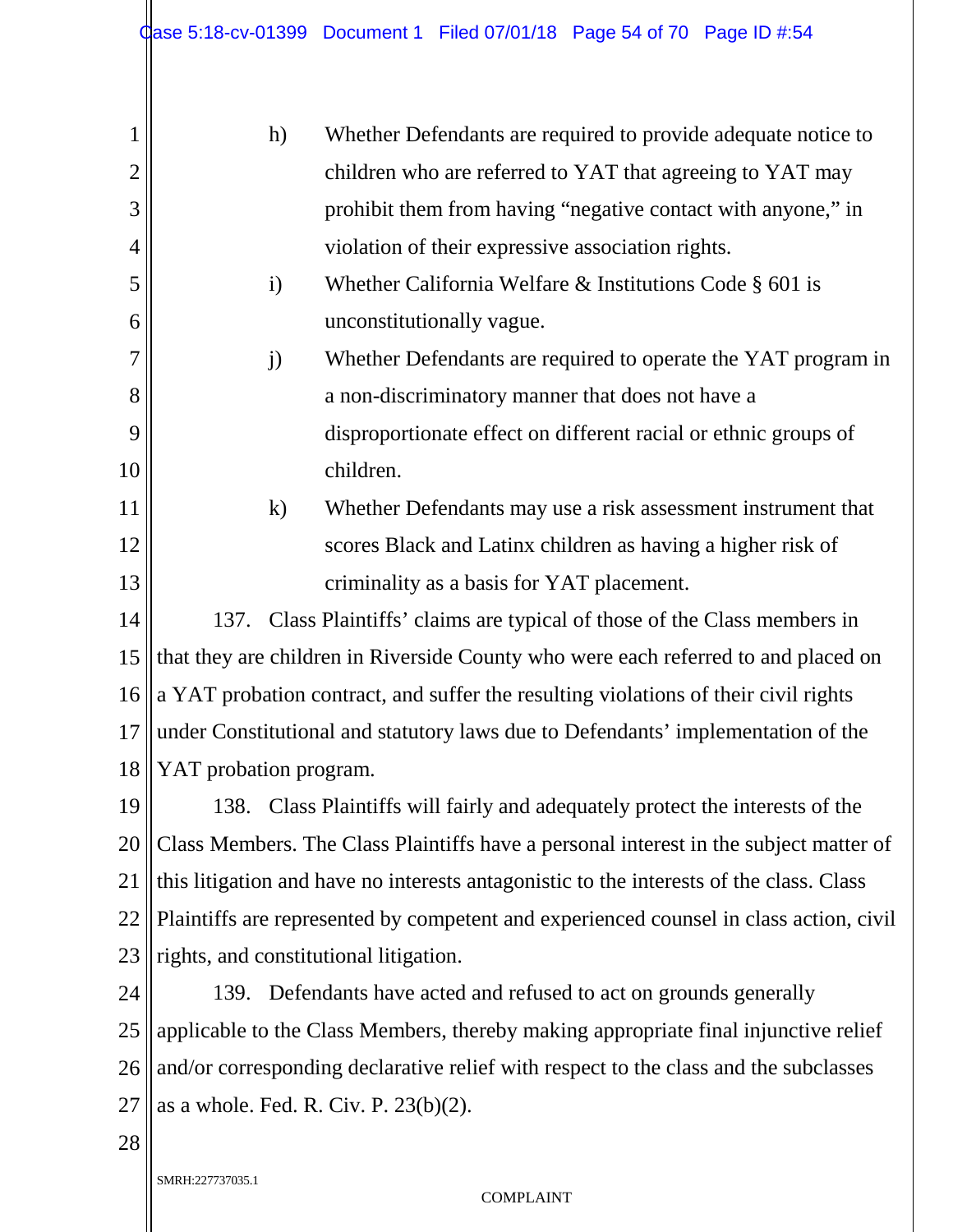h) Whether Defendants are required to provide adequate notice to children who are referred to YAT that agreeing to YAT may prohibit them from having "negative contact with anyone," in violation of their expressive association rights.

i) Whether California Welfare & Institutions Code § 601 is unconstitutionally vague.

j) Whether Defendants are required to operate the YAT program in a non-discriminatory manner that does not have a disproportionate effect on different racial or ethnic groups of children.

k) Whether Defendants may use a risk assessment instrument that scores Black and Latinx children as having a higher risk of criminality as a basis for YAT placement.

137. Class Plaintiffs' claims are typical of those of the Class members in that they are children in Riverside County who were each referred to and placed on a YAT probation contract, and suffer the resulting violations of their civil rights under Constitutional and statutory laws due to Defendants' implementation of the YAT probation program.

138. Class Plaintiffs will fairly and adequately protect the interests of the Class Members. The Class Plaintiffs have a personal interest in the subject matter of this litigation and have no interests antagonistic to the interests of the class. Class Plaintiffs are represented by competent and experienced counsel in class action, civil rights, and constitutional litigation.

139. Defendants have acted and refused to act on grounds generally applicable to the Class Members, thereby making appropriate final injunctive relief and/or corresponding declarative relief with respect to the class and the subclasses as a whole. Fed. R. Civ. P. 23(b)(2).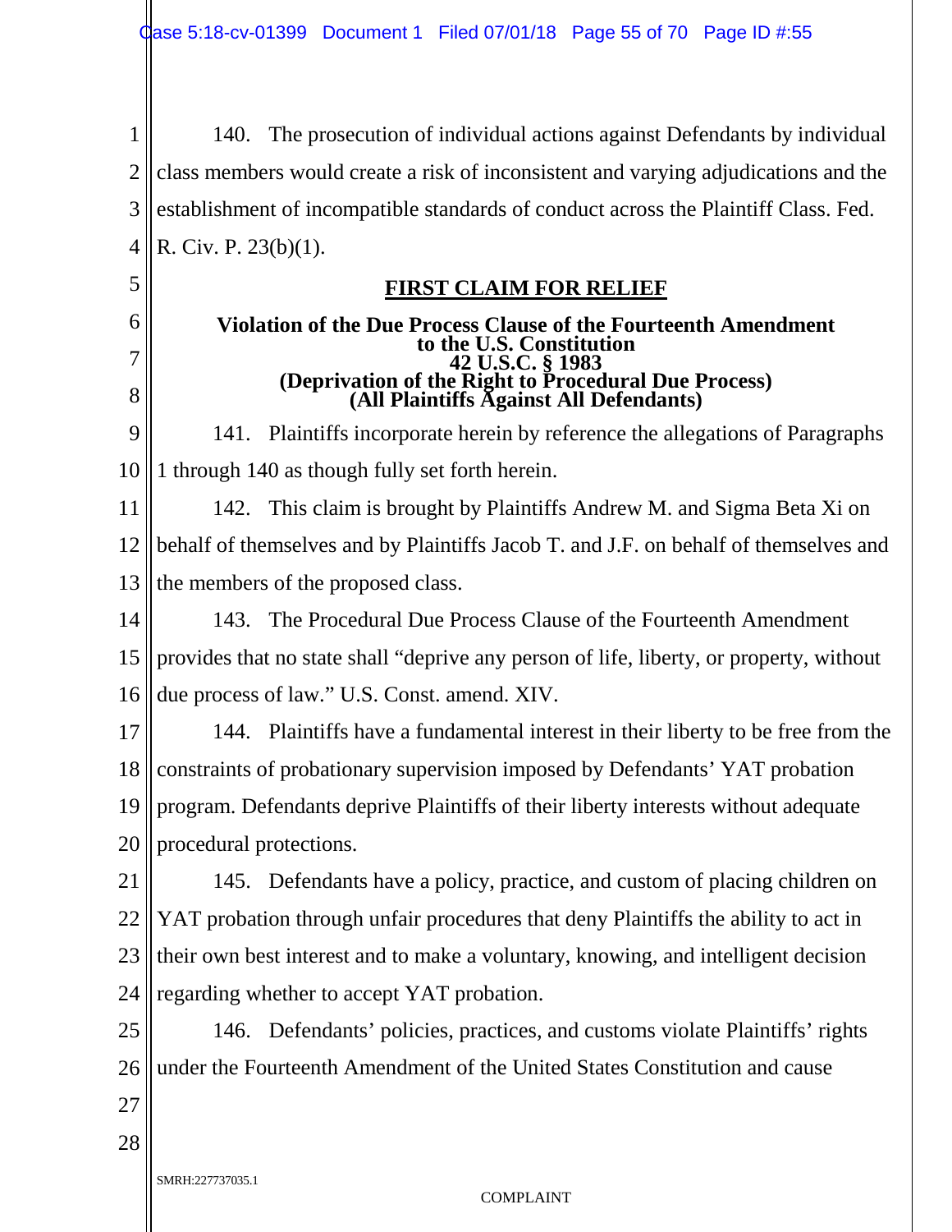140. The prosecution of individual actions against Defendants by individual class members would create a risk of inconsistent and varying adjudications and the establishment of incompatible standards of conduct across the Plaintiff Class. Fed. R. Civ. P. 23(b)(1).

## FIRST CLAIM FOR RELIEF

**Violation of the Due Process Clause of the Fourteenth Amendment to the U.S. Constitution**
**42 U.S.C. § 1983**
**(Deprivation of the Right to Procedural Due Process)**
**(All Plaintiffs Against All Defendants)**

141. Plaintiffs incorporate herein by reference the allegations of Paragraphs 1 through 140 as though fully set forth herein.

142. This claim is brought by Plaintiffs Andrew M. and Sigma Beta Xi on behalf of themselves and by Plaintiffs Jacob T. and J.F. on behalf of themselves and the members of the proposed class.

143. The Procedural Due Process Clause of the Fourteenth Amendment provides that no state shall "deprive any person of life, liberty, or property, without due process of law." U.S. Const. amend. XIV.

144. Plaintiffs have a fundamental interest in their liberty to be free from the constraints of probationary supervision imposed by Defendants' YAT probation program. Defendants deprive Plaintiffs of their liberty interests without adequate procedural protections.

145. Defendants have a policy, practice, and custom of placing children on YAT probation through unfair procedures that deny Plaintiffs the ability to act in their own best interest and to make a voluntary, knowing, and intelligent decision regarding whether to accept YAT probation.

146. Defendants' policies, practices, and customs violate Plaintiffs' rights under the Fourteenth Amendment of the United States Constitution and cause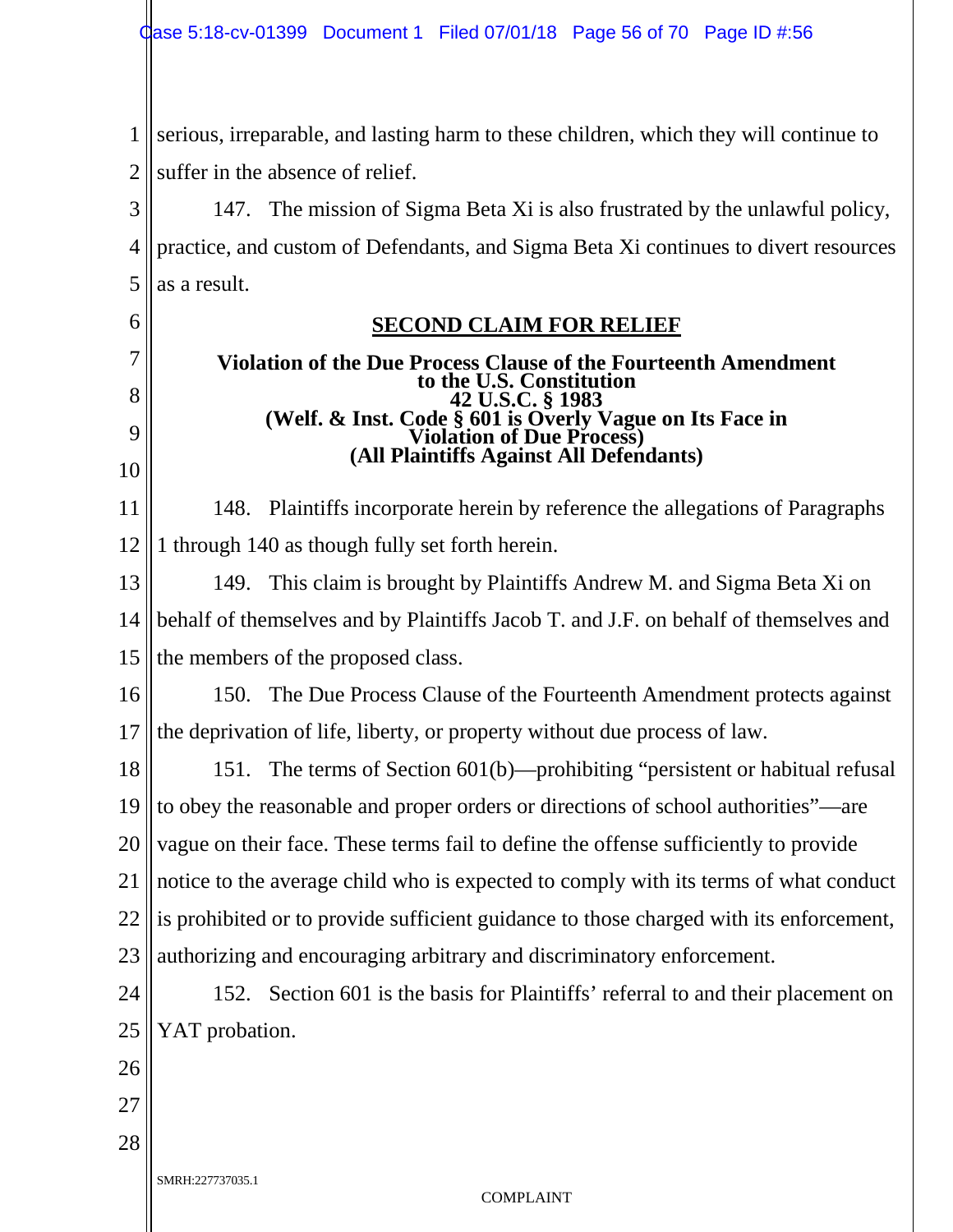serious, irreparable, and lasting harm to these children, which they will continue to suffer in the absence of relief.

147. The mission of Sigma Beta Xi is also frustrated by the unlawful policy, practice, and custom of Defendants, and Sigma Beta Xi continues to divert resources as a result.

## SECOND CLAIM FOR RELIEF

**Violation of the Due Process Clause of the Fourteenth Amendment to the U.S. Constitution**
**42 U.S.C. § 1983**
**(Welf. & Inst. Code § 601 is Overly Vague on Its Face in Violation of Due Process)**
**(All Plaintiffs Against All Defendants)**

148. Plaintiffs incorporate herein by reference the allegations of Paragraphs 1 through 140 as though fully set forth herein.

149. This claim is brought by Plaintiffs Andrew M. and Sigma Beta Xi on behalf of themselves and by Plaintiffs Jacob T. and J.F. on behalf of themselves and the members of the proposed class.

150. The Due Process Clause of the Fourteenth Amendment protects against the deprivation of life, liberty, or property without due process of law.

151. The terms of Section 601(b)—prohibiting "persistent or habitual refusal to obey the reasonable and proper orders or directions of school authorities"—are vague on their face. These terms fail to define the offense sufficiently to provide notice to the average child who is expected to comply with its terms of what conduct is prohibited or to provide sufficient guidance to those charged with its enforcement, authorizing and encouraging arbitrary and discriminatory enforcement.

152. Section 601 is the basis for Plaintiffs' referral to and their placement on YAT probation.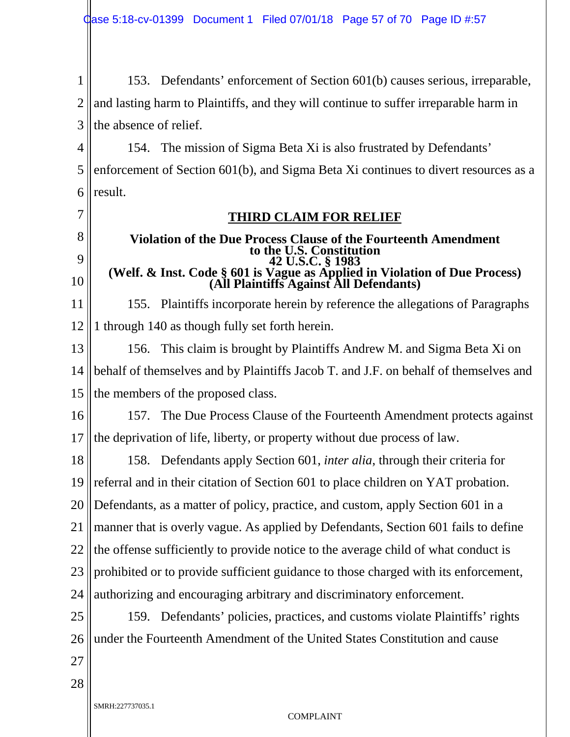153. Defendants' enforcement of Section 601(b) causes serious, irreparable, and lasting harm to Plaintiffs, and they will continue to suffer irreparable harm in the absence of relief.

154. The mission of Sigma Beta Xi is also frustrated by Defendants' enforcement of Section 601(b), and Sigma Beta Xi continues to divert resources as a result.

## THIRD CLAIM FOR RELIEF

**Violation of the Due Process Clause of the Fourteenth Amendment to the U.S. Constitution**
**42 U.S.C. § 1983**
**(Welf. & Inst. Code § 601 is Vague as Applied in Violation of Due Process)**
**(All Plaintiffs Against All Defendants)**

155. Plaintiffs incorporate herein by reference the allegations of Paragraphs 1 through 140 as though fully set forth herein.

156. This claim is brought by Plaintiffs Andrew M. and Sigma Beta Xi on behalf of themselves and by Plaintiffs Jacob T. and J.F. on behalf of themselves and the members of the proposed class.

157. The Due Process Clause of the Fourteenth Amendment protects against the deprivation of life, liberty, or property without due process of law.

158. Defendants apply Section 601, *inter alia*, through their criteria for referral and in their citation of Section 601 to place children on YAT probation. Defendants, as a matter of policy, practice, and custom, apply Section 601 in a manner that is overly vague. As applied by Defendants, Section 601 fails to define the offense sufficiently to provide notice to the average child of what conduct is prohibited or to provide sufficient guidance to those charged with its enforcement, authorizing and encouraging arbitrary and discriminatory enforcement.

159. Defendants' policies, practices, and customs violate Plaintiffs' rights under the Fourteenth Amendment of the United States Constitution and cause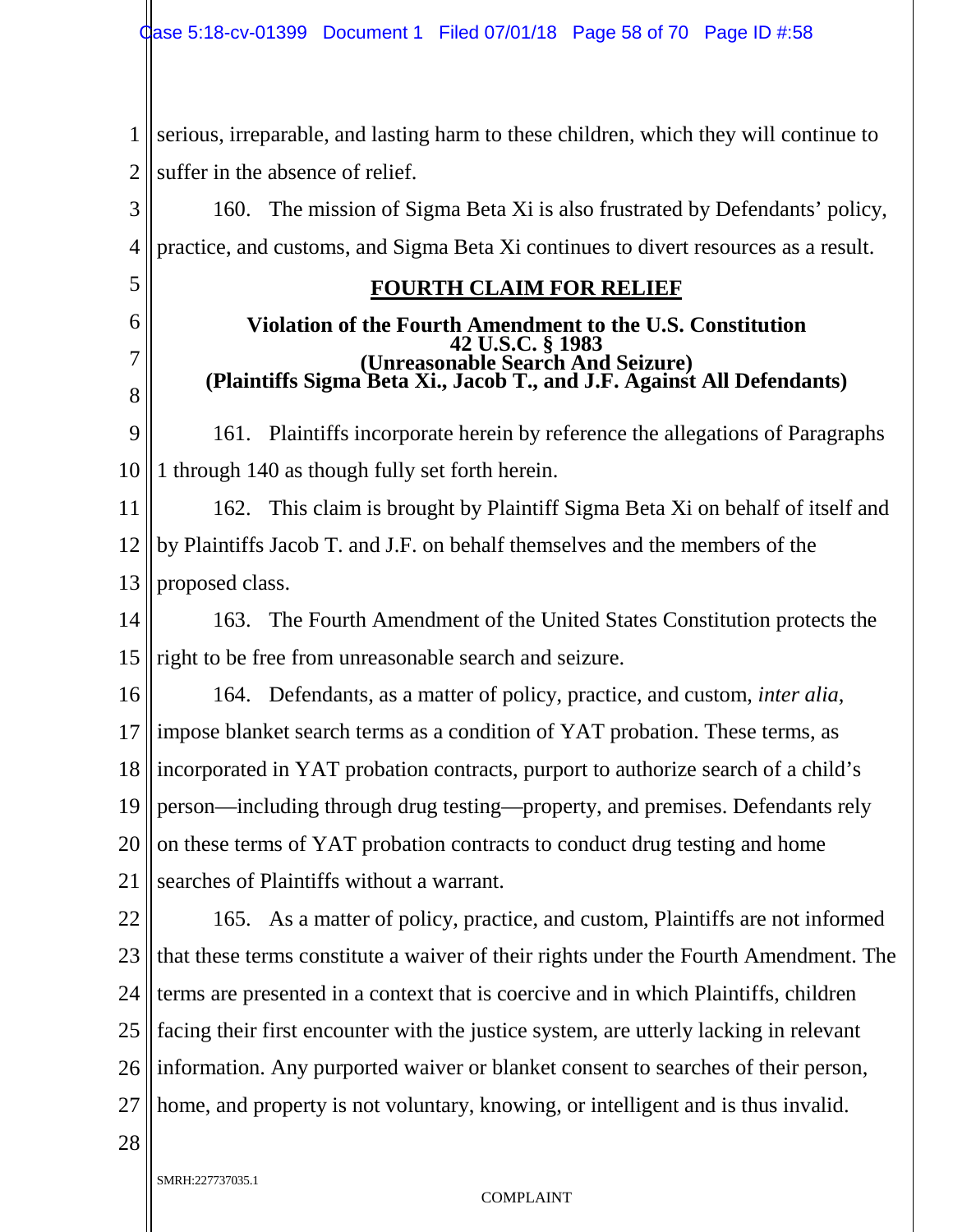serious, irreparable, and lasting harm to these children, which they will continue to suffer in the absence of relief.

160. The mission of Sigma Beta Xi is also frustrated by Defendants' policy, practice, and customs, and Sigma Beta Xi continues to divert resources as a result.

## FOURTH CLAIM FOR RELIEF

**Violation of the Fourth Amendment to the U.S. Constitution**
**42 U.S.C. § 1983**
**(Unreasonable Search And Seizure)**
**(Plaintiffs Sigma Beta Xi., Jacob T., and J.F. Against All Defendants)**

161. Plaintiffs incorporate herein by reference the allegations of Paragraphs 1 through 140 as though fully set forth herein.

162. This claim is brought by Plaintiff Sigma Beta Xi on behalf of itself and by Plaintiffs Jacob T. and J.F. on behalf themselves and the members of the proposed class.

163. The Fourth Amendment of the United States Constitution protects the right to be free from unreasonable search and seizure.

164. Defendants, as a matter of policy, practice, and custom, *inter alia*, impose blanket search terms as a condition of YAT probation. These terms, as incorporated in YAT probation contracts, purport to authorize search of a child's person—including through drug testing—property, and premises. Defendants rely on these terms of YAT probation contracts to conduct drug testing and home searches of Plaintiffs without a warrant.

165. As a matter of policy, practice, and custom, Plaintiffs are not informed that these terms constitute a waiver of their rights under the Fourth Amendment. The terms are presented in a context that is coercive and in which Plaintiffs, children facing their first encounter with the justice system, are utterly lacking in relevant information. Any purported waiver or blanket consent to searches of their person, home, and property is not voluntary, knowing, or intelligent and is thus invalid.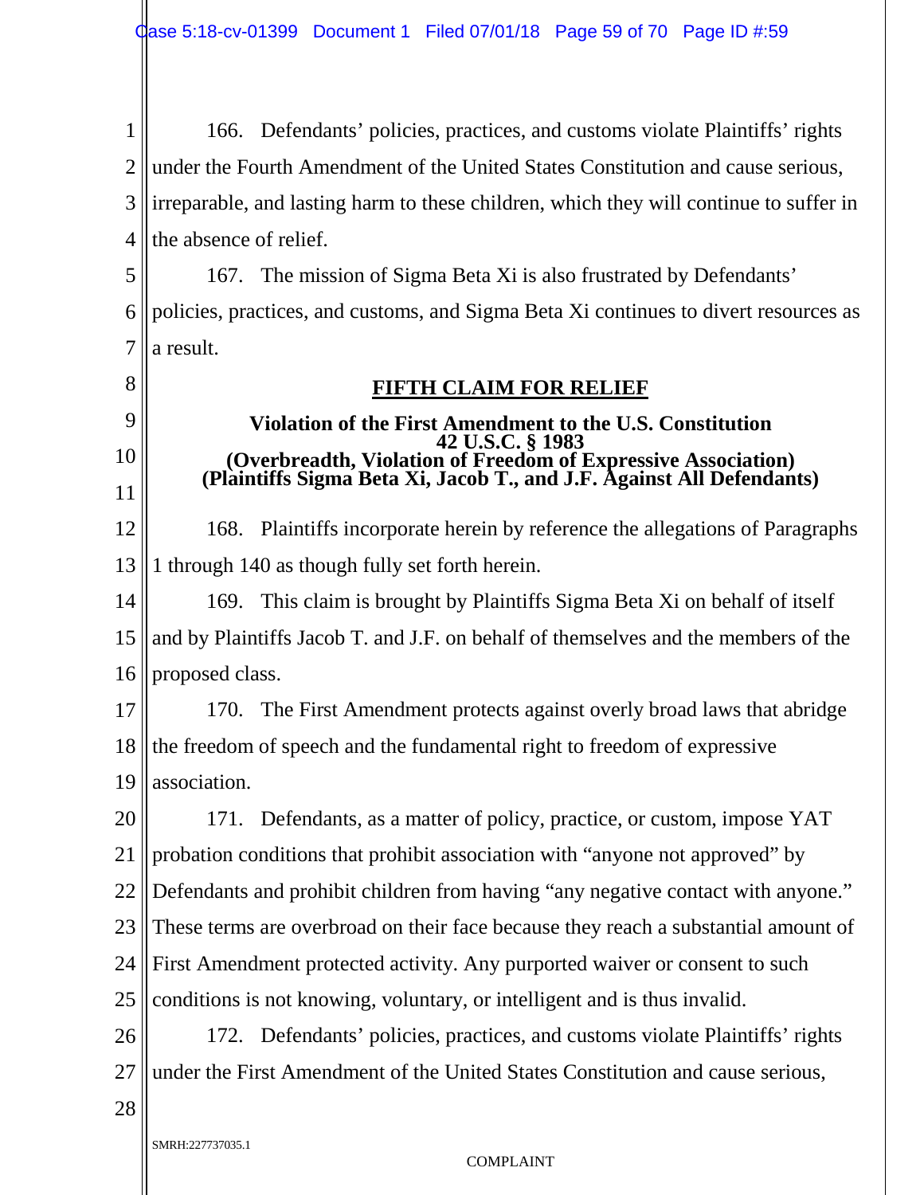166. Defendants' policies, practices, and customs violate Plaintiffs' rights under the Fourth Amendment of the United States Constitution and cause serious, irreparable, and lasting harm to these children, which they will continue to suffer in the absence of relief.

167. The mission of Sigma Beta Xi is also frustrated by Defendants' policies, practices, and customs, and Sigma Beta Xi continues to divert resources as a result.

## FIFTH CLAIM FOR RELIEF

**Violation of the First Amendment to the U.S. Constitution**
**42 U.S.C. § 1983**
**(Overbreadth, Violation of Freedom of Expressive Association)**
**(Plaintiffs Sigma Beta Xi, Jacob T., and J.F. Against All Defendants)**

168. Plaintiffs incorporate herein by reference the allegations of Paragraphs 1 through 140 as though fully set forth herein.

169. This claim is brought by Plaintiffs Sigma Beta Xi on behalf of itself and by Plaintiffs Jacob T. and J.F. on behalf of themselves and the members of the proposed class.

170. The First Amendment protects against overly broad laws that abridge the freedom of speech and the fundamental right to freedom of expressive association.

171. Defendants, as a matter of policy, practice, or custom, impose YAT probation conditions that prohibit association with "anyone not approved" by Defendants and prohibit children from having "any negative contact with anyone." These terms are overbroad on their face because they reach a substantial amount of First Amendment protected activity. Any purported waiver or consent to such conditions is not knowing, voluntary, or intelligent and is thus invalid.

172. Defendants' policies, practices, and customs violate Plaintiffs' rights under the First Amendment of the United States Constitution and cause serious,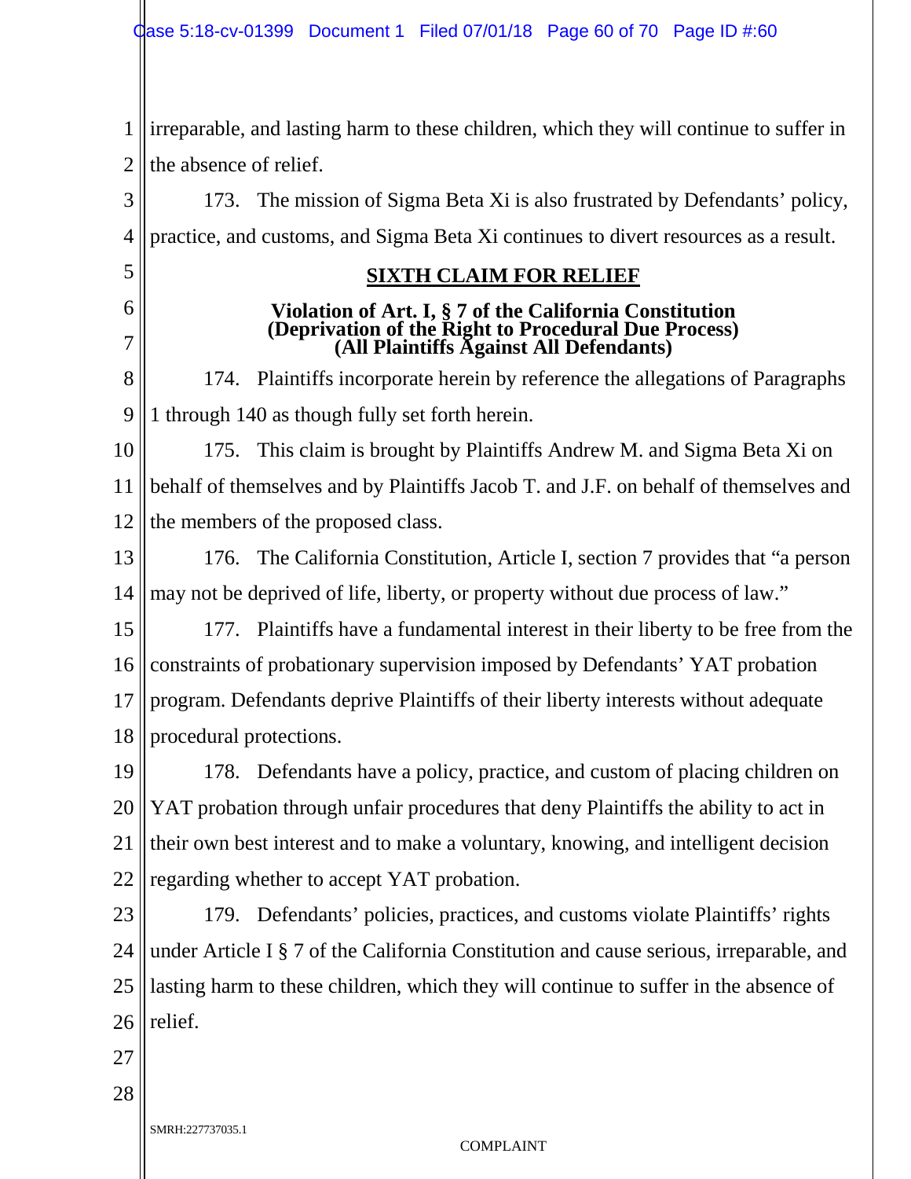irreparable, and lasting harm to these children, which they will continue to suffer in the absence of relief.

173. The mission of Sigma Beta Xi is also frustrated by Defendants' policy, practice, and customs, and Sigma Beta Xi continues to divert resources as a result.

## SIXTH CLAIM FOR RELIEF

**Violation of Art. I, § 7 of the California Constitution**
**(Deprivation of the Right to Procedural Due Process)**
**(All Plaintiffs Against All Defendants)**

174. Plaintiffs incorporate herein by reference the allegations of Paragraphs 1 through 140 as though fully set forth herein.

175. This claim is brought by Plaintiffs Andrew M. and Sigma Beta Xi on behalf of themselves and by Plaintiffs Jacob T. and J.F. on behalf of themselves and the members of the proposed class.

176. The California Constitution, Article I, section 7 provides that "a person may not be deprived of life, liberty, or property without due process of law."

177. Plaintiffs have a fundamental interest in their liberty to be free from the constraints of probationary supervision imposed by Defendants' YAT probation program. Defendants deprive Plaintiffs of their liberty interests without adequate procedural protections.

178. Defendants have a policy, practice, and custom of placing children on YAT probation through unfair procedures that deny Plaintiffs the ability to act in their own best interest and to make a voluntary, knowing, and intelligent decision regarding whether to accept YAT probation.

179. Defendants' policies, practices, and customs violate Plaintiffs' rights under Article I § 7 of the California Constitution and cause serious, irreparable, and lasting harm to these children, which they will continue to suffer in the absence of relief.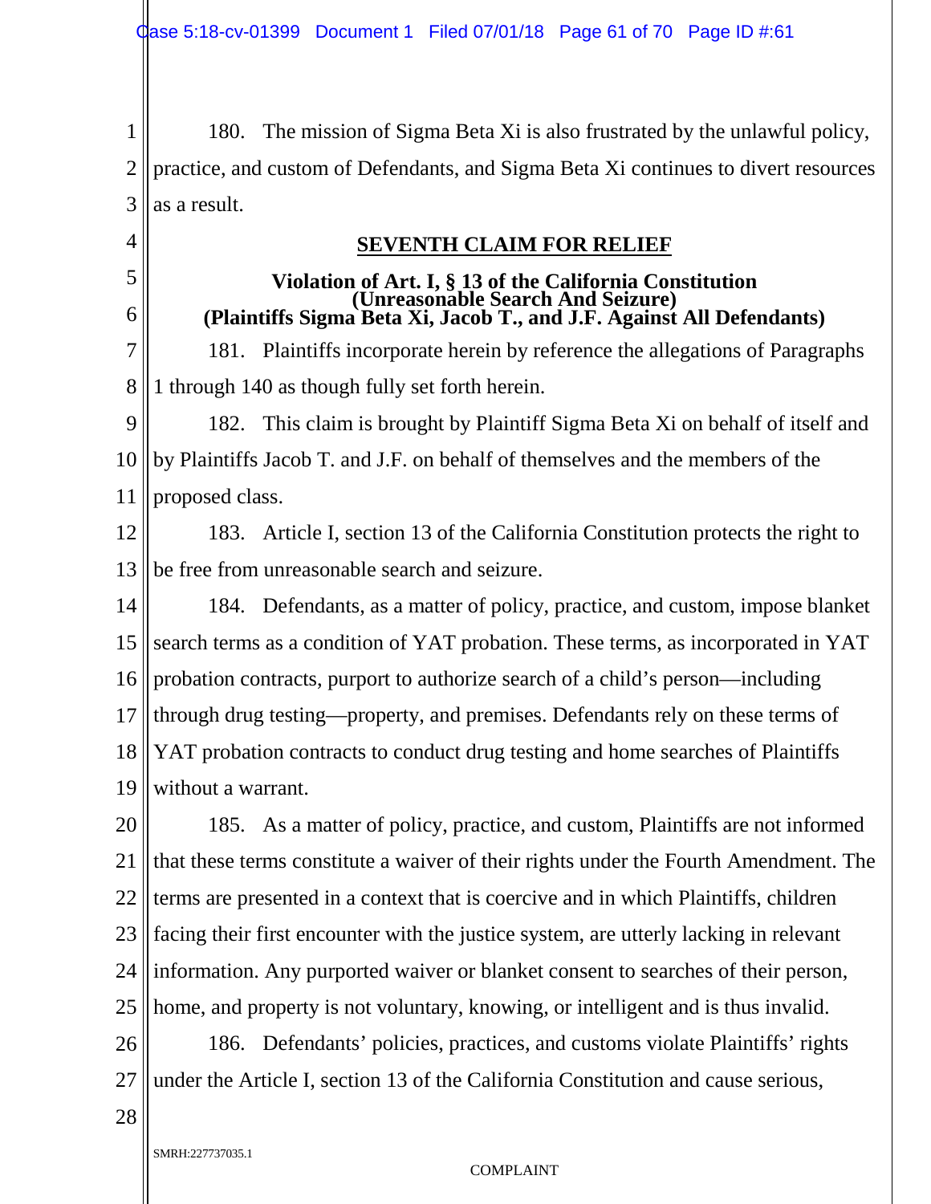180. The mission of Sigma Beta Xi is also frustrated by the unlawful policy, practice, and custom of Defendants, and Sigma Beta Xi continues to divert resources as a result.

## SEVENTH CLAIM FOR RELIEF

### Violation of Art. I, § 13 of the California Constitution (Unreasonable Search And Seizure) (Plaintiffs Sigma Beta Xi, Jacob T., and J.F. Against All Defendants)

181. Plaintiffs incorporate herein by reference the allegations of Paragraphs 1 through 140 as though fully set forth herein.

182. This claim is brought by Plaintiff Sigma Beta Xi on behalf of itself and by Plaintiffs Jacob T. and J.F. on behalf of themselves and the members of the proposed class.

183. Article I, section 13 of the California Constitution protects the right to be free from unreasonable search and seizure.

184. Defendants, as a matter of policy, practice, and custom, impose blanket search terms as a condition of YAT probation. These terms, as incorporated in YAT probation contracts, purport to authorize search of a child's person—including through drug testing—property, and premises. Defendants rely on these terms of YAT probation contracts to conduct drug testing and home searches of Plaintiffs without a warrant.

185. As a matter of policy, practice, and custom, Plaintiffs are not informed that these terms constitute a waiver of their rights under the Fourth Amendment. The terms are presented in a context that is coercive and in which Plaintiffs, children facing their first encounter with the justice system, are utterly lacking in relevant information. Any purported waiver or blanket consent to searches of their person, home, and property is not voluntary, knowing, or intelligent and is thus invalid.

186. Defendants' policies, practices, and customs violate Plaintiffs' rights under the Article I, section 13 of the California Constitution and cause serious,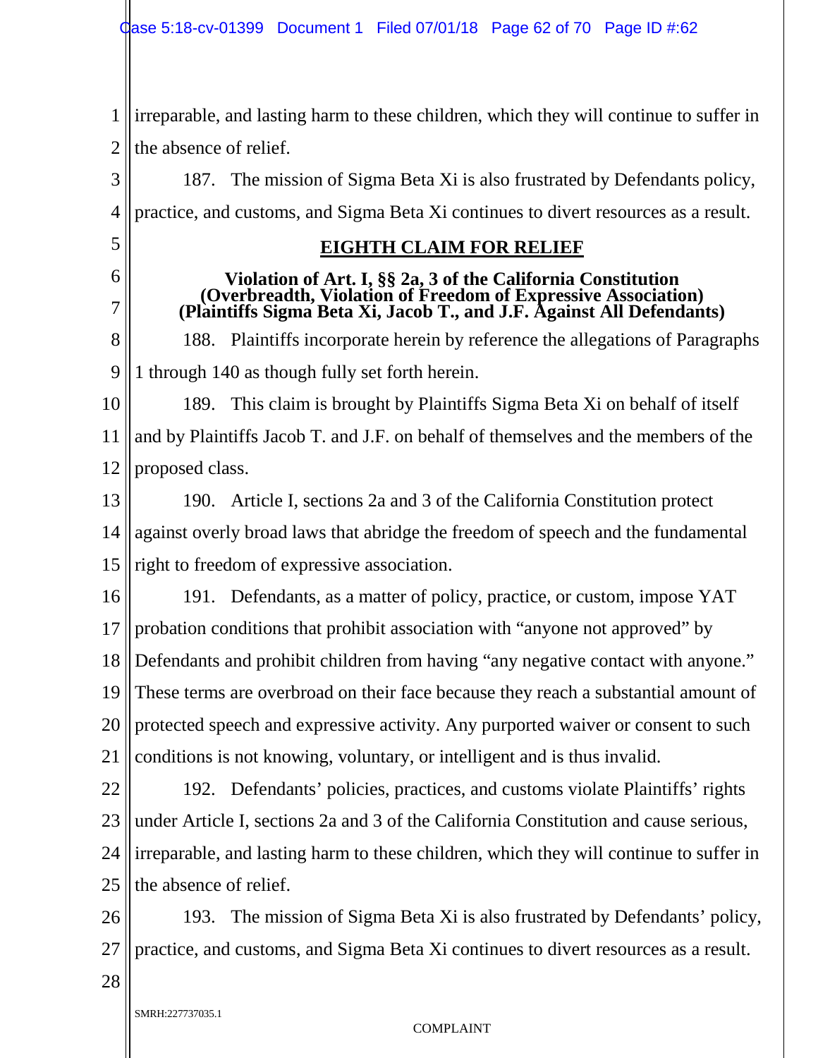irreparable, and lasting harm to these children, which they will continue to suffer in the absence of relief.

187. The mission of Sigma Beta Xi is also frustrated by Defendants policy, practice, and customs, and Sigma Beta Xi continues to divert resources as a result.

## EIGHTH CLAIM FOR RELIEF

**Violation of Art. I, §§ 2a, 3 of the California Constitution (Overbreadth, Violation of Freedom of Expressive Association) (Plaintiffs Sigma Beta Xi, Jacob T., and J.F. Against All Defendants)**

188. Plaintiffs incorporate herein by reference the allegations of Paragraphs 1 through 140 as though fully set forth herein.

189. This claim is brought by Plaintiffs Sigma Beta Xi on behalf of itself and by Plaintiffs Jacob T. and J.F. on behalf of themselves and the members of the proposed class.

190. Article I, sections 2a and 3 of the California Constitution protect against overly broad laws that abridge the freedom of speech and the fundamental right to freedom of expressive association.

191. Defendants, as a matter of policy, practice, or custom, impose YAT probation conditions that prohibit association with "anyone not approved" by Defendants and prohibit children from having "any negative contact with anyone." These terms are overbroad on their face because they reach a substantial amount of protected speech and expressive activity. Any purported waiver or consent to such conditions is not knowing, voluntary, or intelligent and is thus invalid.

192. Defendants' policies, practices, and customs violate Plaintiffs' rights under Article I, sections 2a and 3 of the California Constitution and cause serious, irreparable, and lasting harm to these children, which they will continue to suffer in the absence of relief.

193. The mission of Sigma Beta Xi is also frustrated by Defendants' policy, practice, and customs, and Sigma Beta Xi continues to divert resources as a result.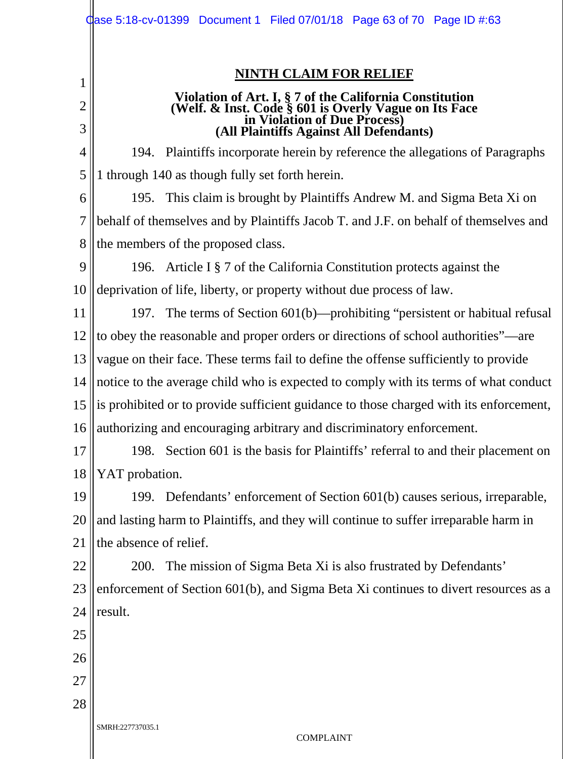## NINTH CLAIM FOR RELIEF

**Violation of Art. I, § 7 of the California Constitution (Welf. & Inst. Code § 601 is Overly Vague on Its Face in Violation of Due Process) (All Plaintiffs Against All Defendants)**

194. Plaintiffs incorporate herein by reference the allegations of Paragraphs 1 through 140 as though fully set forth herein.

195. This claim is brought by Plaintiffs Andrew M. and Sigma Beta Xi on behalf of themselves and by Plaintiffs Jacob T. and J.F. on behalf of themselves and the members of the proposed class.

196. Article I § 7 of the California Constitution protects against the deprivation of life, liberty, or property without due process of law.

197. The terms of Section 601(b)—prohibiting "persistent or habitual refusal to obey the reasonable and proper orders or directions of school authorities"—are vague on their face. These terms fail to define the offense sufficiently to provide notice to the average child who is expected to comply with its terms of what conduct is prohibited or to provide sufficient guidance to those charged with its enforcement, authorizing and encouraging arbitrary and discriminatory enforcement.

198. Section 601 is the basis for Plaintiffs' referral to and their placement on YAT probation.

199. Defendants' enforcement of Section 601(b) causes serious, irreparable, and lasting harm to Plaintiffs, and they will continue to suffer irreparable harm in the absence of relief.

200. The mission of Sigma Beta Xi is also frustrated by Defendants' enforcement of Section 601(b), and Sigma Beta Xi continues to divert resources as a result.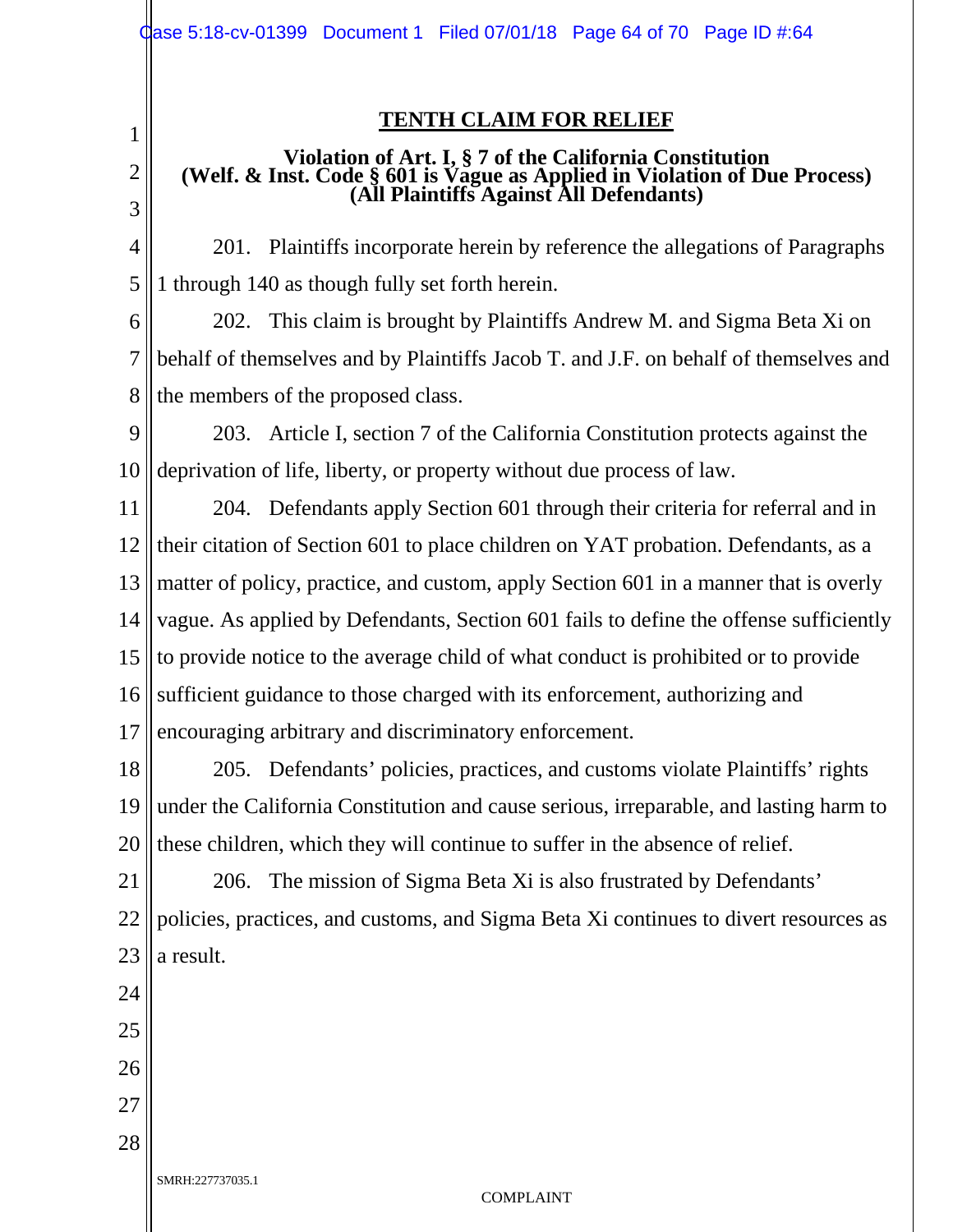## TENTH CLAIM FOR RELIEF

**Violation of Art. I, § 7 of the California Constitution**
**(Welf. & Inst. Code § 601 is Vague as Applied in Violation of Due Process)**
**(All Plaintiffs Against All Defendants)**

201. Plaintiffs incorporate herein by reference the allegations of Paragraphs 1 through 140 as though fully set forth herein.

202. This claim is brought by Plaintiffs Andrew M. and Sigma Beta Xi on behalf of themselves and by Plaintiffs Jacob T. and J.F. on behalf of themselves and the members of the proposed class.

203. Article I, section 7 of the California Constitution protects against the deprivation of life, liberty, or property without due process of law.

204. Defendants apply Section 601 through their criteria for referral and in their citation of Section 601 to place children on YAT probation. Defendants, as a matter of policy, practice, and custom, apply Section 601 in a manner that is overly vague. As applied by Defendants, Section 601 fails to define the offense sufficiently to provide notice to the average child of what conduct is prohibited or to provide sufficient guidance to those charged with its enforcement, authorizing and encouraging arbitrary and discriminatory enforcement.

205. Defendants' policies, practices, and customs violate Plaintiffs' rights under the California Constitution and cause serious, irreparable, and lasting harm to these children, which they will continue to suffer in the absence of relief.

206. The mission of Sigma Beta Xi is also frustrated by Defendants' policies, practices, and customs, and Sigma Beta Xi continues to divert resources as a result.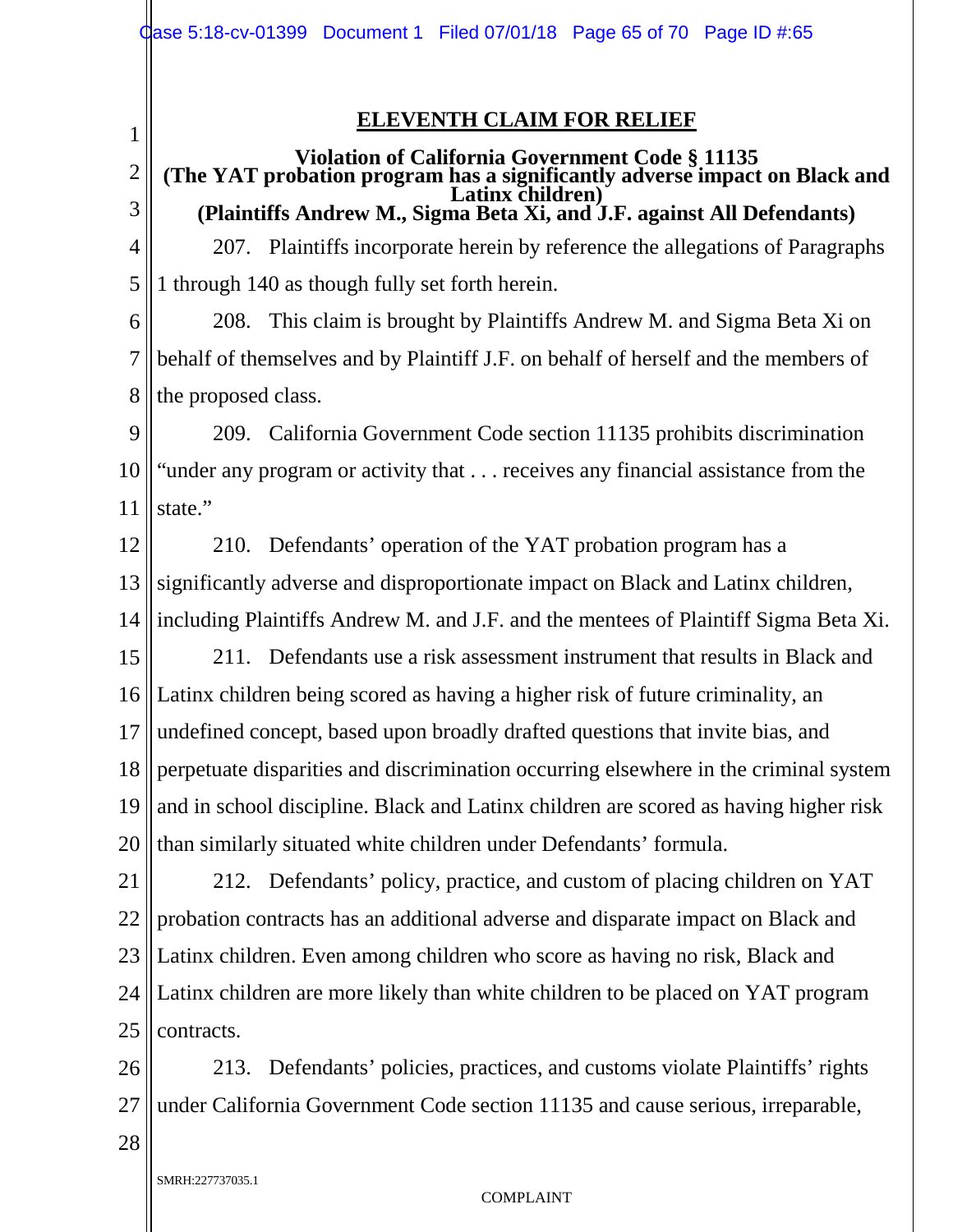## ELEVENTH CLAIM FOR RELIEF

**Violation of California Government Code § 11135**
**(The YAT probation program has a significantly adverse impact on Black and Latinx children)**
**(Plaintiffs Andrew M., Sigma Beta Xi, and J.F. against All Defendants)**

207. Plaintiffs incorporate herein by reference the allegations of Paragraphs 1 through 140 as though fully set forth herein.

208. This claim is brought by Plaintiffs Andrew M. and Sigma Beta Xi on behalf of themselves and by Plaintiff J.F. on behalf of herself and the members of the proposed class.

209. California Government Code section 11135 prohibits discrimination "under any program or activity that . . . receives any financial assistance from the state."

210. Defendants' operation of the YAT probation program has a significantly adverse and disproportionate impact on Black and Latinx children, including Plaintiffs Andrew M. and J.F. and the mentees of Plaintiff Sigma Beta Xi.

211. Defendants use a risk assessment instrument that results in Black and Latinx children being scored as having a higher risk of future criminality, an undefined concept, based upon broadly drafted questions that invite bias, and perpetuate disparities and discrimination occurring elsewhere in the criminal system and in school discipline. Black and Latinx children are scored as having higher risk than similarly situated white children under Defendants' formula.

212. Defendants' policy, practice, and custom of placing children on YAT probation contracts has an additional adverse and disparate impact on Black and Latinx children. Even among children who score as having no risk, Black and Latinx children are more likely than white children to be placed on YAT program contracts.

213. Defendants' policies, practices, and customs violate Plaintiffs' rights under California Government Code section 11135 and cause serious, irreparable,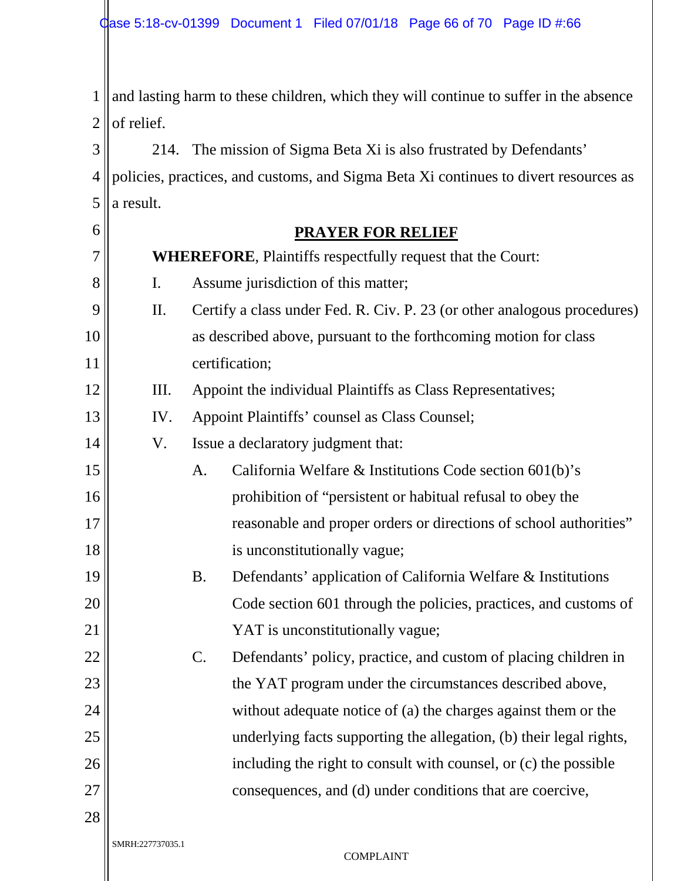and lasting harm to these children, which they will continue to suffer in the absence of relief.

214. The mission of Sigma Beta Xi is also frustrated by Defendants' policies, practices, and customs, and Sigma Beta Xi continues to divert resources as a result.

## PRAYER FOR RELIEF

**WHEREFORE**, Plaintiffs respectfully request that the Court:

I. Assume jurisdiction of this matter;

II. Certify a class under Fed. R. Civ. P. 23 (or other analogous procedures) as described above, pursuant to the forthcoming motion for class certification;

III. Appoint the individual Plaintiffs as Class Representatives;

IV. Appoint Plaintiffs' counsel as Class Counsel;

V. Issue a declaratory judgment that:

A. California Welfare & Institutions Code section 601(b)'s prohibition of "persistent or habitual refusal to obey the reasonable and proper orders or directions of school authorities" is unconstitutionally vague;

B. Defendants' application of California Welfare & Institutions Code section 601 through the policies, practices, and customs of YAT is unconstitutionally vague;

C. Defendants' policy, practice, and custom of placing children in the YAT program under the circumstances described above, without adequate notice of (a) the charges against them or the underlying facts supporting the allegation, (b) their legal rights, including the right to consult with counsel, or (c) the possible consequences, and (d) under conditions that are coercive,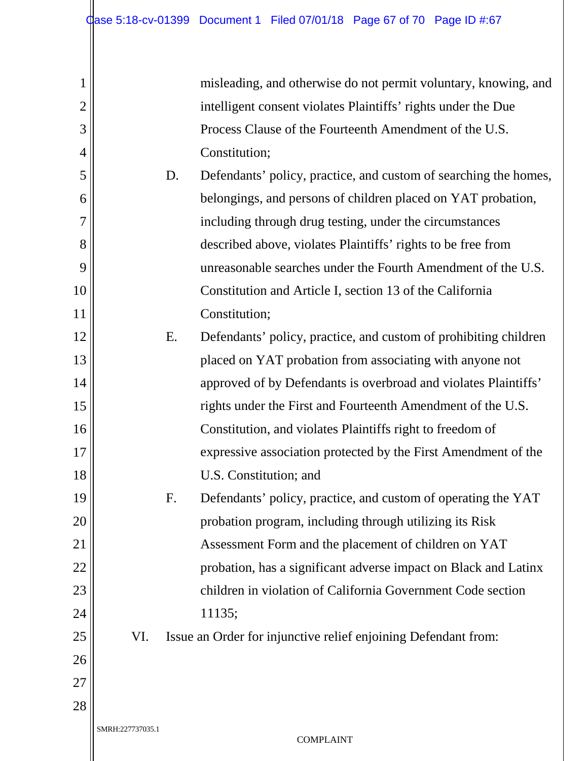misleading, and otherwise do not permit voluntary, knowing, and intelligent consent violates Plaintiffs' rights under the Due Process Clause of the Fourteenth Amendment of the U.S. Constitution;

D. Defendants' policy, practice, and custom of searching the homes, belongings, and persons of children placed on YAT probation, including through drug testing, under the circumstances described above, violates Plaintiffs' rights to be free from unreasonable searches under the Fourth Amendment of the U.S. Constitution and Article I, section 13 of the California Constitution;

E. Defendants' policy, practice, and custom of prohibiting children placed on YAT probation from associating with anyone not approved of by Defendants is overbroad and violates Plaintiffs' rights under the First and Fourteenth Amendment of the U.S. Constitution, and violates Plaintiffs right to freedom of expressive association protected by the First Amendment of the U.S. Constitution; and

F. Defendants' policy, practice, and custom of operating the YAT probation program, including through utilizing its Risk Assessment Form and the placement of children on YAT probation, has a significant adverse impact on Black and Latinx children in violation of California Government Code section 11135;

VI. Issue an Order for injunctive relief enjoining Defendant from: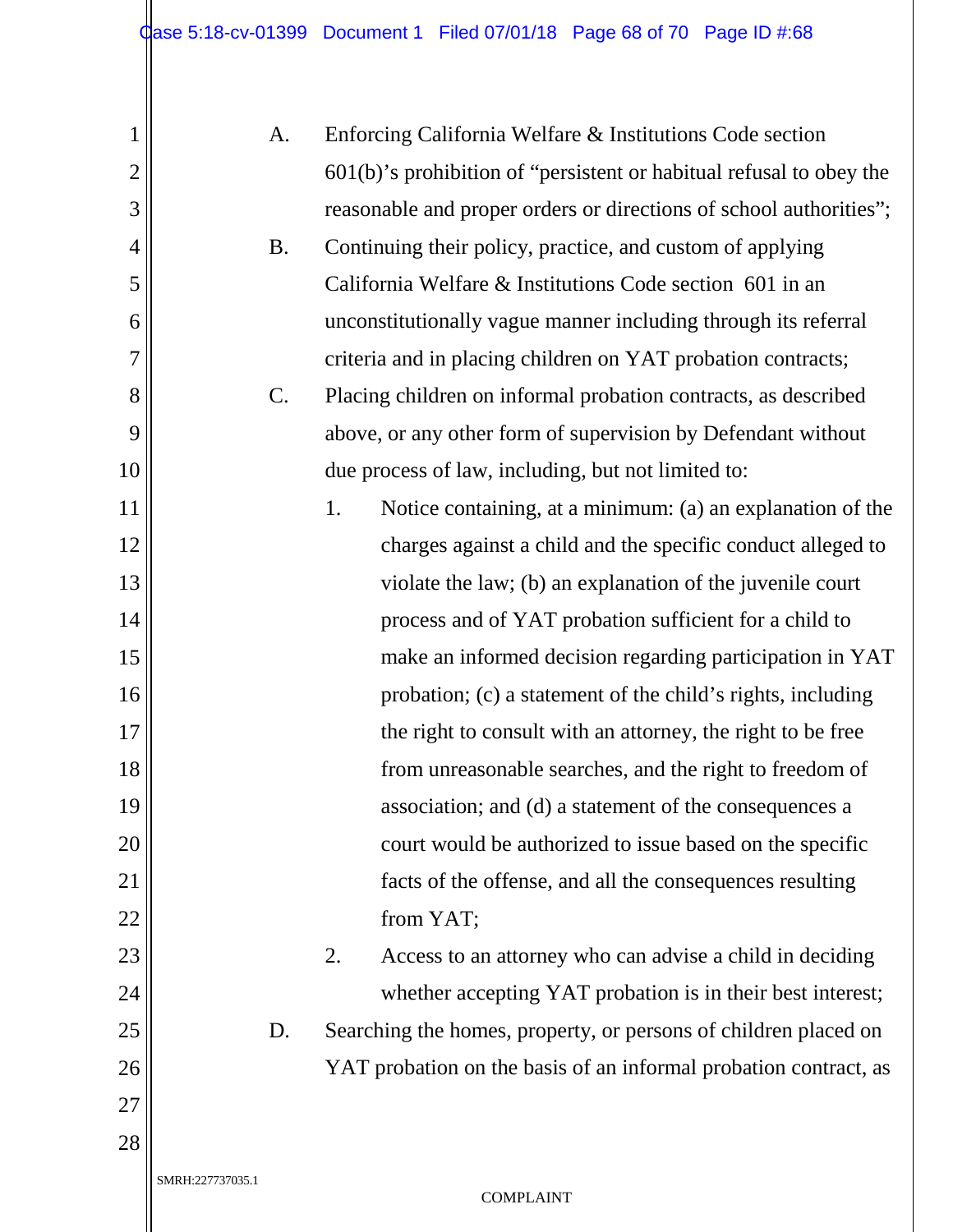A. Enforcing California Welfare & Institutions Code section 601(b)'s prohibition of "persistent or habitual refusal to obey the reasonable and proper orders or directions of school authorities";

B. Continuing their policy, practice, and custom of applying California Welfare & Institutions Code section 601 in an unconstitutionally vague manner including through its referral criteria and in placing children on YAT probation contracts;

C. Placing children on informal probation contracts, as described above, or any other form of supervision by Defendant without due process of law, including, but not limited to:

   1. Notice containing, at a minimum: (a) an explanation of the charges against a child and the specific conduct alleged to violate the law; (b) an explanation of the juvenile court process and of YAT probation sufficient for a child to make an informed decision regarding participation in YAT probation; (c) a statement of the child's rights, including the right to consult with an attorney, the right to be free from unreasonable searches, and the right to freedom of association; and (d) a statement of the consequences a court would be authorized to issue based on the specific facts of the offense, and all the consequences resulting from YAT;

   2. Access to an attorney who can advise a child in deciding whether accepting YAT probation is in their best interest;

D. Searching the homes, property, or persons of children placed on YAT probation on the basis of an informal probation contract, as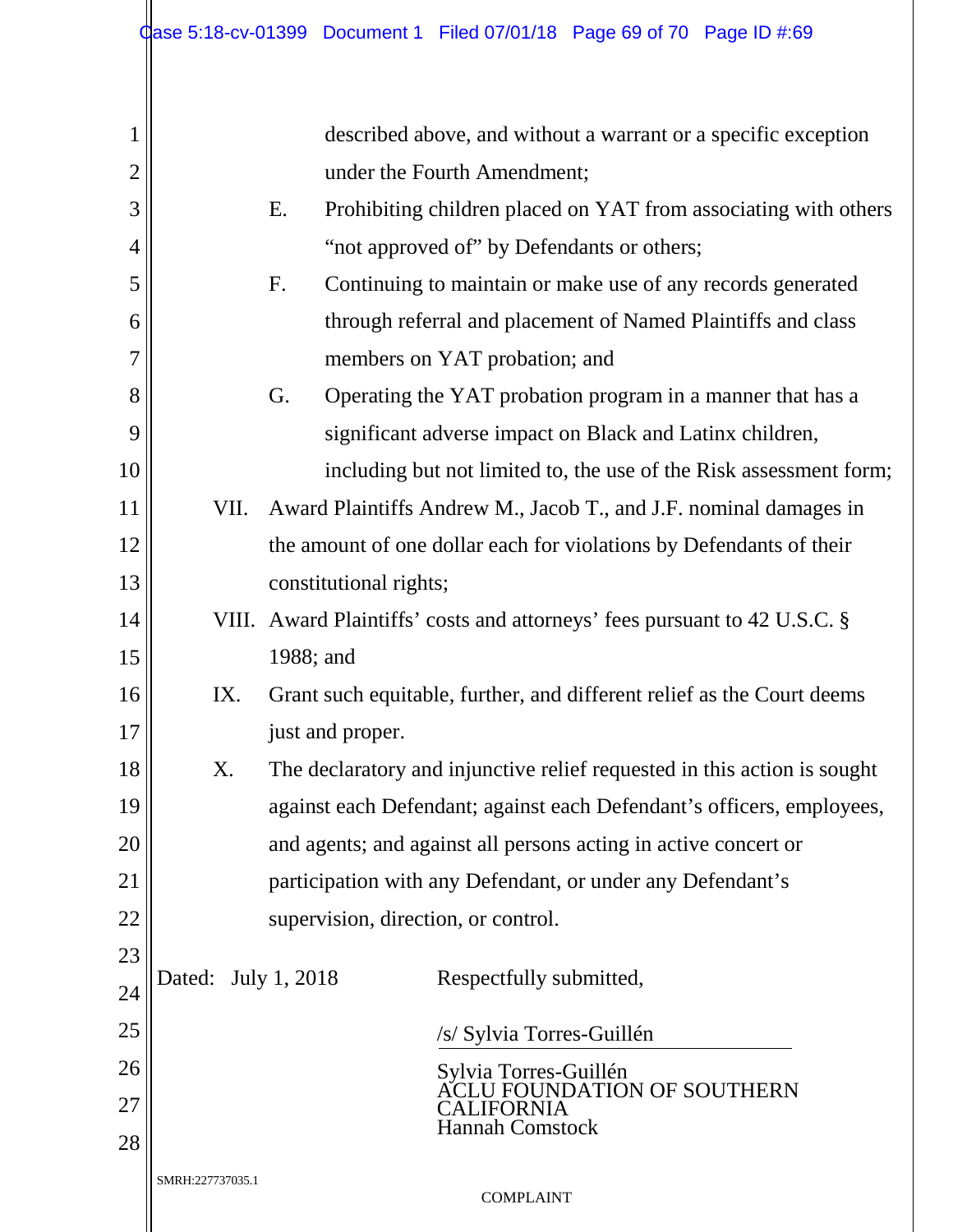described above, and without a warrant or a specific exception under the Fourth Amendment;

E. Prohibiting children placed on YAT from associating with others "not approved of" by Defendants or others;

F. Continuing to maintain or make use of any records generated through referral and placement of Named Plaintiffs and class members on YAT probation; and

G. Operating the YAT probation program in a manner that has a significant adverse impact on Black and Latinx children, including but not limited to, the use of the Risk assessment form;

VII. Award Plaintiffs Andrew M., Jacob T., and J.F. nominal damages in the amount of one dollar each for violations by Defendants of their constitutional rights;

VIII. Award Plaintiffs' costs and attorneys' fees pursuant to 42 U.S.C. § 1988; and

IX. Grant such equitable, further, and different relief as the Court deems just and proper.

X. The declaratory and injunctive relief requested in this action is sought against each Defendant; against each Defendant's officers, employees, and agents; and against all persons acting in active concert or participation with any Defendant, or under any Defendant's supervision, direction, or control.

Dated: July 1, 2018

Respectfully submitted,

/s/ Sylvia Torres-Guillén

Sylvia Torres-Guillén
ACLU FOUNDATION OF SOUTHERN CALIFORNIA
Hannah Comstock

SMRH:227737035.1

COMPLAINT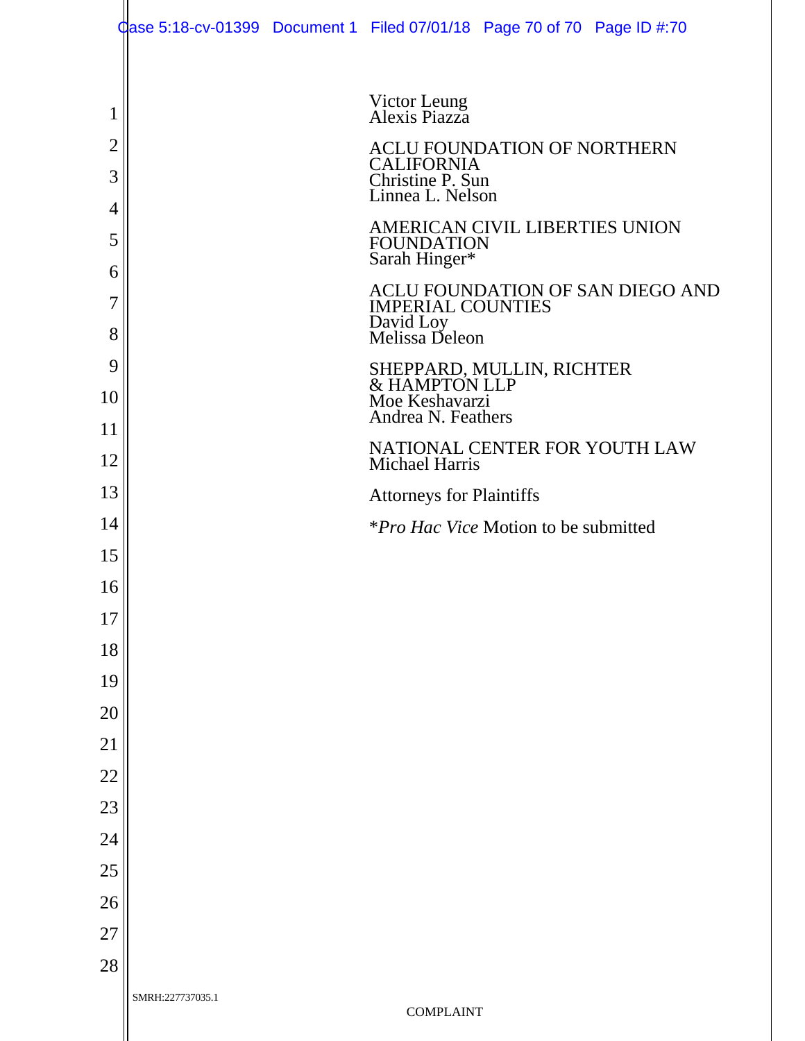Victor Leung
Alexis Piazza

ACLU FOUNDATION OF NORTHERN CALIFORNIA
Christine P. Sun
Linnea L. Nelson

AMERICAN CIVIL LIBERTIES UNION FOUNDATION
Sarah Hinger*

ACLU FOUNDATION OF SAN DIEGO AND IMPERIAL COUNTIES
David Loy
Melissa Deleon

SHEPPARD, MULLIN, RICHTER & HAMPTON LLP
Moe Keshavarzi
Andrea N. Feathers

NATIONAL CENTER FOR YOUTH LAW
Michael Harris

Attorneys for Plaintiffs

**Pro Hac Vice* Motion to be submitted

SMRH:227737035.1

COMPLAINT